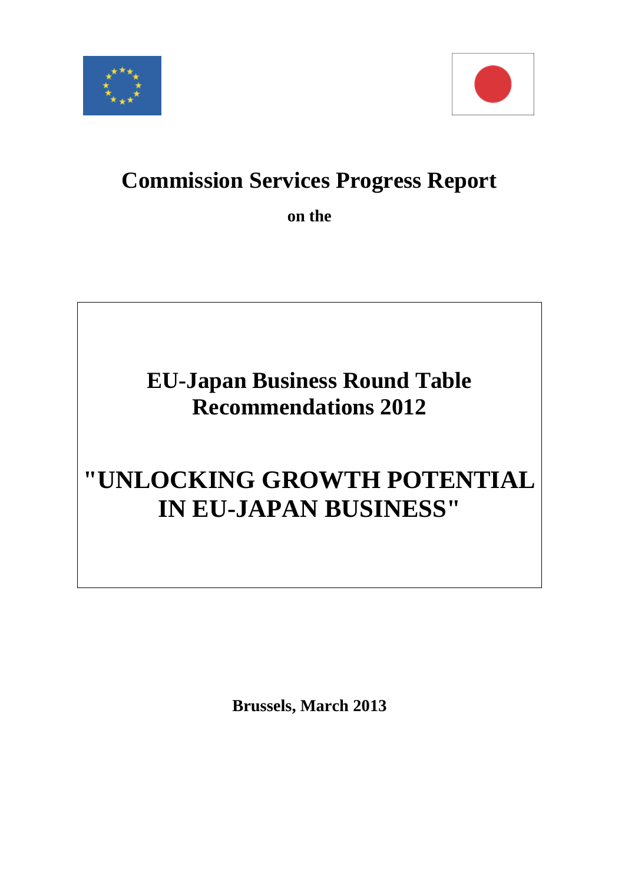# Commission Services Progress Report

**on the**

## EU-Japan Business Round Table Recommendations 2012

## "UNLOCKING GROWTH POTENTIAL IN EU-JAPAN BUSINESS"

**Brussels, March 2013**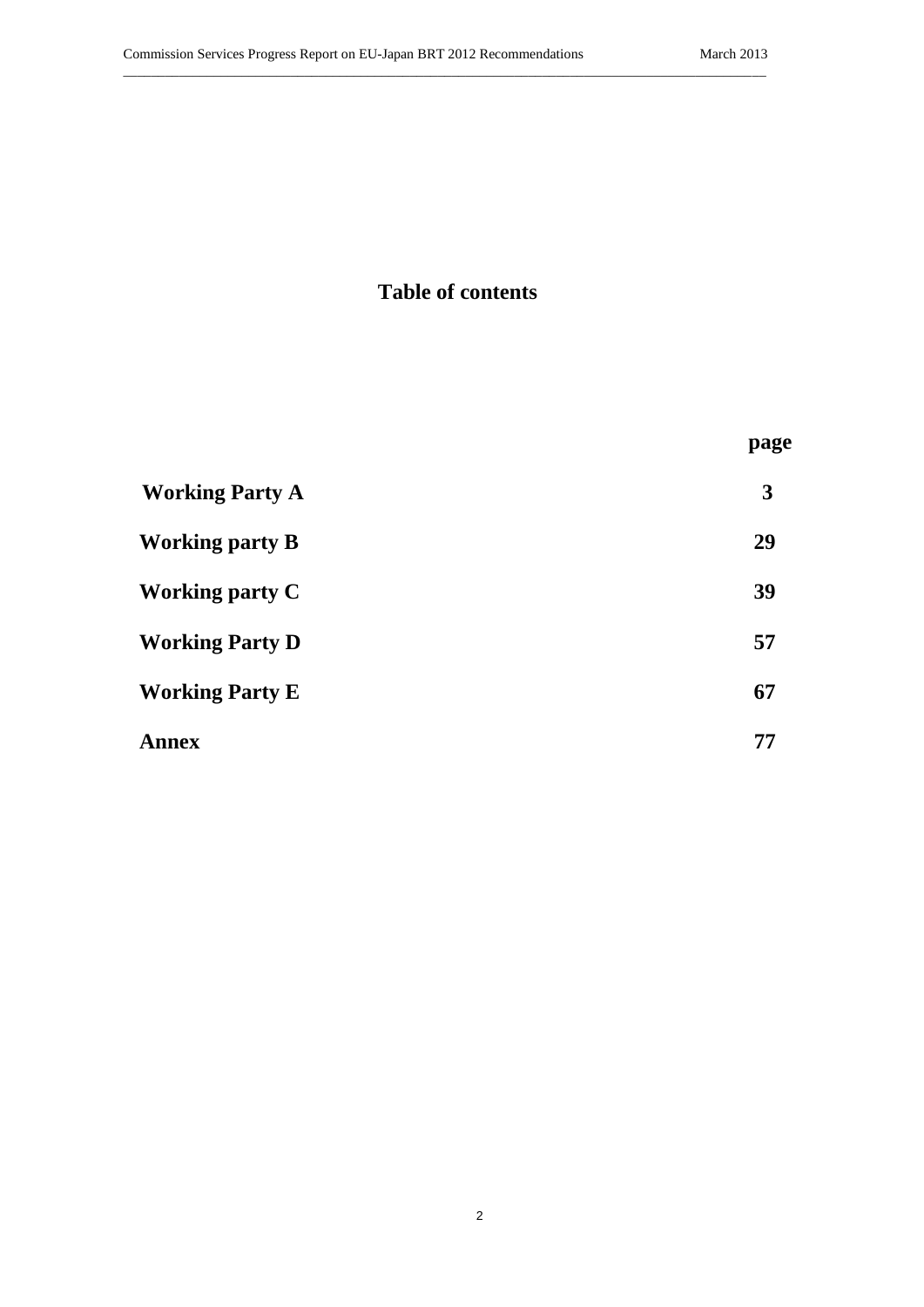# Table of contents

| | page |
|---|---|
| **Working Party A** | **3** |
| **Working party B** | **29** |
| **Working party C** | **39** |
| **Working Party D** | **57** |
| **Working Party E** | **67** |
| **Annex** | **77** |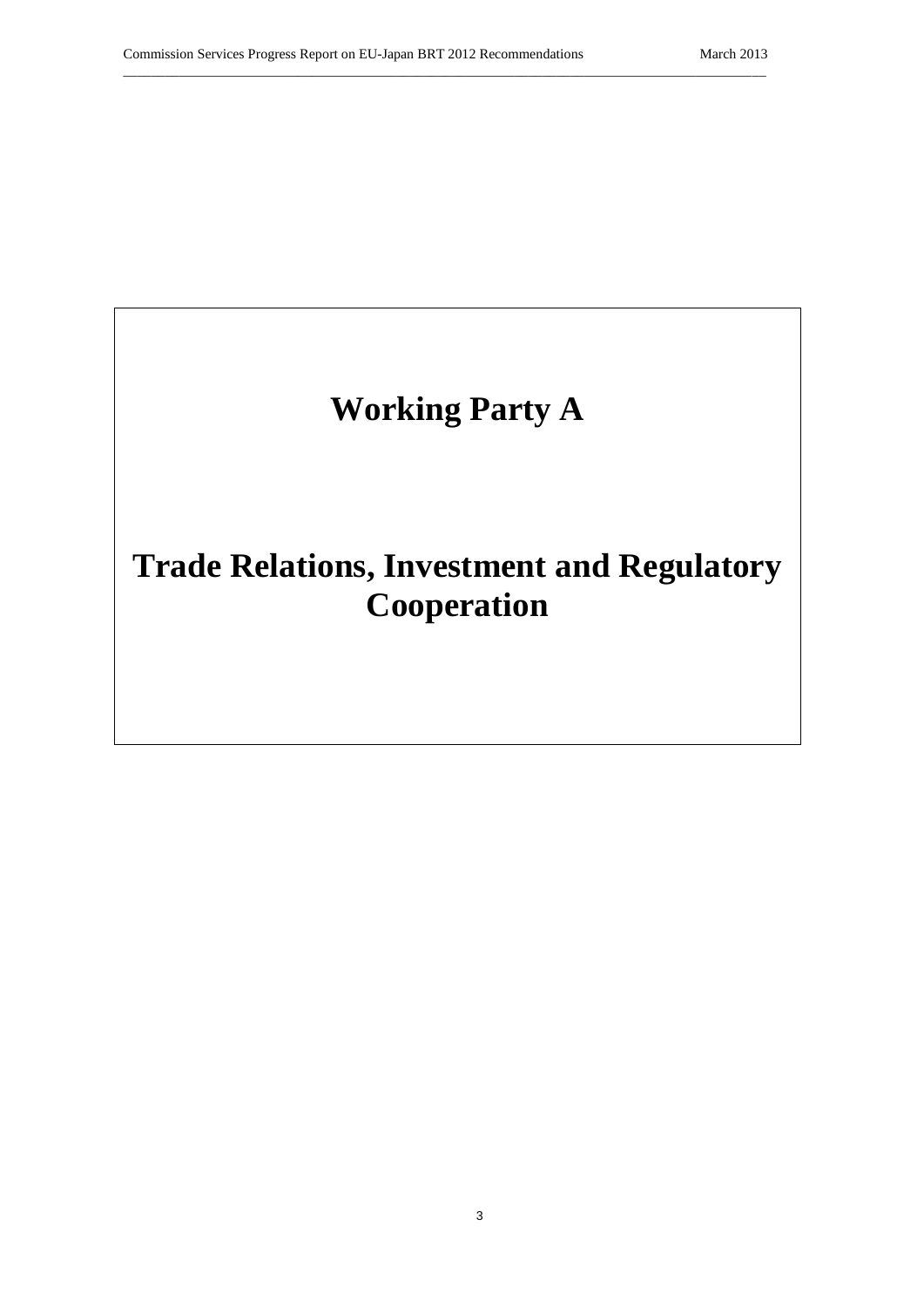# Working Party A

# Trade Relations, Investment and Regulatory Cooperation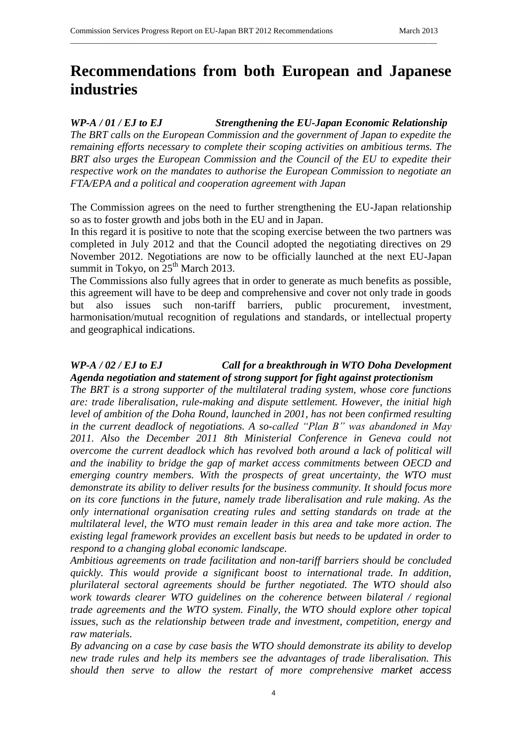# Recommendations from both European and Japanese industries

***WP-A / 01 / EJ to EJ Strengthening the EU-Japan Economic Relationship***

*The BRT calls on the European Commission and the government of Japan to expedite the remaining efforts necessary to complete their scoping activities on ambitious terms. The BRT also urges the European Commission and the Council of the EU to expedite their respective work on the mandates to authorise the European Commission to negotiate an FTA/EPA and a political and cooperation agreement with Japan*

The Commission agrees on the need to further strengthening the EU-Japan relationship so as to foster growth and jobs both in the EU and in Japan.

In this regard it is positive to note that the scoping exercise between the two partners was completed in July 2012 and that the Council adopted the negotiating directives on 29 November 2012. Negotiations are now to be officially launched at the next EU-Japan summit in Tokyo, on 25th March 2013.

The Commissions also fully agrees that in order to generate as much benefits as possible, this agreement will have to be deep and comprehensive and cover not only trade in goods but also issues such non-tariff barriers, public procurement, investment, harmonisation/mutual recognition of regulations and standards, or intellectual property and geographical indications.

***WP-A / 02 / EJ to EJ Call for a breakthrough in WTO Doha Development Agenda negotiation and statement of strong support for fight against protectionism***

*The BRT is a strong supporter of the multilateral trading system, whose core functions are: trade liberalisation, rule-making and dispute settlement. However, the initial high level of ambition of the Doha Round, launched in 2001, has not been confirmed resulting in the current deadlock of negotiations. A so-called "Plan B" was abandoned in May 2011. Also the December 2011 8th Ministerial Conference in Geneva could not overcome the current deadlock which has revolved both around a lack of political will and the inability to bridge the gap of market access commitments between OECD and emerging country members. With the prospects of great uncertainty, the WTO must demonstrate its ability to deliver results for the business community. It should focus more on its core functions in the future, namely trade liberalisation and rule making. As the only international organisation creating rules and setting standards on trade at the multilateral level, the WTO must remain leader in this area and take more action. The existing legal framework provides an excellent basis but needs to be updated in order to respond to a changing global economic landscape.*

*Ambitious agreements on trade facilitation and non-tariff barriers should be concluded quickly. This would provide a significant boost to international trade. In addition, plurilateral sectoral agreements should be further negotiated. The WTO should also work towards clearer WTO guidelines on the coherence between bilateral / regional trade agreements and the WTO system. Finally, the WTO should explore other topical issues, such as the relationship between trade and investment, competition, energy and raw materials.*

*By advancing on a case by case basis the WTO should demonstrate its ability to develop new trade rules and help its members see the advantages of trade liberalisation. This should then serve to allow the restart of more comprehensive market access*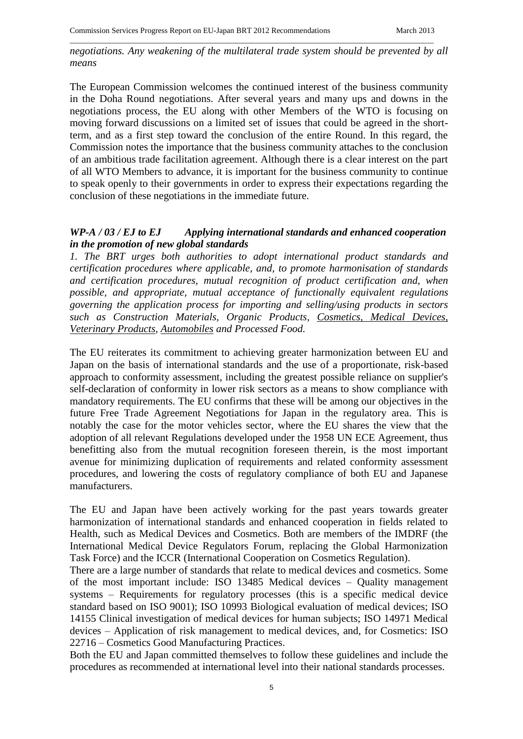*negotiations. Any weakening of the multilateral trade system should be prevented by all means*

The European Commission welcomes the continued interest of the business community in the Doha Round negotiations. After several years and many ups and downs in the negotiations process, the EU along with other Members of the WTO is focusing on moving forward discussions on a limited set of issues that could be agreed in the short-term, and as a first step toward the conclusion of the entire Round. In this regard, the Commission notes the importance that the business community attaches to the conclusion of an ambitious trade facilitation agreement. Although there is a clear interest on the part of all WTO Members to advance, it is important for the business community to continue to speak openly to their governments in order to express their expectations regarding the conclusion of these negotiations in the immediate future.

### *WP-A / 03 / EJ to EJ Applying international standards and enhanced cooperation in the promotion of new global standards*

*1. The BRT urges both authorities to adopt international product standards and certification procedures where applicable, and, to promote harmonisation of standards and certification procedures, mutual recognition of product certification and, when possible, and appropriate, mutual acceptance of functionally equivalent regulations governing the application process for importing and selling/using products in sectors such as Construction Materials, Organic Products, <u>Cosmetics</u>, <u>Medical Devices</u>, <u>Veterinary Products</u>, <u>Automobiles</u> and Processed Food.*

The EU reiterates its commitment to achieving greater harmonization between EU and Japan on the basis of international standards and the use of a proportionate, risk-based approach to conformity assessment, including the greatest possible reliance on supplier's self-declaration of conformity in lower risk sectors as a means to show compliance with mandatory requirements. The EU confirms that these will be among our objectives in the future Free Trade Agreement Negotiations for Japan in the regulatory area. This is notably the case for the motor vehicles sector, where the EU shares the view that the adoption of all relevant Regulations developed under the 1958 UN ECE Agreement, thus benefitting also from the mutual recognition foreseen therein, is the most important avenue for minimizing duplication of requirements and related conformity assessment procedures, and lowering the costs of regulatory compliance of both EU and Japanese manufacturers.

The EU and Japan have been actively working for the past years towards greater harmonization of international standards and enhanced cooperation in fields related to Health, such as Medical Devices and Cosmetics. Both are members of the IMDRF (the International Medical Device Regulators Forum, replacing the Global Harmonization Task Force) and the ICCR (International Cooperation on Cosmetics Regulation).

There are a large number of standards that relate to medical devices and cosmetics. Some of the most important include: ISO 13485 Medical devices – Quality management systems – Requirements for regulatory processes (this is a specific medical device standard based on ISO 9001); ISO 10993 Biological evaluation of medical devices; ISO 14155 Clinical investigation of medical devices for human subjects; ISO 14971 Medical devices – Application of risk management to medical devices, and, for Cosmetics: ISO 22716 – Cosmetics Good Manufacturing Practices.

Both the EU and Japan committed themselves to follow these guidelines and include the procedures as recommended at international level into their national standards processes.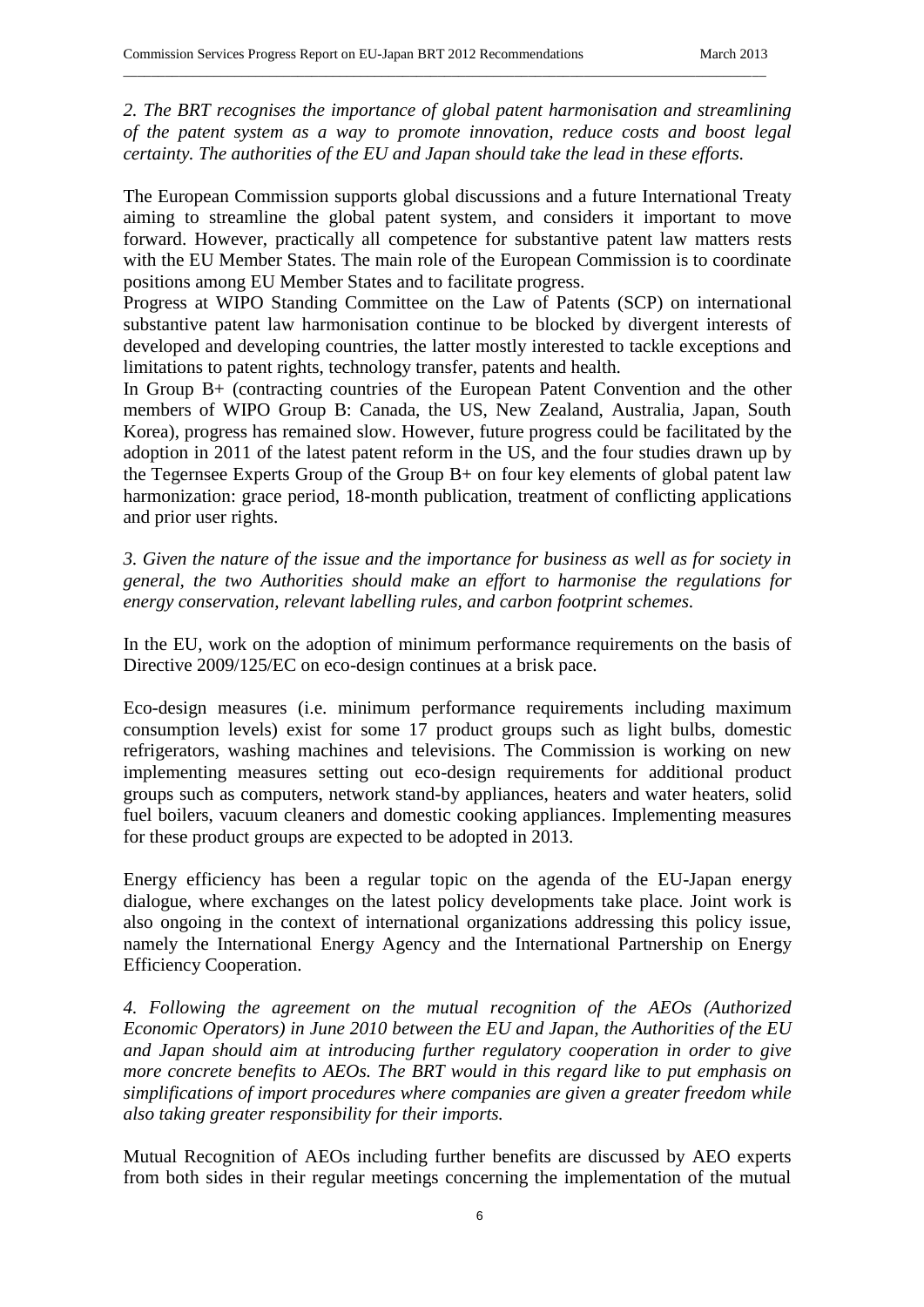*2. The BRT recognises the importance of global patent harmonisation and streamlining of the patent system as a way to promote innovation, reduce costs and boost legal certainty. The authorities of the EU and Japan should take the lead in these efforts.*

The European Commission supports global discussions and a future International Treaty aiming to streamline the global patent system, and considers it important to move forward. However, practically all competence for substantive patent law matters rests with the EU Member States. The main role of the European Commission is to coordinate positions among EU Member States and to facilitate progress.

Progress at WIPO Standing Committee on the Law of Patents (SCP) on international substantive patent law harmonisation continue to be blocked by divergent interests of developed and developing countries, the latter mostly interested to tackle exceptions and limitations to patent rights, technology transfer, patents and health.

In Group B+ (contracting countries of the European Patent Convention and the other members of WIPO Group B: Canada, the US, New Zealand, Australia, Japan, South Korea), progress has remained slow. However, future progress could be facilitated by the adoption in 2011 of the latest patent reform in the US, and the four studies drawn up by the Tegernsee Experts Group of the Group B+ on four key elements of global patent law harmonization: grace period, 18-month publication, treatment of conflicting applications and prior user rights.

*3. Given the nature of the issue and the importance for business as well as for society in general, the two Authorities should make an effort to harmonise the regulations for energy conservation, relevant labelling rules, and carbon footprint schemes.*

In the EU, work on the adoption of minimum performance requirements on the basis of Directive 2009/125/EC on eco-design continues at a brisk pace.

Eco-design measures (i.e. minimum performance requirements including maximum consumption levels) exist for some 17 product groups such as light bulbs, domestic refrigerators, washing machines and televisions. The Commission is working on new implementing measures setting out eco-design requirements for additional product groups such as computers, network stand-by appliances, heaters and water heaters, solid fuel boilers, vacuum cleaners and domestic cooking appliances. Implementing measures for these product groups are expected to be adopted in 2013.

Energy efficiency has been a regular topic on the agenda of the EU-Japan energy dialogue, where exchanges on the latest policy developments take place. Joint work is also ongoing in the context of international organizations addressing this policy issue, namely the International Energy Agency and the International Partnership on Energy Efficiency Cooperation.

*4. Following the agreement on the mutual recognition of the AEOs (Authorized Economic Operators) in June 2010 between the EU and Japan, the Authorities of the EU and Japan should aim at introducing further regulatory cooperation in order to give more concrete benefits to AEOs. The BRT would in this regard like to put emphasis on simplifications of import procedures where companies are given a greater freedom while also taking greater responsibility for their imports.*

Mutual Recognition of AEOs including further benefits are discussed by AEO experts from both sides in their regular meetings concerning the implementation of the mutual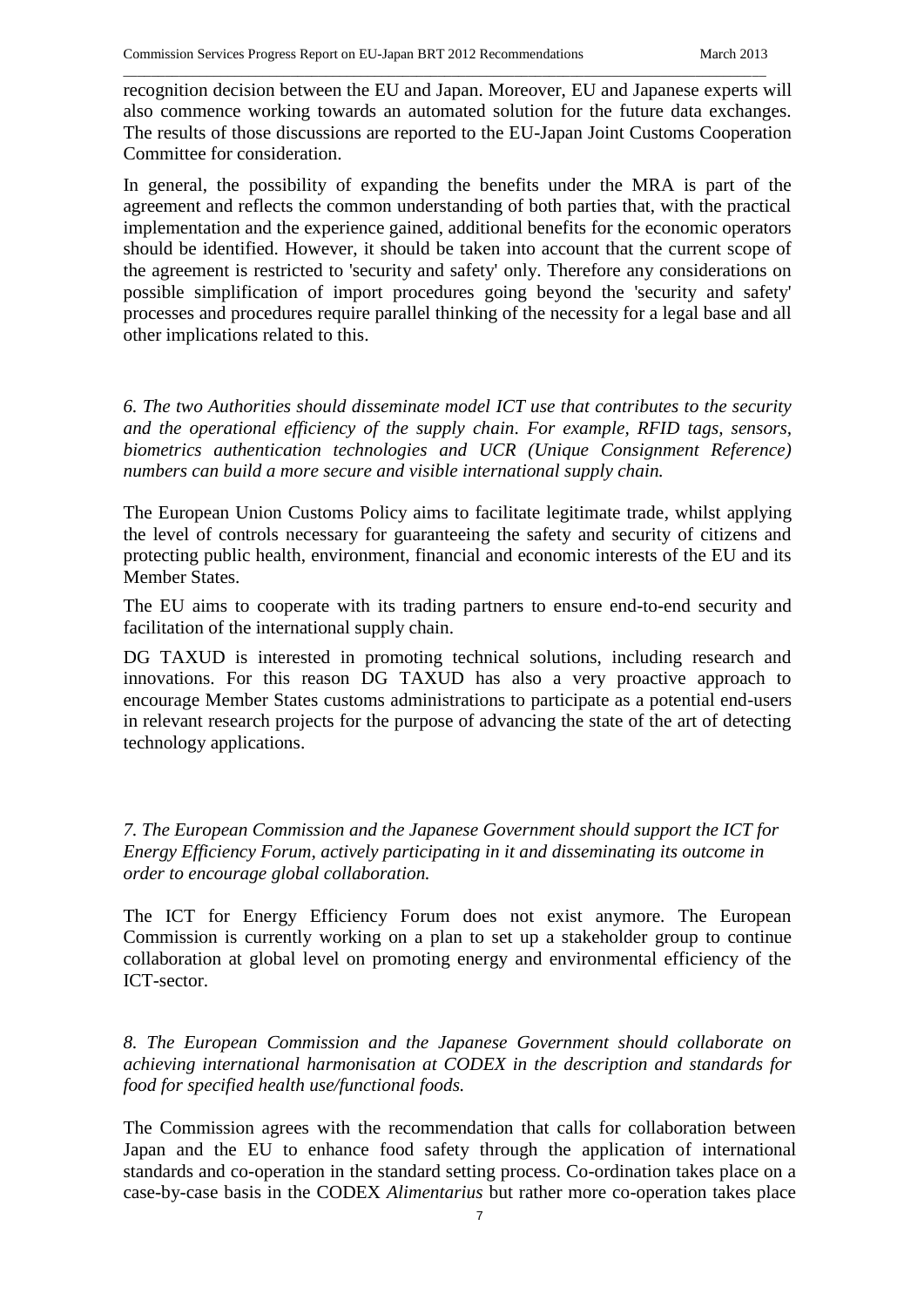recognition decision between the EU and Japan. Moreover, EU and Japanese experts will also commence working towards an automated solution for the future data exchanges. The results of those discussions are reported to the EU-Japan Joint Customs Cooperation Committee for consideration.

In general, the possibility of expanding the benefits under the MRA is part of the agreement and reflects the common understanding of both parties that, with the practical implementation and the experience gained, additional benefits for the economic operators should be identified. However, it should be taken into account that the current scope of the agreement is restricted to 'security and safety' only. Therefore any considerations on possible simplification of import procedures going beyond the 'security and safety' processes and procedures require parallel thinking of the necessity for a legal base and all other implications related to this.

*6. The two Authorities should disseminate model ICT use that contributes to the security and the operational efficiency of the supply chain. For example, RFID tags, sensors, biometrics authentication technologies and UCR (Unique Consignment Reference) numbers can build a more secure and visible international supply chain.*

The European Union Customs Policy aims to facilitate legitimate trade, whilst applying the level of controls necessary for guaranteeing the safety and security of citizens and protecting public health, environment, financial and economic interests of the EU and its Member States.

The EU aims to cooperate with its trading partners to ensure end-to-end security and facilitation of the international supply chain.

DG TAXUD is interested in promoting technical solutions, including research and innovations. For this reason DG TAXUD has also a very proactive approach to encourage Member States customs administrations to participate as a potential end-users in relevant research projects for the purpose of advancing the state of the art of detecting technology applications.

*7. The European Commission and the Japanese Government should support the ICT for Energy Efficiency Forum, actively participating in it and disseminating its outcome in order to encourage global collaboration.*

The ICT for Energy Efficiency Forum does not exist anymore. The European Commission is currently working on a plan to set up a stakeholder group to continue collaboration at global level on promoting energy and environmental efficiency of the ICT-sector.

*8. The European Commission and the Japanese Government should collaborate on achieving international harmonisation at CODEX in the description and standards for food for specified health use/functional foods.*

The Commission agrees with the recommendation that calls for collaboration between Japan and the EU to enhance food safety through the application of international standards and co-operation in the standard setting process. Co-ordination takes place on a case-by-case basis in the CODEX *Alimentarius* but rather more co-operation takes place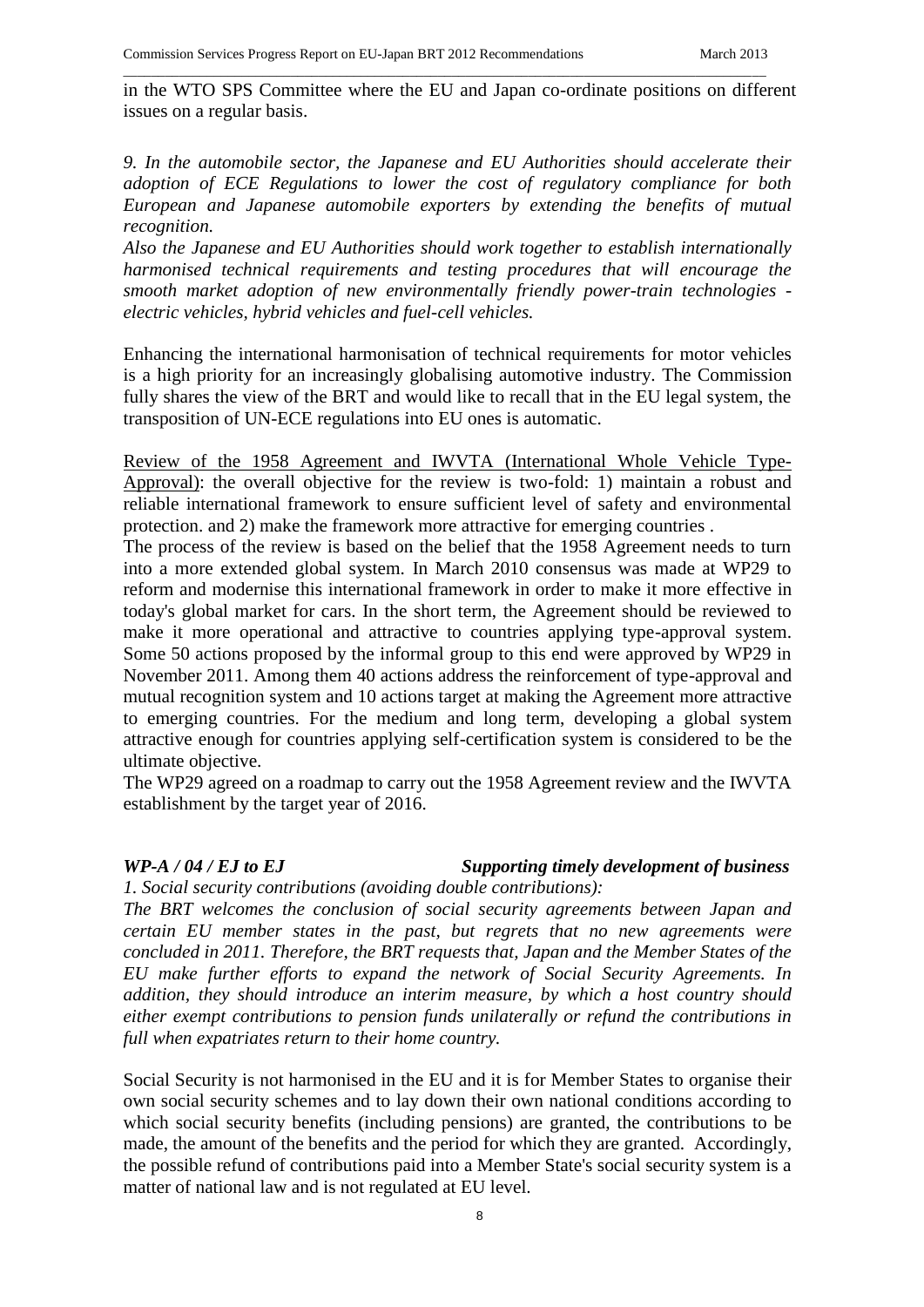in the WTO SPS Committee where the EU and Japan co-ordinate positions on different issues on a regular basis.

*9. In the automobile sector, the Japanese and EU Authorities should accelerate their adoption of ECE Regulations to lower the cost of regulatory compliance for both European and Japanese automobile exporters by extending the benefits of mutual recognition.*
*Also the Japanese and EU Authorities should work together to establish internationally harmonised technical requirements and testing procedures that will encourage the smooth market adoption of new environmentally friendly power-train technologies - electric vehicles, hybrid vehicles and fuel-cell vehicles.*

Enhancing the international harmonisation of technical requirements for motor vehicles is a high priority for an increasingly globalising automotive industry. The Commission fully shares the view of the BRT and would like to recall that in the EU legal system, the transposition of UN-ECE regulations into EU ones is automatic.

<u>Review of the 1958 Agreement and IWVTA (International Whole Vehicle Type-Approval)</u>: the overall objective for the review is two-fold: 1) maintain a robust and reliable international framework to ensure sufficient level of safety and environmental protection. and 2) make the framework more attractive for emerging countries .
The process of the review is based on the belief that the 1958 Agreement needs to turn into a more extended global system. In March 2010 consensus was made at WP29 to reform and modernise this international framework in order to make it more effective in today's global market for cars. In the short term, the Agreement should be reviewed to make it more operational and attractive to countries applying type-approval system. Some 50 actions proposed by the informal group to this end were approved by WP29 in November 2011. Among them 40 actions address the reinforcement of type-approval and mutual recognition system and 10 actions target at making the Agreement more attractive to emerging countries. For the medium and long term, developing a global system attractive enough for countries applying self-certification system is considered to be the ultimate objective.
The WP29 agreed on a roadmap to carry out the 1958 Agreement review and the IWVTA establishment by the target year of 2016.

***WP-A / 04 / EJ to EJ*** ***Supporting timely development of business***

*1. Social security contributions (avoiding double contributions):*
*The BRT welcomes the conclusion of social security agreements between Japan and certain EU member states in the past, but regrets that no new agreements were concluded in 2011. Therefore, the BRT requests that, Japan and the Member States of the EU make further efforts to expand the network of Social Security Agreements. In addition, they should introduce an interim measure, by which a host country should either exempt contributions to pension funds unilaterally or refund the contributions in full when expatriates return to their home country.*

Social Security is not harmonised in the EU and it is for Member States to organise their own social security schemes and to lay down their own national conditions according to which social security benefits (including pensions) are granted, the contributions to be made, the amount of the benefits and the period for which they are granted. Accordingly, the possible refund of contributions paid into a Member State's social security system is a matter of national law and is not regulated at EU level.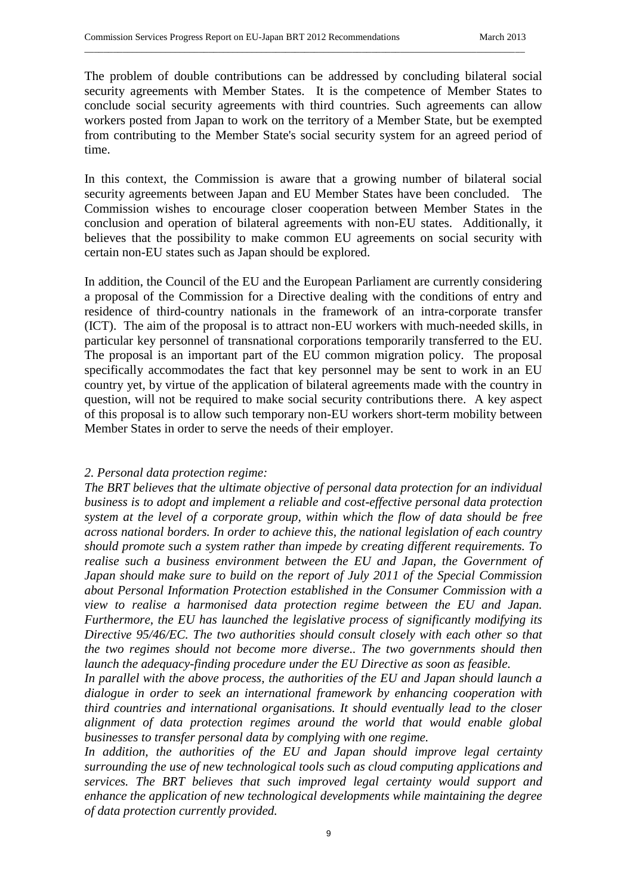The problem of double contributions can be addressed by concluding bilateral social security agreements with Member States. It is the competence of Member States to conclude social security agreements with third countries. Such agreements can allow workers posted from Japan to work on the territory of a Member State, but be exempted from contributing to the Member State's social security system for an agreed period of time.

In this context, the Commission is aware that a growing number of bilateral social security agreements between Japan and EU Member States have been concluded. The Commission wishes to encourage closer cooperation between Member States in the conclusion and operation of bilateral agreements with non-EU states. Additionally, it believes that the possibility to make common EU agreements on social security with certain non-EU states such as Japan should be explored.

In addition, the Council of the EU and the European Parliament are currently considering a proposal of the Commission for a Directive dealing with the conditions of entry and residence of third-country nationals in the framework of an intra-corporate transfer (ICT). The aim of the proposal is to attract non-EU workers with much-needed skills, in particular key personnel of transnational corporations temporarily transferred to the EU. The proposal is an important part of the EU common migration policy. The proposal specifically accommodates the fact that key personnel may be sent to work in an EU country yet, by virtue of the application of bilateral agreements made with the country in question, will not be required to make social security contributions there. A key aspect of this proposal is to allow such temporary non-EU workers short-term mobility between Member States in order to serve the needs of their employer.

*2. Personal data protection regime:*

*The BRT believes that the ultimate objective of personal data protection for an individual business is to adopt and implement a reliable and cost-effective personal data protection system at the level of a corporate group, within which the flow of data should be free across national borders. In order to achieve this, the national legislation of each country should promote such a system rather than impede by creating different requirements. To realise such a business environment between the EU and Japan, the Government of Japan should make sure to build on the report of July 2011 of the Special Commission about Personal Information Protection established in the Consumer Commission with a view to realise a harmonised data protection regime between the EU and Japan. Furthermore, the EU has launched the legislative process of significantly modifying its Directive 95/46/EC. The two authorities should consult closely with each other so that the two regimes should not become more diverse.. The two governments should then launch the adequacy-finding procedure under the EU Directive as soon as feasible.*

*In parallel with the above process, the authorities of the EU and Japan should launch a dialogue in order to seek an international framework by enhancing cooperation with third countries and international organisations. It should eventually lead to the closer alignment of data protection regimes around the world that would enable global businesses to transfer personal data by complying with one regime.*

*In addition, the authorities of the EU and Japan should improve legal certainty surrounding the use of new technological tools such as cloud computing applications and services. The BRT believes that such improved legal certainty would support and enhance the application of new technological developments while maintaining the degree of data protection currently provided.*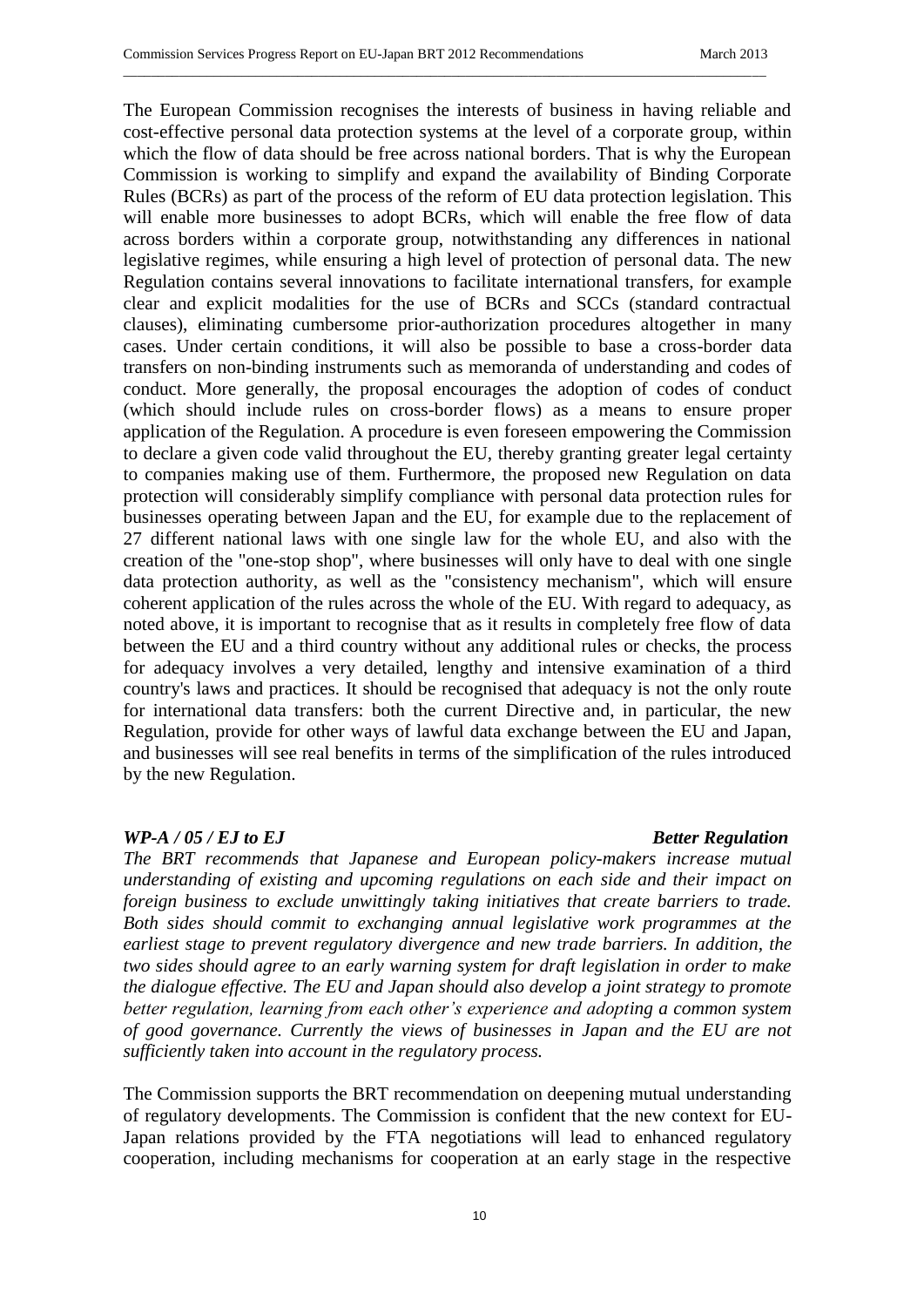The European Commission recognises the interests of business in having reliable and cost-effective personal data protection systems at the level of a corporate group, within which the flow of data should be free across national borders. That is why the European Commission is working to simplify and expand the availability of Binding Corporate Rules (BCRs) as part of the process of the reform of EU data protection legislation. This will enable more businesses to adopt BCRs, which will enable the free flow of data across borders within a corporate group, notwithstanding any differences in national legislative regimes, while ensuring a high level of protection of personal data. The new Regulation contains several innovations to facilitate international transfers, for example clear and explicit modalities for the use of BCRs and SCCs (standard contractual clauses), eliminating cumbersome prior-authorization procedures altogether in many cases. Under certain conditions, it will also be possible to base a cross-border data transfers on non-binding instruments such as memoranda of understanding and codes of conduct. More generally, the proposal encourages the adoption of codes of conduct (which should include rules on cross-border flows) as a means to ensure proper application of the Regulation. A procedure is even foreseen empowering the Commission to declare a given code valid throughout the EU, thereby granting greater legal certainty to companies making use of them. Furthermore, the proposed new Regulation on data protection will considerably simplify compliance with personal data protection rules for businesses operating between Japan and the EU, for example due to the replacement of 27 different national laws with one single law for the whole EU, and also with the creation of the "one-stop shop", where businesses will only have to deal with one single data protection authority, as well as the "consistency mechanism", which will ensure coherent application of the rules across the whole of the EU. With regard to adequacy, as noted above, it is important to recognise that as it results in completely free flow of data between the EU and a third country without any additional rules or checks, the process for adequacy involves a very detailed, lengthy and intensive examination of a third country's laws and practices. It should be recognised that adequacy is not the only route for international data transfers: both the current Directive and, in particular, the new Regulation, provide for other ways of lawful data exchange between the EU and Japan, and businesses will see real benefits in terms of the simplification of the rules introduced by the new Regulation.

***WP-A / 05 / EJ to EJ*** ***Better Regulation***

*The BRT recommends that Japanese and European policy-makers increase mutual understanding of existing and upcoming regulations on each side and their impact on foreign business to exclude unwittingly taking initiatives that create barriers to trade. Both sides should commit to exchanging annual legislative work programmes at the earliest stage to prevent regulatory divergence and new trade barriers. In addition, the two sides should agree to an early warning system for draft legislation in order to make the dialogue effective. The EU and Japan should also develop a joint strategy to promote better regulation, learning from each other's experience and adopting a common system of good governance. Currently the views of businesses in Japan and the EU are not sufficiently taken into account in the regulatory process.*

The Commission supports the BRT recommendation on deepening mutual understanding of regulatory developments. The Commission is confident that the new context for EU-Japan relations provided by the FTA negotiations will lead to enhanced regulatory cooperation, including mechanisms for cooperation at an early stage in the respective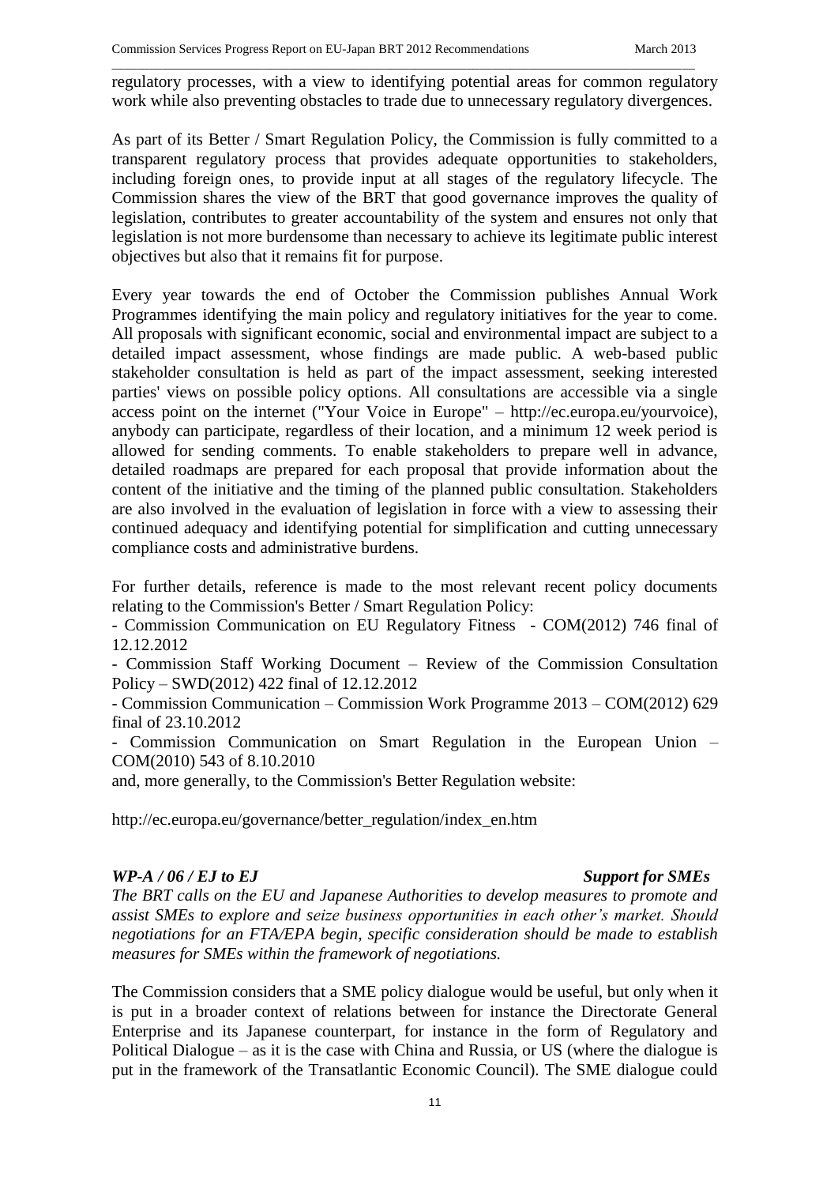regulatory processes, with a view to identifying potential areas for common regulatory work while also preventing obstacles to trade due to unnecessary regulatory divergences.

As part of its Better / Smart Regulation Policy, the Commission is fully committed to a transparent regulatory process that provides adequate opportunities to stakeholders, including foreign ones, to provide input at all stages of the regulatory lifecycle. The Commission shares the view of the BRT that good governance improves the quality of legislation, contributes to greater accountability of the system and ensures not only that legislation is not more burdensome than necessary to achieve its legitimate public interest objectives but also that it remains fit for purpose.

Every year towards the end of October the Commission publishes Annual Work Programmes identifying the main policy and regulatory initiatives for the year to come. All proposals with significant economic, social and environmental impact are subject to a detailed impact assessment, whose findings are made public. A web-based public stakeholder consultation is held as part of the impact assessment, seeking interested parties' views on possible policy options. All consultations are accessible via a single access point on the internet ("Your Voice in Europe" – http://ec.europa.eu/yourvoice), anybody can participate, regardless of their location, and a minimum 12 week period is allowed for sending comments. To enable stakeholders to prepare well in advance, detailed roadmaps are prepared for each proposal that provide information about the content of the initiative and the timing of the planned public consultation. Stakeholders are also involved in the evaluation of legislation in force with a view to assessing their continued adequacy and identifying potential for simplification and cutting unnecessary compliance costs and administrative burdens.

For further details, reference is made to the most relevant recent policy documents relating to the Commission's Better / Smart Regulation Policy:

- Commission Communication on EU Regulatory Fitness - COM(2012) 746 final of 12.12.2012
- Commission Staff Working Document – Review of the Commission Consultation Policy – SWD(2012) 422 final of 12.12.2012
- Commission Communication – Commission Work Programme 2013 – COM(2012) 629 final of 23.10.2012
- Commission Communication on Smart Regulation in the European Union – COM(2010) 543 of 8.10.2010

and, more generally, to the Commission's Better Regulation website:

http://ec.europa.eu/governance/better_regulation/index_en.htm

***WP-A / 06 / EJ to EJ*** ***Support for SMEs***

***The BRT calls on the EU and Japanese Authorities to develop measures to promote and assist SMEs to explore and seize business opportunities in each other's market. Should negotiations for an FTA/EPA begin, specific consideration should be made to establish measures for SMEs within the framework of negotiations.***

The Commission considers that a SME policy dialogue would be useful, but only when it is put in a broader context of relations between for instance the Directorate General Enterprise and its Japanese counterpart, for instance in the form of Regulatory and Political Dialogue – as it is the case with China and Russia, or US (where the dialogue is put in the framework of the Transatlantic Economic Council). The SME dialogue could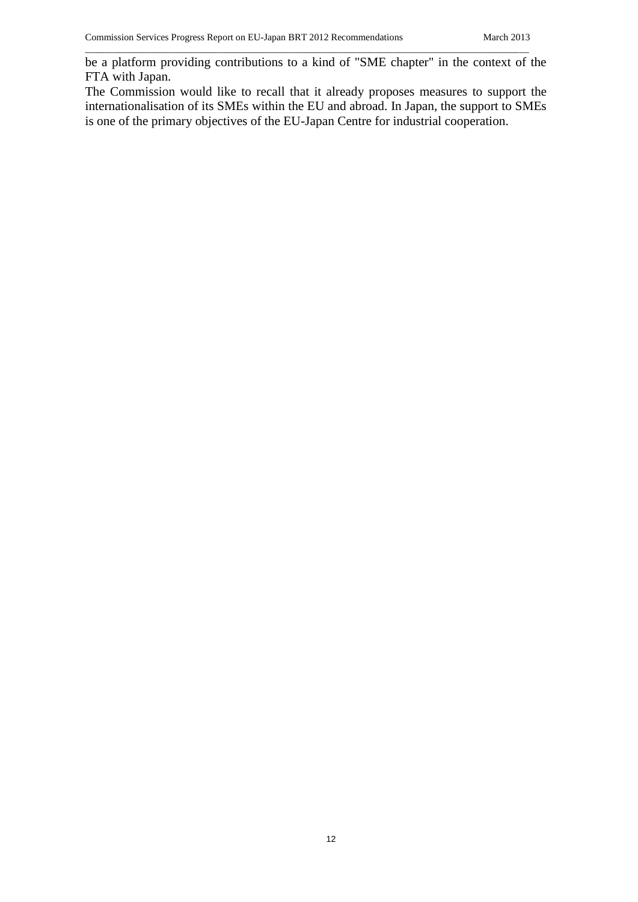be a platform providing contributions to a kind of "SME chapter" in the context of the FTA with Japan.

The Commission would like to recall that it already proposes measures to support the internationalisation of its SMEs within the EU and abroad. In Japan, the support to SMEs is one of the primary objectives of the EU-Japan Centre for industrial cooperation.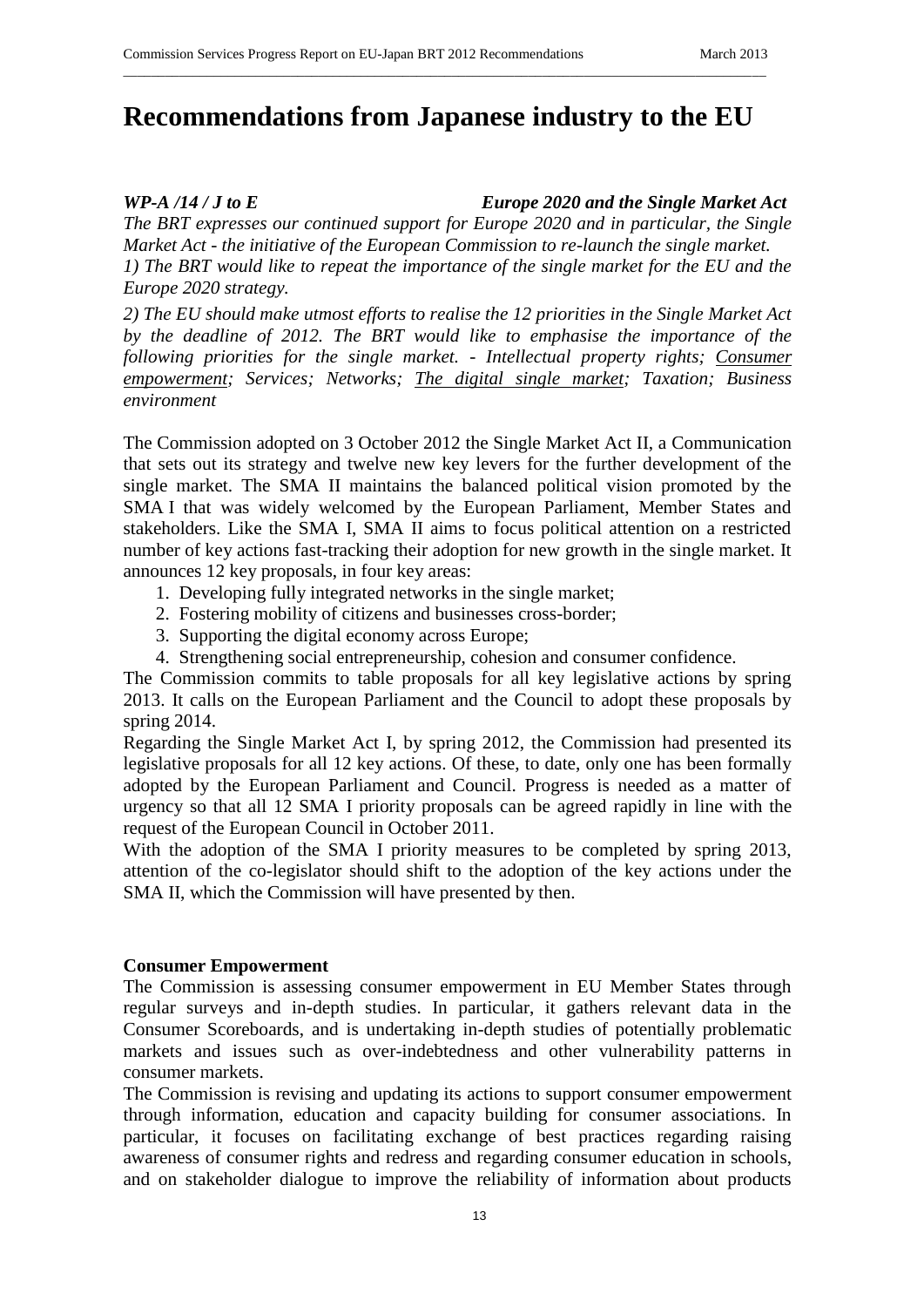# Recommendations from Japanese industry to the EU

***WP-A /14 / J to E*** ***Europe 2020 and the Single Market Act***

*The BRT expresses our continued support for Europe 2020 and in particular, the Single Market Act - the initiative of the European Commission to re-launch the single market.*

*1) The BRT would like to repeat the importance of the single market for the EU and the Europe 2020 strategy.*

*2) The EU should make utmost efforts to realise the 12 priorities in the Single Market Act by the deadline of 2012. The BRT would like to emphasise the importance of the following priorities for the single market. - Intellectual property rights; <u>Consumer empowerment</u>; Services; Networks; <u>The digital single market</u>; Taxation; Business environment*

The Commission adopted on 3 October 2012 the Single Market Act II, a Communication that sets out its strategy and twelve new key levers for the further development of the single market. The SMA II maintains the balanced political vision promoted by the SMA I that was widely welcomed by the European Parliament, Member States and stakeholders. Like the SMA I, SMA II aims to focus political attention on a restricted number of key actions fast-tracking their adoption for new growth in the single market. It announces 12 key proposals, in four key areas:

1. Developing fully integrated networks in the single market;
2. Fostering mobility of citizens and businesses cross-border;
3. Supporting the digital economy across Europe;
4. Strengthening social entrepreneurship, cohesion and consumer confidence.

The Commission commits to table proposals for all key legislative actions by spring 2013. It calls on the European Parliament and the Council to adopt these proposals by spring 2014.

Regarding the Single Market Act I, by spring 2012, the Commission had presented its legislative proposals for all 12 key actions. Of these, to date, only one has been formally adopted by the European Parliament and Council. Progress is needed as a matter of urgency so that all 12 SMA I priority proposals can be agreed rapidly in line with the request of the European Council in October 2011.

With the adoption of the SMA I priority measures to be completed by spring 2013, attention of the co-legislator should shift to the adoption of the key actions under the SMA II, which the Commission will have presented by then.

**Consumer Empowerment**

The Commission is assessing consumer empowerment in EU Member States through regular surveys and in-depth studies. In particular, it gathers relevant data in the Consumer Scoreboards, and is undertaking in-depth studies of potentially problematic markets and issues such as over-indebtedness and other vulnerability patterns in consumer markets.

The Commission is revising and updating its actions to support consumer empowerment through information, education and capacity building for consumer associations. In particular, it focuses on facilitating exchange of best practices regarding raising awareness of consumer rights and redress and regarding consumer education in schools, and on stakeholder dialogue to improve the reliability of information about products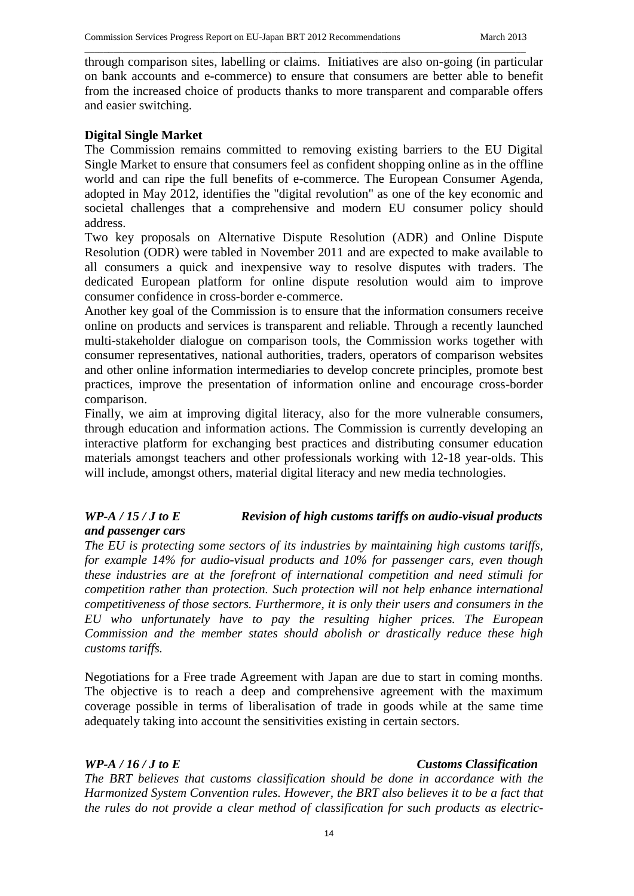through comparison sites, labelling or claims. Initiatives are also on-going (in particular on bank accounts and e-commerce) to ensure that consumers are better able to benefit from the increased choice of products thanks to more transparent and comparable offers and easier switching.

**Digital Single Market**

The Commission remains committed to removing existing barriers to the EU Digital Single Market to ensure that consumers feel as confident shopping online as in the offline world and can ripe the full benefits of e-commerce. The European Consumer Agenda, adopted in May 2012, identifies the "digital revolution" as one of the key economic and societal challenges that a comprehensive and modern EU consumer policy should address.

Two key proposals on Alternative Dispute Resolution (ADR) and Online Dispute Resolution (ODR) were tabled in November 2011 and are expected to make available to all consumers a quick and inexpensive way to resolve disputes with traders. The dedicated European platform for online dispute resolution would aim to improve consumer confidence in cross-border e-commerce.

Another key goal of the Commission is to ensure that the information consumers receive online on products and services is transparent and reliable. Through a recently launched multi-stakeholder dialogue on comparison tools, the Commission works together with consumer representatives, national authorities, traders, operators of comparison websites and other online information intermediaries to develop concrete principles, promote best practices, improve the presentation of information online and encourage cross-border comparison.

Finally, we aim at improving digital literacy, also for the more vulnerable consumers, through education and information actions. The Commission is currently developing an interactive platform for exchanging best practices and distributing consumer education materials amongst teachers and other professionals working with 12-18 year-olds. This will include, amongst others, material digital literacy and new media technologies.

***WP-A / 15 / J to E Revision of high customs tariffs on audio-visual products and passenger cars***

*The EU is protecting some sectors of its industries by maintaining high customs tariffs, for example 14% for audio-visual products and 10% for passenger cars, even though these industries are at the forefront of international competition and need stimuli for competition rather than protection. Such protection will not help enhance international competitiveness of those sectors. Furthermore, it is only their users and consumers in the EU who unfortunately have to pay the resulting higher prices. The European Commission and the member states should abolish or drastically reduce these high customs tariffs.*

Negotiations for a Free trade Agreement with Japan are due to start in coming months. The objective is to reach a deep and comprehensive agreement with the maximum coverage possible in terms of liberalisation of trade in goods while at the same time adequately taking into account the sensitivities existing in certain sectors.

***WP-A / 16 / J to E Customs Classification***

*The BRT believes that customs classification should be done in accordance with the Harmonized System Convention rules. However, the BRT also believes it to be a fact that the rules do not provide a clear method of classification for such products as electric-*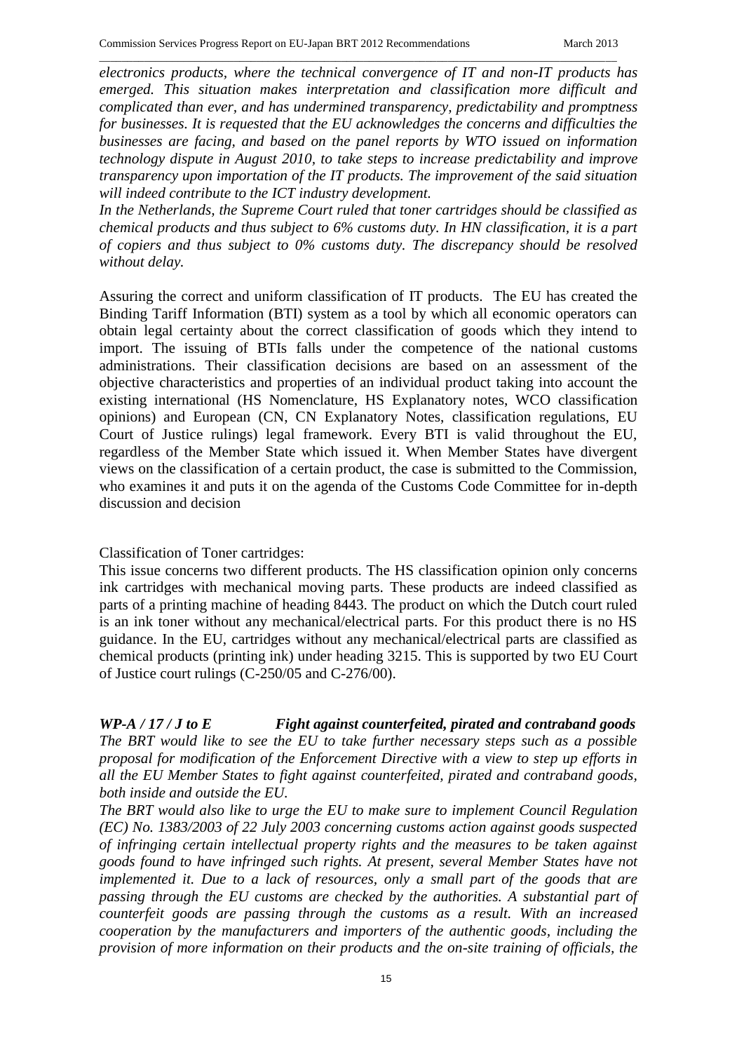*electronics products, where the technical convergence of IT and non-IT products has emerged. This situation makes interpretation and classification more difficult and complicated than ever, and has undermined transparency, predictability and promptness for businesses. It is requested that the EU acknowledges the concerns and difficulties the businesses are facing, and based on the panel reports by WTO issued on information technology dispute in August 2010, to take steps to increase predictability and improve transparency upon importation of the IT products. The improvement of the said situation will indeed contribute to the ICT industry development.*

*In the Netherlands, the Supreme Court ruled that toner cartridges should be classified as chemical products and thus subject to 6% customs duty. In HN classification, it is a part of copiers and thus subject to 0% customs duty. The discrepancy should be resolved without delay.*

Assuring the correct and uniform classification of IT products. The EU has created the Binding Tariff Information (BTI) system as a tool by which all economic operators can obtain legal certainty about the correct classification of goods which they intend to import. The issuing of BTIs falls under the competence of the national customs administrations. Their classification decisions are based on an assessment of the objective characteristics and properties of an individual product taking into account the existing international (HS Nomenclature, HS Explanatory notes, WCO classification opinions) and European (CN, CN Explanatory Notes, classification regulations, EU Court of Justice rulings) legal framework. Every BTI is valid throughout the EU, regardless of the Member State which issued it. When Member States have divergent views on the classification of a certain product, the case is submitted to the Commission, who examines it and puts it on the agenda of the Customs Code Committee for in-depth discussion and decision

Classification of Toner cartridges:

This issue concerns two different products. The HS classification opinion only concerns ink cartridges with mechanical moving parts. These products are indeed classified as parts of a printing machine of heading 8443. The product on which the Dutch court ruled is an ink toner without any mechanical/electrical parts. For this product there is no HS guidance. In the EU, cartridges without any mechanical/electrical parts are classified as chemical products (printing ink) under heading 3215. This is supported by two EU Court of Justice court rulings (C-250/05 and C-276/00).

***WP-A / 17 / J to E Fight against counterfeited, pirated and contraband goods***

*The BRT would like to see the EU to take further necessary steps such as a possible proposal for modification of the Enforcement Directive with a view to step up efforts in all the EU Member States to fight against counterfeited, pirated and contraband goods, both inside and outside the EU.*

*The BRT would also like to urge the EU to make sure to implement Council Regulation (EC) No. 1383/2003 of 22 July 2003 concerning customs action against goods suspected of infringing certain intellectual property rights and the measures to be taken against goods found to have infringed such rights. At present, several Member States have not implemented it. Due to a lack of resources, only a small part of the goods that are passing through the EU customs are checked by the authorities. A substantial part of counterfeit goods are passing through the customs as a result. With an increased cooperation by the manufacturers and importers of the authentic goods, including the provision of more information on their products and the on-site training of officials, the*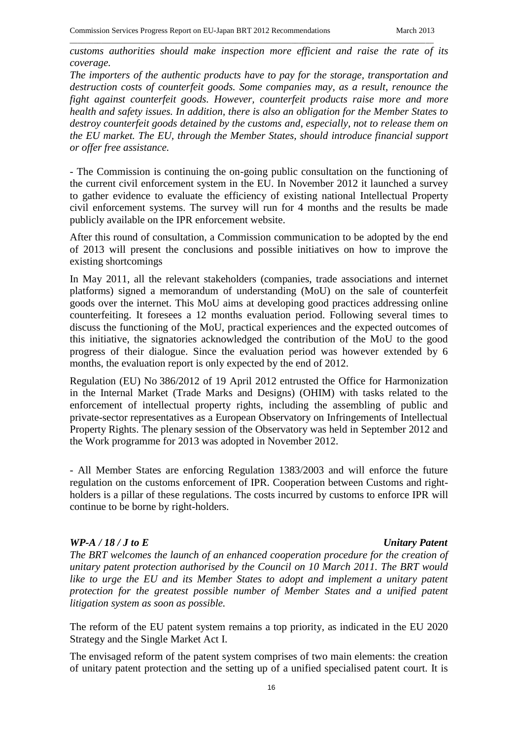*customs authorities should make inspection more efficient and raise the rate of its coverage.*

*The importers of the authentic products have to pay for the storage, transportation and destruction costs of counterfeit goods. Some companies may, as a result, renounce the fight against counterfeit goods. However, counterfeit products raise more and more health and safety issues. In addition, there is also an obligation for the Member States to destroy counterfeit goods detained by the customs and, especially, not to release them on the EU market. The EU, through the Member States, should introduce financial support or offer free assistance.*

- The Commission is continuing the on-going public consultation on the functioning of the current civil enforcement system in the EU. In November 2012 it launched a survey to gather evidence to evaluate the efficiency of existing national Intellectual Property civil enforcement systems. The survey will run for 4 months and the results be made publicly available on the IPR enforcement website.

After this round of consultation, a Commission communication to be adopted by the end of 2013 will present the conclusions and possible initiatives on how to improve the existing shortcomings

In May 2011, all the relevant stakeholders (companies, trade associations and internet platforms) signed a memorandum of understanding (MoU) on the sale of counterfeit goods over the internet. This MoU aims at developing good practices addressing online counterfeiting. It foresees a 12 months evaluation period. Following several times to discuss the functioning of the MoU, practical experiences and the expected outcomes of this initiative, the signatories acknowledged the contribution of the MoU to the good progress of their dialogue. Since the evaluation period was however extended by 6 months, the evaluation report is only expected by the end of 2012.

Regulation (EU) No 386/2012 of 19 April 2012 entrusted the Office for Harmonization in the Internal Market (Trade Marks and Designs) (OHIM) with tasks related to the enforcement of intellectual property rights, including the assembling of public and private-sector representatives as a European Observatory on Infringements of Intellectual Property Rights. The plenary session of the Observatory was held in September 2012 and the Work programme for 2013 was adopted in November 2012.

- All Member States are enforcing Regulation 1383/2003 and will enforce the future regulation on the customs enforcement of IPR. Cooperation between Customs and right-holders is a pillar of these regulations. The costs incurred by customs to enforce IPR will continue to be borne by right-holders.

***WP-A / 18 / J to E — Unitary Patent***

*The BRT welcomes the launch of an enhanced cooperation procedure for the creation of unitary patent protection authorised by the Council on 10 March 2011. The BRT would like to urge the EU and its Member States to adopt and implement a unitary patent protection for the greatest possible number of Member States and a unified patent litigation system as soon as possible.*

The reform of the EU patent system remains a top priority, as indicated in the EU 2020 Strategy and the Single Market Act I.

The envisaged reform of the patent system comprises of two main elements: the creation of unitary patent protection and the setting up of a unified specialised patent court. It is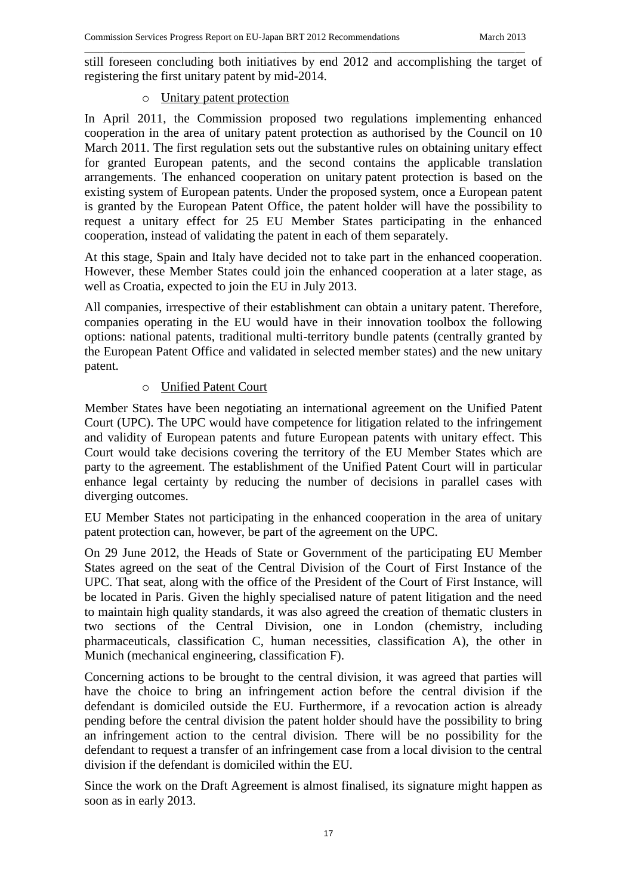still foreseen concluding both initiatives by end 2012 and accomplishing the target of registering the first unitary patent by mid-2014.

- Unitary patent protection

In April 2011, the Commission proposed two regulations implementing enhanced cooperation in the area of unitary patent protection as authorised by the Council on 10 March 2011. The first regulation sets out the substantive rules on obtaining unitary effect for granted European patents, and the second contains the applicable translation arrangements. The enhanced cooperation on unitary patent protection is based on the existing system of European patents. Under the proposed system, once a European patent is granted by the European Patent Office, the patent holder will have the possibility to request a unitary effect for 25 EU Member States participating in the enhanced cooperation, instead of validating the patent in each of them separately.

At this stage, Spain and Italy have decided not to take part in the enhanced cooperation. However, these Member States could join the enhanced cooperation at a later stage, as well as Croatia, expected to join the EU in July 2013.

All companies, irrespective of their establishment can obtain a unitary patent. Therefore, companies operating in the EU would have in their innovation toolbox the following options: national patents, traditional multi-territory bundle patents (centrally granted by the European Patent Office and validated in selected member states) and the new unitary patent.

- Unified Patent Court

Member States have been negotiating an international agreement on the Unified Patent Court (UPC). The UPC would have competence for litigation related to the infringement and validity of European patents and future European patents with unitary effect. This Court would take decisions covering the territory of the EU Member States which are party to the agreement. The establishment of the Unified Patent Court will in particular enhance legal certainty by reducing the number of decisions in parallel cases with diverging outcomes.

EU Member States not participating in the enhanced cooperation in the area of unitary patent protection can, however, be part of the agreement on the UPC.

On 29 June 2012, the Heads of State or Government of the participating EU Member States agreed on the seat of the Central Division of the Court of First Instance of the UPC. That seat, along with the office of the President of the Court of First Instance, will be located in Paris. Given the highly specialised nature of patent litigation and the need to maintain high quality standards, it was also agreed the creation of thematic clusters in two sections of the Central Division, one in London (chemistry, including pharmaceuticals, classification C, human necessities, classification A), the other in Munich (mechanical engineering, classification F).

Concerning actions to be brought to the central division, it was agreed that parties will have the choice to bring an infringement action before the central division if the defendant is domiciled outside the EU. Furthermore, if a revocation action is already pending before the central division the patent holder should have the possibility to bring an infringement action to the central division. There will be no possibility for the defendant to request a transfer of an infringement case from a local division to the central division if the defendant is domiciled within the EU.

Since the work on the Draft Agreement is almost finalised, its signature might happen as soon as in early 2013.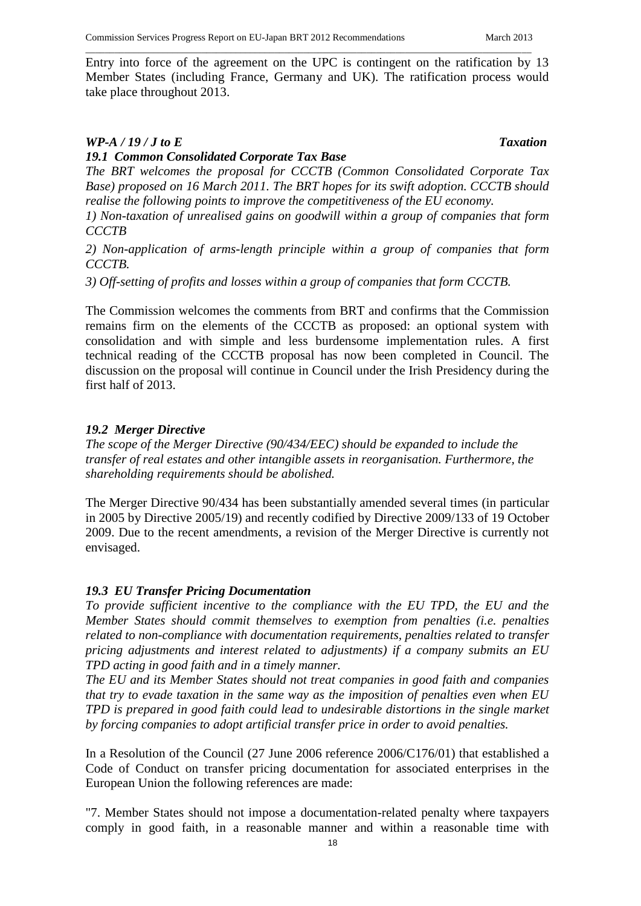Entry into force of the agreement on the UPC is contingent on the ratification by 13 Member States (including France, Germany and UK). The ratification process would take place throughout 2013.

### *WP-A / 19 / J to E* *Taxation*

#### *19.1 Common Consolidated Corporate Tax Base*

*The BRT welcomes the proposal for CCCTB (Common Consolidated Corporate Tax Base) proposed on 16 March 2011. The BRT hopes for its swift adoption. CCCTB should realise the following points to improve the competitiveness of the EU economy.*

*1) Non-taxation of unrealised gains on goodwill within a group of companies that form CCCTB*

*2) Non-application of arms-length principle within a group of companies that form CCCTB.*

*3) Off-setting of profits and losses within a group of companies that form CCCTB.*

The Commission welcomes the comments from BRT and confirms that the Commission remains firm on the elements of the CCCTB as proposed: an optional system with consolidation and with simple and less burdensome implementation rules. A first technical reading of the CCCTB proposal has now been completed in Council. The discussion on the proposal will continue in Council under the Irish Presidency during the first half of 2013.

#### *19.2 Merger Directive*

*The scope of the Merger Directive (90/434/EEC) should be expanded to include the transfer of real estates and other intangible assets in reorganisation. Furthermore, the shareholding requirements should be abolished.*

The Merger Directive 90/434 has been substantially amended several times (in particular in 2005 by Directive 2005/19) and recently codified by Directive 2009/133 of 19 October 2009. Due to the recent amendments, a revision of the Merger Directive is currently not envisaged.

#### *19.3 EU Transfer Pricing Documentation*

*To provide sufficient incentive to the compliance with the EU TPD, the EU and the Member States should commit themselves to exemption from penalties (i.e. penalties related to non-compliance with documentation requirements, penalties related to transfer pricing adjustments and interest related to adjustments) if a company submits an EU TPD acting in good faith and in a timely manner.*

*The EU and its Member States should not treat companies in good faith and companies that try to evade taxation in the same way as the imposition of penalties even when EU TPD is prepared in good faith could lead to undesirable distortions in the single market by forcing companies to adopt artificial transfer price in order to avoid penalties.*

In a Resolution of the Council (27 June 2006 reference 2006/C176/01) that established a Code of Conduct on transfer pricing documentation for associated enterprises in the European Union the following references are made:

"7. Member States should not impose a documentation-related penalty where taxpayers comply in good faith, in a reasonable manner and within a reasonable time with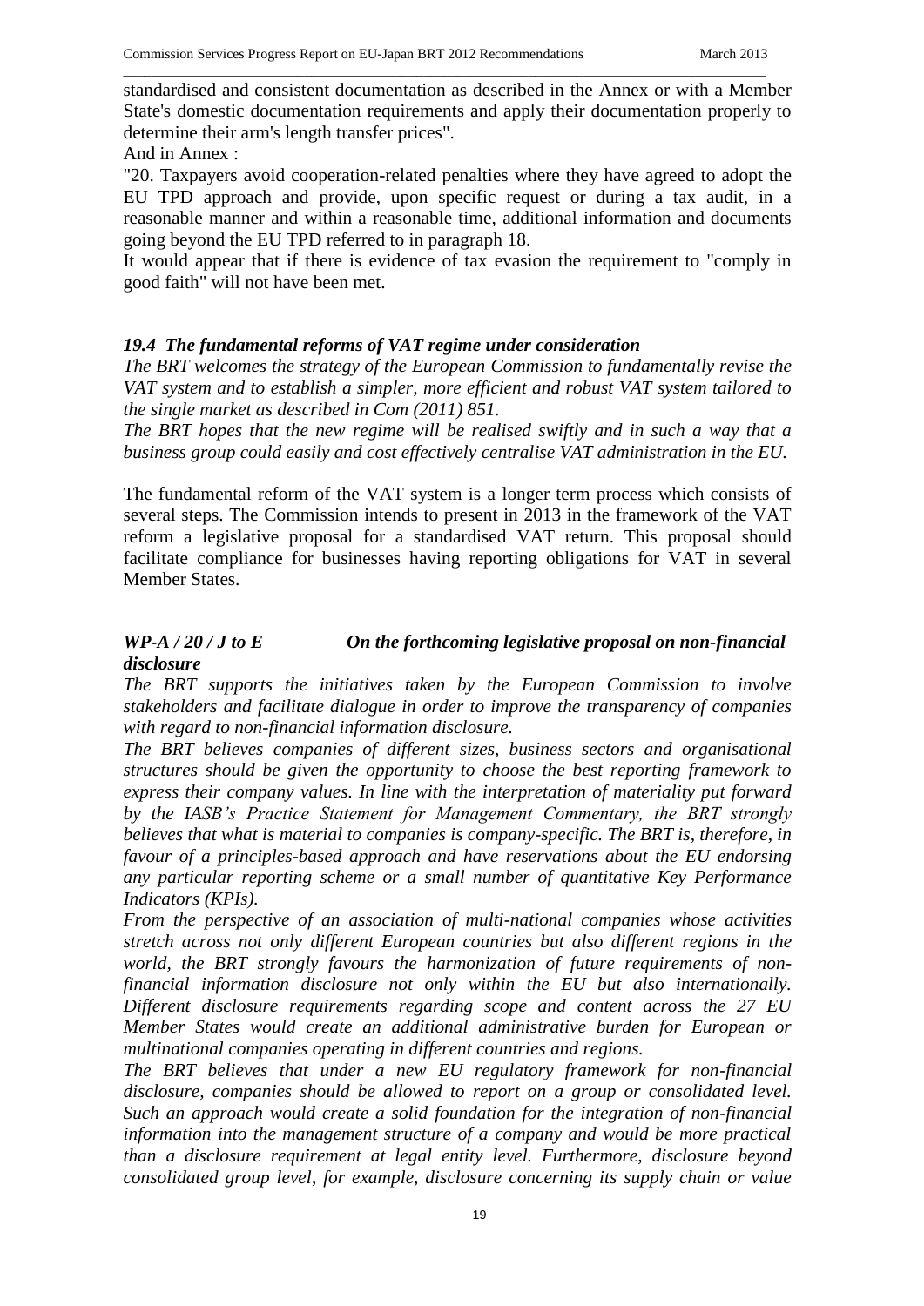standardised and consistent documentation as described in the Annex or with a Member State's domestic documentation requirements and apply their documentation properly to determine their arm's length transfer prices".

And in Annex :

"20. Taxpayers avoid cooperation-related penalties where they have agreed to adopt the EU TPD approach and provide, upon specific request or during a tax audit, in a reasonable manner and within a reasonable time, additional information and documents going beyond the EU TPD referred to in paragraph 18.

It would appear that if there is evidence of tax evasion the requirement to "comply in good faith" will not have been met.

### *19.4 The fundamental reforms of VAT regime under consideration*

*The BRT welcomes the strategy of the European Commission to fundamentally revise the VAT system and to establish a simpler, more efficient and robust VAT system tailored to the single market as described in Com (2011) 851.*

*The BRT hopes that the new regime will be realised swiftly and in such a way that a business group could easily and cost effectively centralise VAT administration in the EU.*

The fundamental reform of the VAT system is a longer term process which consists of several steps. The Commission intends to present in 2013 in the framework of the VAT reform a legislative proposal for a standardised VAT return. This proposal should facilitate compliance for businesses having reporting obligations for VAT in several Member States.

### *WP-A / 20 / J to E On the forthcoming legislative proposal on non-financial disclosure*

*The BRT supports the initiatives taken by the European Commission to involve stakeholders and facilitate dialogue in order to improve the transparency of companies with regard to non-financial information disclosure.*

*The BRT believes companies of different sizes, business sectors and organisational structures should be given the opportunity to choose the best reporting framework to express their company values. In line with the interpretation of materiality put forward by the IASB's Practice Statement for Management Commentary, the BRT strongly believes that what is material to companies is company-specific. The BRT is, therefore, in favour of a principles-based approach and have reservations about the EU endorsing any particular reporting scheme or a small number of quantitative Key Performance Indicators (KPIs).*

*From the perspective of an association of multi-national companies whose activities stretch across not only different European countries but also different regions in the world, the BRT strongly favours the harmonization of future requirements of non-financial information disclosure not only within the EU but also internationally. Different disclosure requirements regarding scope and content across the 27 EU Member States would create an additional administrative burden for European or multinational companies operating in different countries and regions.*

*The BRT believes that under a new EU regulatory framework for non-financial disclosure, companies should be allowed to report on a group or consolidated level. Such an approach would create a solid foundation for the integration of non-financial information into the management structure of a company and would be more practical than a disclosure requirement at legal entity level. Furthermore, disclosure beyond consolidated group level, for example, disclosure concerning its supply chain or value*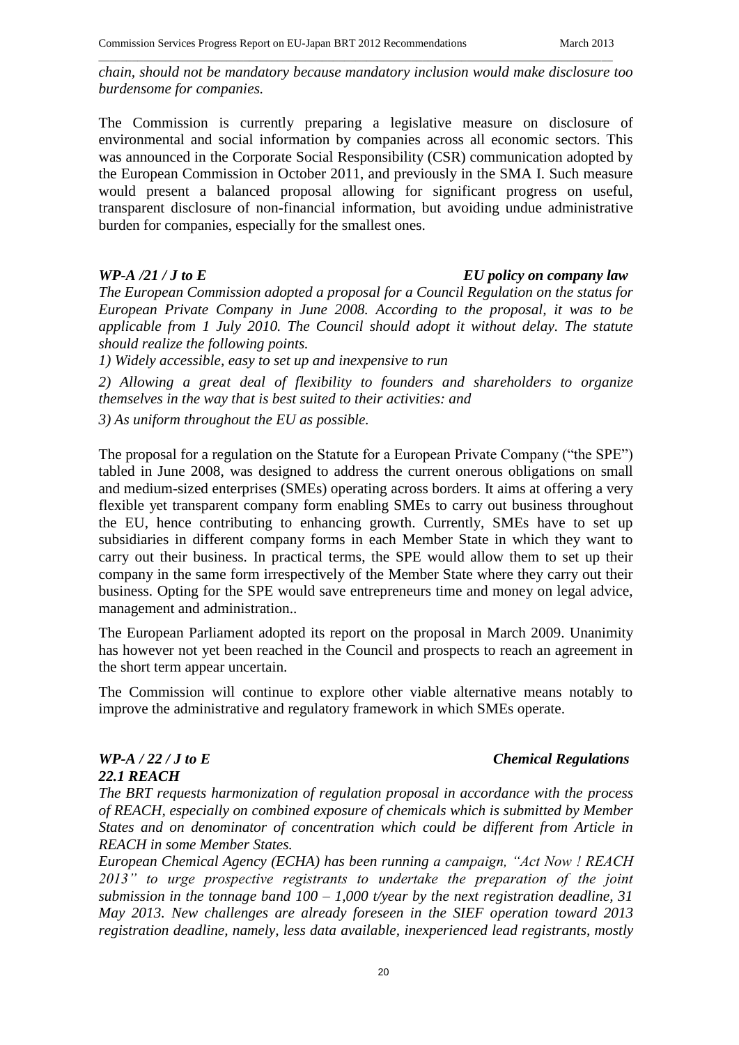*chain, should not be mandatory because mandatory inclusion would make disclosure too burdensome for companies.*

The Commission is currently preparing a legislative measure on disclosure of environmental and social information by companies across all economic sectors. This was announced in the Corporate Social Responsibility (CSR) communication adopted by the European Commission in October 2011, and previously in the SMA I. Such measure would present a balanced proposal allowing for significant progress on useful, transparent disclosure of non-financial information, but avoiding undue administrative burden for companies, especially for the smallest ones.

***WP-A /21 / J to E*** ***EU policy on company law***

*The European Commission adopted a proposal for a Council Regulation on the status for European Private Company in June 2008. According to the proposal, it was to be applicable from 1 July 2010. The Council should adopt it without delay. The statute should realize the following points.*

*1) Widely accessible, easy to set up and inexpensive to run*

*2) Allowing a great deal of flexibility to founders and shareholders to organize themselves in the way that is best suited to their activities: and*

*3) As uniform throughout the EU as possible.*

The proposal for a regulation on the Statute for a European Private Company ("the SPE") tabled in June 2008, was designed to address the current onerous obligations on small and medium-sized enterprises (SMEs) operating across borders. It aims at offering a very flexible yet transparent company form enabling SMEs to carry out business throughout the EU, hence contributing to enhancing growth. Currently, SMEs have to set up subsidiaries in different company forms in each Member State in which they want to carry out their business. In practical terms, the SPE would allow them to set up their company in the same form irrespectively of the Member State where they carry out their business. Opting for the SPE would save entrepreneurs time and money on legal advice, management and administration..

The European Parliament adopted its report on the proposal in March 2009. Unanimity has however not yet been reached in the Council and prospects to reach an agreement in the short term appear uncertain.

The Commission will continue to explore other viable alternative means notably to improve the administrative and regulatory framework in which SMEs operate.

***WP-A / 22 / J to E*** ***Chemical Regulations***

***22.1 REACH***

*The BRT requests harmonization of regulation proposal in accordance with the process of REACH, especially on combined exposure of chemicals which is submitted by Member States and on denominator of concentration which could be different from Article in REACH in some Member States.*

*European Chemical Agency (ECHA) has been running a campaign, "Act Now ! REACH 2013" to urge prospective registrants to undertake the preparation of the joint submission in the tonnage band 100 – 1,000 t/year by the next registration deadline, 31 May 2013. New challenges are already foreseen in the SIEF operation toward 2013 registration deadline, namely, less data available, inexperienced lead registrants, mostly*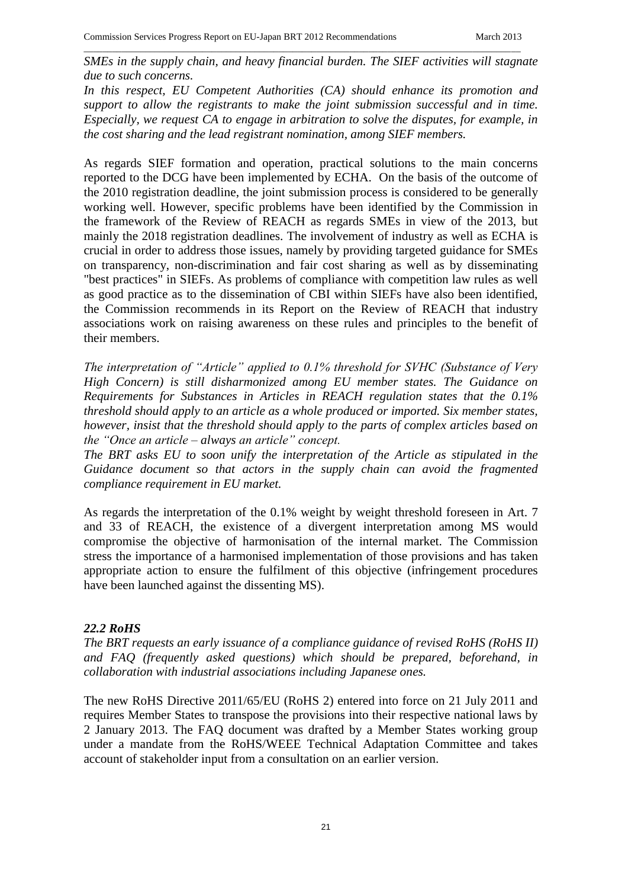*SMEs in the supply chain, and heavy financial burden. The SIEF activities will stagnate due to such concerns.*

*In this respect, EU Competent Authorities (CA) should enhance its promotion and support to allow the registrants to make the joint submission successful and in time. Especially, we request CA to engage in arbitration to solve the disputes, for example, in the cost sharing and the lead registrant nomination, among SIEF members.*

As regards SIEF formation and operation, practical solutions to the main concerns reported to the DCG have been implemented by ECHA. On the basis of the outcome of the 2010 registration deadline, the joint submission process is considered to be generally working well. However, specific problems have been identified by the Commission in the framework of the Review of REACH as regards SMEs in view of the 2013, but mainly the 2018 registration deadlines. The involvement of industry as well as ECHA is crucial in order to address those issues, namely by providing targeted guidance for SMEs on transparency, non-discrimination and fair cost sharing as well as by disseminating "best practices" in SIEFs. As problems of compliance with competition law rules as well as good practice as to the dissemination of CBI within SIEFs have also been identified, the Commission recommends in its Report on the Review of REACH that industry associations work on raising awareness on these rules and principles to the benefit of their members.

*The interpretation of "Article" applied to 0.1% threshold for SVHC (Substance of Very High Concern) is still disharmonized among EU member states. The Guidance on Requirements for Substances in Articles in REACH regulation states that the 0.1% threshold should apply to an article as a whole produced or imported. Six member states, however, insist that the threshold should apply to the parts of complex articles based on the "Once an article – always an article" concept.*

*The BRT asks EU to soon unify the interpretation of the Article as stipulated in the Guidance document so that actors in the supply chain can avoid the fragmented compliance requirement in EU market.*

As regards the interpretation of the 0.1% weight by weight threshold foreseen in Art. 7 and 33 of REACH, the existence of a divergent interpretation among MS would compromise the objective of harmonisation of the internal market. The Commission stress the importance of a harmonised implementation of those provisions and has taken appropriate action to ensure the fulfilment of this objective (infringement procedures have been launched against the dissenting MS).

### *22.2 RoHS*

*The BRT requests an early issuance of a compliance guidance of revised RoHS (RoHS II) and FAQ (frequently asked questions) which should be prepared, beforehand, in collaboration with industrial associations including Japanese ones.*

The new RoHS Directive 2011/65/EU (RoHS 2) entered into force on 21 July 2011 and requires Member States to transpose the provisions into their respective national laws by 2 January 2013. The FAQ document was drafted by a Member States working group under a mandate from the RoHS/WEEE Technical Adaptation Committee and takes account of stakeholder input from a consultation on an earlier version.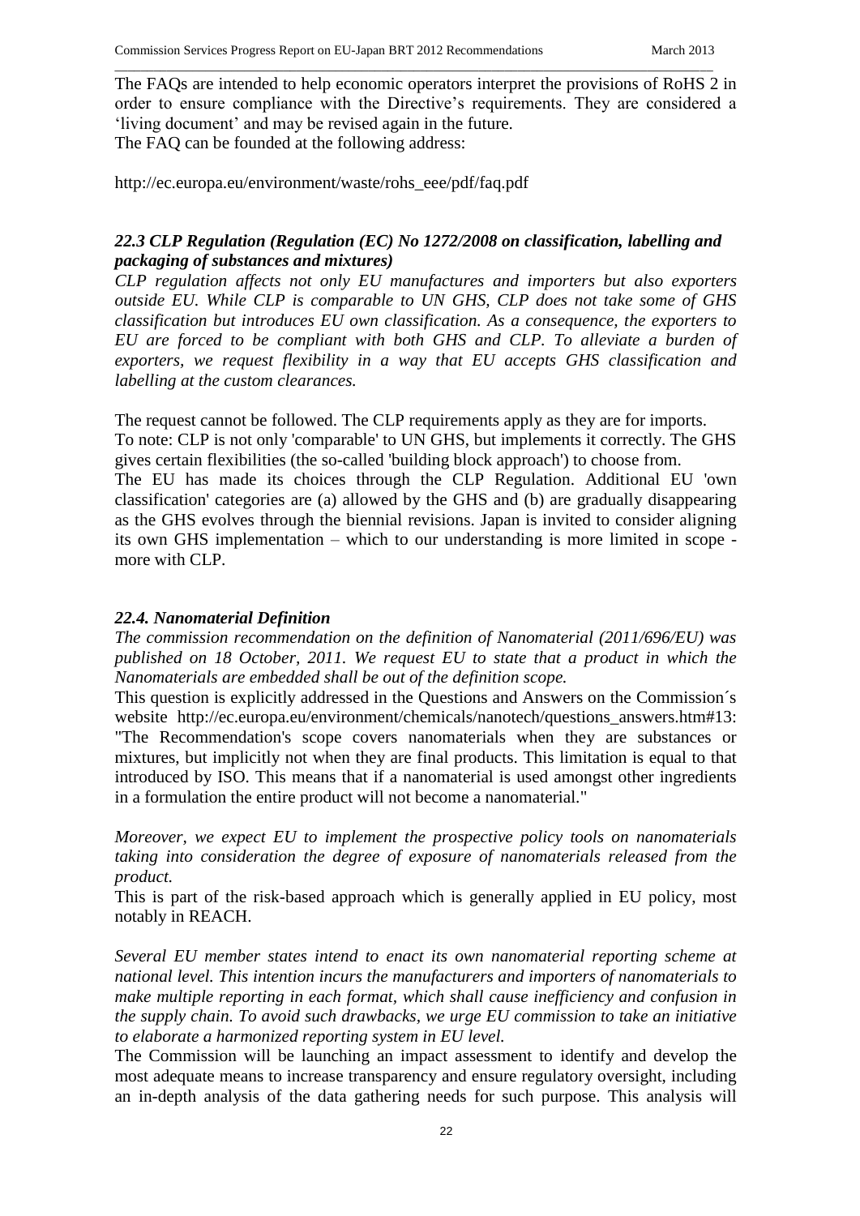The FAQs are intended to help economic operators interpret the provisions of RoHS 2 in order to ensure compliance with the Directive's requirements. They are considered a 'living document' and may be revised again in the future.
The FAQ can be founded at the following address:

http://ec.europa.eu/environment/waste/rohs_eee/pdf/faq.pdf

### *22.3 CLP Regulation (Regulation (EC) No 1272/2008 on classification, labelling and packaging of substances and mixtures)*

*CLP regulation affects not only EU manufactures and importers but also exporters outside EU. While CLP is comparable to UN GHS, CLP does not take some of GHS classification but introduces EU own classification. As a consequence, the exporters to EU are forced to be compliant with both GHS and CLP. To alleviate a burden of exporters, we request flexibility in a way that EU accepts GHS classification and labelling at the custom clearances.*

The request cannot be followed. The CLP requirements apply as they are for imports.
To note: CLP is not only 'comparable' to UN GHS, but implements it correctly. The GHS gives certain flexibilities (the so-called 'building block approach') to choose from.
The EU has made its choices through the CLP Regulation. Additional EU 'own classification' categories are (a) allowed by the GHS and (b) are gradually disappearing as the GHS evolves through the biennial revisions. Japan is invited to consider aligning its own GHS implementation – which to our understanding is more limited in scope - more with CLP.

### *22.4. Nanomaterial Definition*

*The commission recommendation on the definition of Nanomaterial (2011/696/EU) was published on 18 October, 2011. We request EU to state that a product in which the Nanomaterials are embedded shall be out of the definition scope.*

This question is explicitly addressed in the Questions and Answers on the Commission´s website http://ec.europa.eu/environment/chemicals/nanotech/questions_answers.htm#13: "The Recommendation's scope covers nanomaterials when they are substances or mixtures, but implicitly not when they are final products. This limitation is equal to that introduced by ISO. This means that if a nanomaterial is used amongst other ingredients in a formulation the entire product will not become a nanomaterial."

*Moreover, we expect EU to implement the prospective policy tools on nanomaterials taking into consideration the degree of exposure of nanomaterials released from the product.*

This is part of the risk-based approach which is generally applied in EU policy, most notably in REACH.

*Several EU member states intend to enact its own nanomaterial reporting scheme at national level. This intention incurs the manufacturers and importers of nanomaterials to make multiple reporting in each format, which shall cause inefficiency and confusion in the supply chain. To avoid such drawbacks, we urge EU commission to take an initiative to elaborate a harmonized reporting system in EU level.*

The Commission will be launching an impact assessment to identify and develop the most adequate means to increase transparency and ensure regulatory oversight, including an in-depth analysis of the data gathering needs for such purpose. This analysis will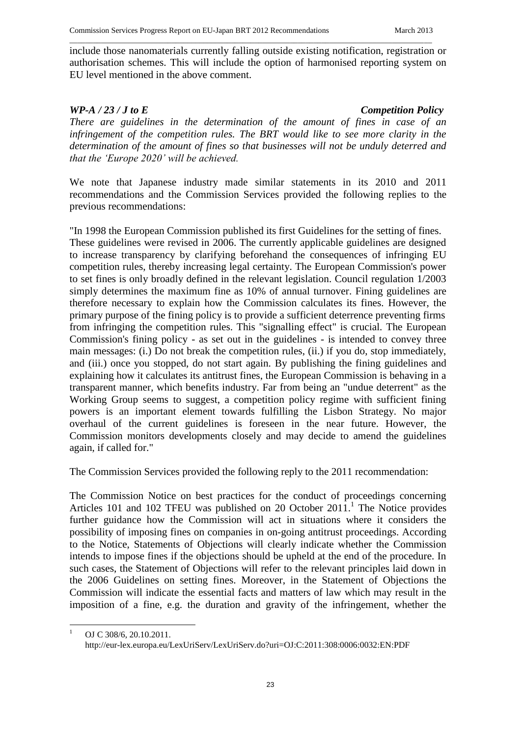include those nanomaterials currently falling outside existing notification, registration or authorisation schemes. This will include the option of harmonised reporting system on EU level mentioned in the above comment.

***WP-A / 23 / J to E*** ***Competition Policy***

*There are guidelines in the determination of the amount of fines in case of an infringement of the competition rules. The BRT would like to see more clarity in the determination of the amount of fines so that businesses will not be unduly deterred and that the 'Europe 2020' will be achieved.*

We note that Japanese industry made similar statements in its 2010 and 2011 recommendations and the Commission Services provided the following replies to the previous recommendations:

"In 1998 the European Commission published its first Guidelines for the setting of fines. These guidelines were revised in 2006. The currently applicable guidelines are designed to increase transparency by clarifying beforehand the consequences of infringing EU competition rules, thereby increasing legal certainty. The European Commission's power to set fines is only broadly defined in the relevant legislation. Council regulation 1/2003 simply determines the maximum fine as 10% of annual turnover. Fining guidelines are therefore necessary to explain how the Commission calculates its fines. However, the primary purpose of the fining policy is to provide a sufficient deterrence preventing firms from infringing the competition rules. This "signalling effect" is crucial. The European Commission's fining policy - as set out in the guidelines - is intended to convey three main messages: (i.) Do not break the competition rules, (ii.) if you do, stop immediately, and (iii.) once you stopped, do not start again. By publishing the fining guidelines and explaining how it calculates its antitrust fines, the European Commission is behaving in a transparent manner, which benefits industry. Far from being an "undue deterrent" as the Working Group seems to suggest, a competition policy regime with sufficient fining powers is an important element towards fulfilling the Lisbon Strategy. No major overhaul of the current guidelines is foreseen in the near future. However, the Commission monitors developments closely and may decide to amend the guidelines again, if called for."

The Commission Services provided the following reply to the 2011 recommendation:

The Commission Notice on best practices for the conduct of proceedings concerning Articles 101 and 102 TFEU was published on 20 October 2011.[1] The Notice provides further guidance how the Commission will act in situations where it considers the possibility of imposing fines on companies in on-going antitrust proceedings. According to the Notice, Statements of Objections will clearly indicate whether the Commission intends to impose fines if the objections should be upheld at the end of the procedure. In such cases, the Statement of Objections will refer to the relevant principles laid down in the 2006 Guidelines on setting fines. Moreover, in the Statement of Objections the Commission will indicate the essential facts and matters of law which may result in the imposition of a fine, e.g. the duration and gravity of the infringement, whether the

---

[1] OJ C 308/6, 20.10.2011. http://eur-lex.europa.eu/LexUriServ/LexUriServ.do?uri=OJ:C:2011:308:0006:0032:EN:PDF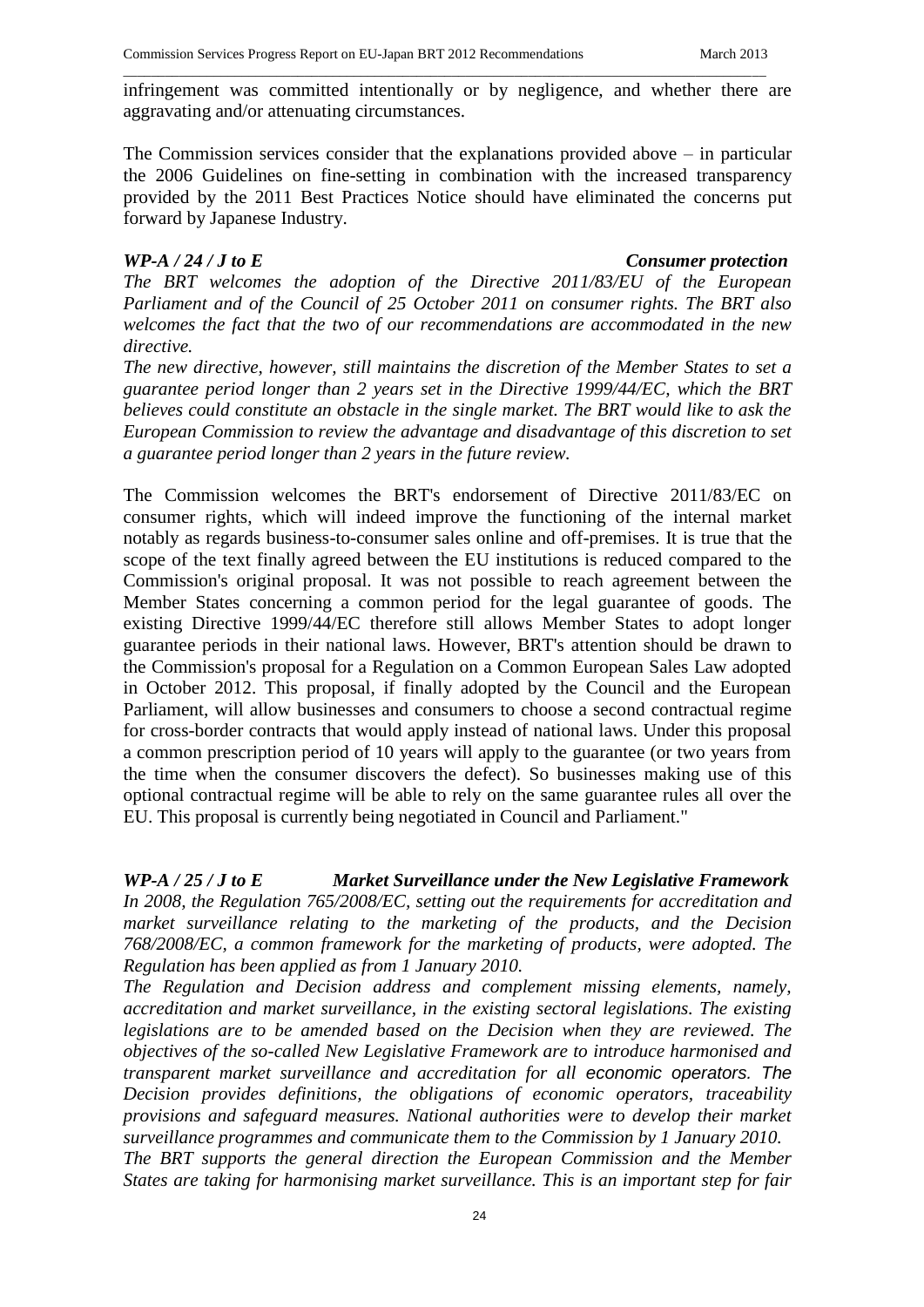infringement was committed intentionally or by negligence, and whether there are aggravating and/or attenuating circumstances.

The Commission services consider that the explanations provided above – in particular the 2006 Guidelines on fine-setting in combination with the increased transparency provided by the 2011 Best Practices Notice should have eliminated the concerns put forward by Japanese Industry.

***WP-A / 24 / J to E*** ***Consumer protection***

*The BRT welcomes the adoption of the Directive 2011/83/EU of the European Parliament and of the Council of 25 October 2011 on consumer rights. The BRT also welcomes the fact that the two of our recommendations are accommodated in the new directive.*

*The new directive, however, still maintains the discretion of the Member States to set a guarantee period longer than 2 years set in the Directive 1999/44/EC, which the BRT believes could constitute an obstacle in the single market. The BRT would like to ask the European Commission to review the advantage and disadvantage of this discretion to set a guarantee period longer than 2 years in the future review.*

The Commission welcomes the BRT's endorsement of Directive 2011/83/EC on consumer rights, which will indeed improve the functioning of the internal market notably as regards business-to-consumer sales online and off-premises. It is true that the scope of the text finally agreed between the EU institutions is reduced compared to the Commission's original proposal. It was not possible to reach agreement between the Member States concerning a common period for the legal guarantee of goods. The existing Directive 1999/44/EC therefore still allows Member States to adopt longer guarantee periods in their national laws. However, BRT's attention should be drawn to the Commission's proposal for a Regulation on a Common European Sales Law adopted in October 2012. This proposal, if finally adopted by the Council and the European Parliament, will allow businesses and consumers to choose a second contractual regime for cross-border contracts that would apply instead of national laws. Under this proposal a common prescription period of 10 years will apply to the guarantee (or two years from the time when the consumer discovers the defect). So businesses making use of this optional contractual regime will be able to rely on the same guarantee rules all over the EU. This proposal is currently being negotiated in Council and Parliament."

***WP-A / 25 / J to E*** ***Market Surveillance under the New Legislative Framework***

*In 2008, the Regulation 765/2008/EC, setting out the requirements for accreditation and market surveillance relating to the marketing of the products, and the Decision 768/2008/EC, a common framework for the marketing of products, were adopted. The Regulation has been applied as from 1 January 2010.*

*The Regulation and Decision address and complement missing elements, namely, accreditation and market surveillance, in the existing sectoral legislations. The existing legislations are to be amended based on the Decision when they are reviewed. The objectives of the so-called New Legislative Framework are to introduce harmonised and transparent market surveillance and accreditation for all economic operators. The Decision provides definitions, the obligations of economic operators, traceability provisions and safeguard measures. National authorities were to develop their market surveillance programmes and communicate them to the Commission by 1 January 2010.*

*The BRT supports the general direction the European Commission and the Member States are taking for harmonising market surveillance. This is an important step for fair*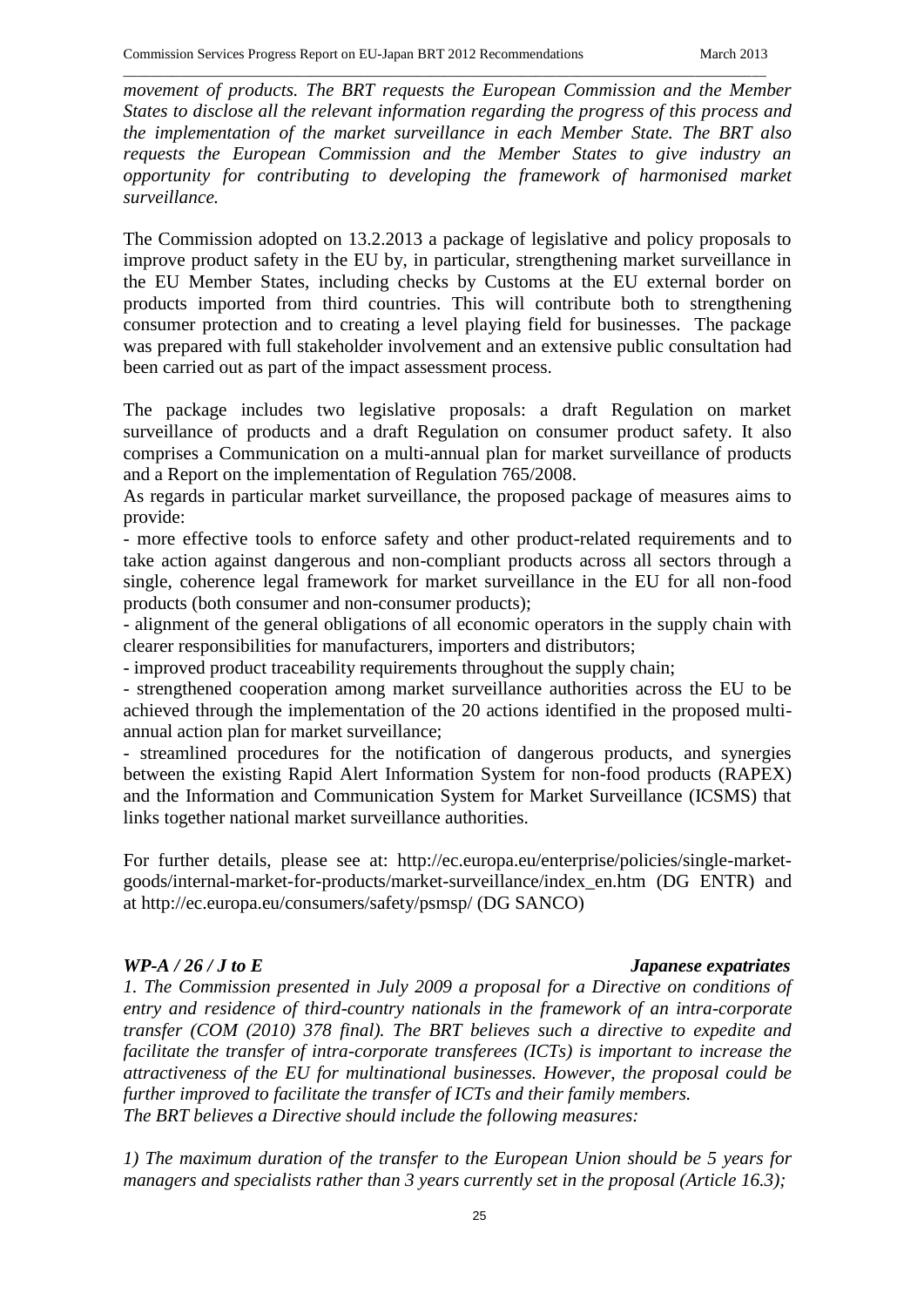*movement of products. The BRT requests the European Commission and the Member States to disclose all the relevant information regarding the progress of this process and the implementation of the market surveillance in each Member State. The BRT also requests the European Commission and the Member States to give industry an opportunity for contributing to developing the framework of harmonised market surveillance.*

The Commission adopted on 13.2.2013 a package of legislative and policy proposals to improve product safety in the EU by, in particular, strengthening market surveillance in the EU Member States, including checks by Customs at the EU external border on products imported from third countries. This will contribute both to strengthening consumer protection and to creating a level playing field for businesses. The package was prepared with full stakeholder involvement and an extensive public consultation had been carried out as part of the impact assessment process.

The package includes two legislative proposals: a draft Regulation on market surveillance of products and a draft Regulation on consumer product safety. It also comprises a Communication on a multi-annual plan for market surveillance of products and a Report on the implementation of Regulation 765/2008.

As regards in particular market surveillance, the proposed package of measures aims to provide:

- more effective tools to enforce safety and other product-related requirements and to take action against dangerous and non-compliant products across all sectors through a single, coherence legal framework for market surveillance in the EU for all non-food products (both consumer and non-consumer products);
- alignment of the general obligations of all economic operators in the supply chain with clearer responsibilities for manufacturers, importers and distributors;
- improved product traceability requirements throughout the supply chain;
- strengthened cooperation among market surveillance authorities across the EU to be achieved through the implementation of the 20 actions identified in the proposed multi-annual action plan for market surveillance;
- streamlined procedures for the notification of dangerous products, and synergies between the existing Rapid Alert Information System for non-food products (RAPEX) and the Information and Communication System for Market Surveillance (ICSMS) that links together national market surveillance authorities.

For further details, please see at: http://ec.europa.eu/enterprise/policies/single-market-goods/internal-market-for-products/market-surveillance/index_en.htm (DG ENTR) and at http://ec.europa.eu/consumers/safety/psmsp/ (DG SANCO)

***WP-A / 26 / J to E*** ***Japanese expatriates***

*1. The Commission presented in July 2009 a proposal for a Directive on conditions of entry and residence of third-country nationals in the framework of an intra-corporate transfer (COM (2010) 378 final). The BRT believes such a directive to expedite and facilitate the transfer of intra-corporate transferees (ICTs) is important to increase the attractiveness of the EU for multinational businesses. However, the proposal could be further improved to facilitate the transfer of ICTs and their family members.*

*The BRT believes a Directive should include the following measures:*

*1) The maximum duration of the transfer to the European Union should be 5 years for managers and specialists rather than 3 years currently set in the proposal (Article 16.3);*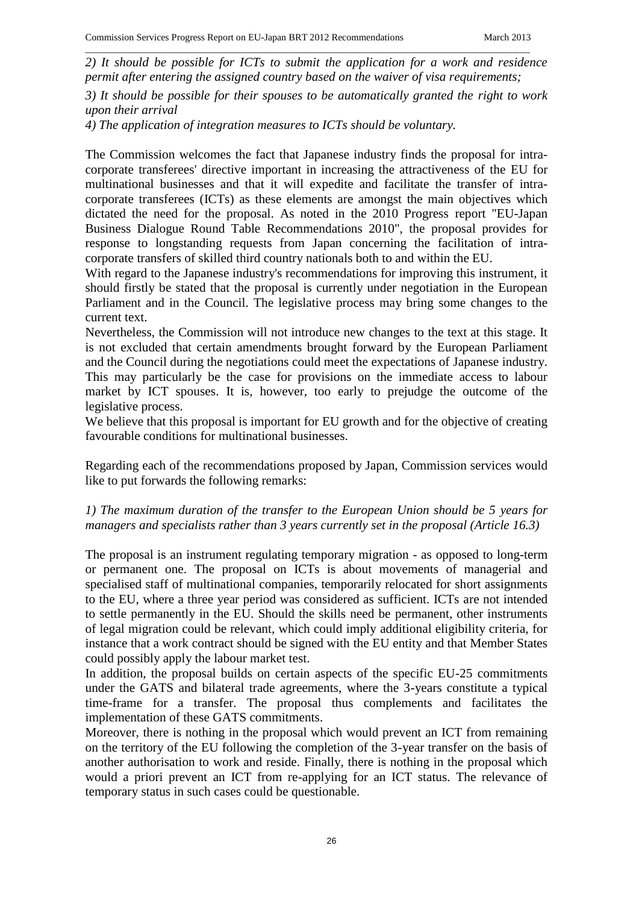*2) It should be possible for ICTs to submit the application for a work and residence permit after entering the assigned country based on the waiver of visa requirements;*

*3) It should be possible for their spouses to be automatically granted the right to work upon their arrival*

*4) The application of integration measures to ICTs should be voluntary.*

The Commission welcomes the fact that Japanese industry finds the proposal for intra-corporate transferees' directive important in increasing the attractiveness of the EU for multinational businesses and that it will expedite and facilitate the transfer of intra-corporate transferees (ICTs) as these elements are amongst the main objectives which dictated the need for the proposal. As noted in the 2010 Progress report "EU-Japan Business Dialogue Round Table Recommendations 2010", the proposal provides for response to longstanding requests from Japan concerning the facilitation of intra-corporate transfers of skilled third country nationals both to and within the EU.

With regard to the Japanese industry's recommendations for improving this instrument, it should firstly be stated that the proposal is currently under negotiation in the European Parliament and in the Council. The legislative process may bring some changes to the current text.

Nevertheless, the Commission will not introduce new changes to the text at this stage. It is not excluded that certain amendments brought forward by the European Parliament and the Council during the negotiations could meet the expectations of Japanese industry. This may particularly be the case for provisions on the immediate access to labour market by ICT spouses. It is, however, too early to prejudge the outcome of the legislative process.

We believe that this proposal is important for EU growth and for the objective of creating favourable conditions for multinational businesses.

Regarding each of the recommendations proposed by Japan, Commission services would like to put forwards the following remarks:

*1) The maximum duration of the transfer to the European Union should be 5 years for managers and specialists rather than 3 years currently set in the proposal (Article 16.3)*

The proposal is an instrument regulating temporary migration - as opposed to long-term or permanent one. The proposal on ICTs is about movements of managerial and specialised staff of multinational companies, temporarily relocated for short assignments to the EU, where a three year period was considered as sufficient. ICTs are not intended to settle permanently in the EU. Should the skills need be permanent, other instruments of legal migration could be relevant, which could imply additional eligibility criteria, for instance that a work contract should be signed with the EU entity and that Member States could possibly apply the labour market test.

In addition, the proposal builds on certain aspects of the specific EU-25 commitments under the GATS and bilateral trade agreements, where the 3-years constitute a typical time-frame for a transfer. The proposal thus complements and facilitates the implementation of these GATS commitments.

Moreover, there is nothing in the proposal which would prevent an ICT from remaining on the territory of the EU following the completion of the 3-year transfer on the basis of another authorisation to work and reside. Finally, there is nothing in the proposal which would a priori prevent an ICT from re-applying for an ICT status. The relevance of temporary status in such cases could be questionable.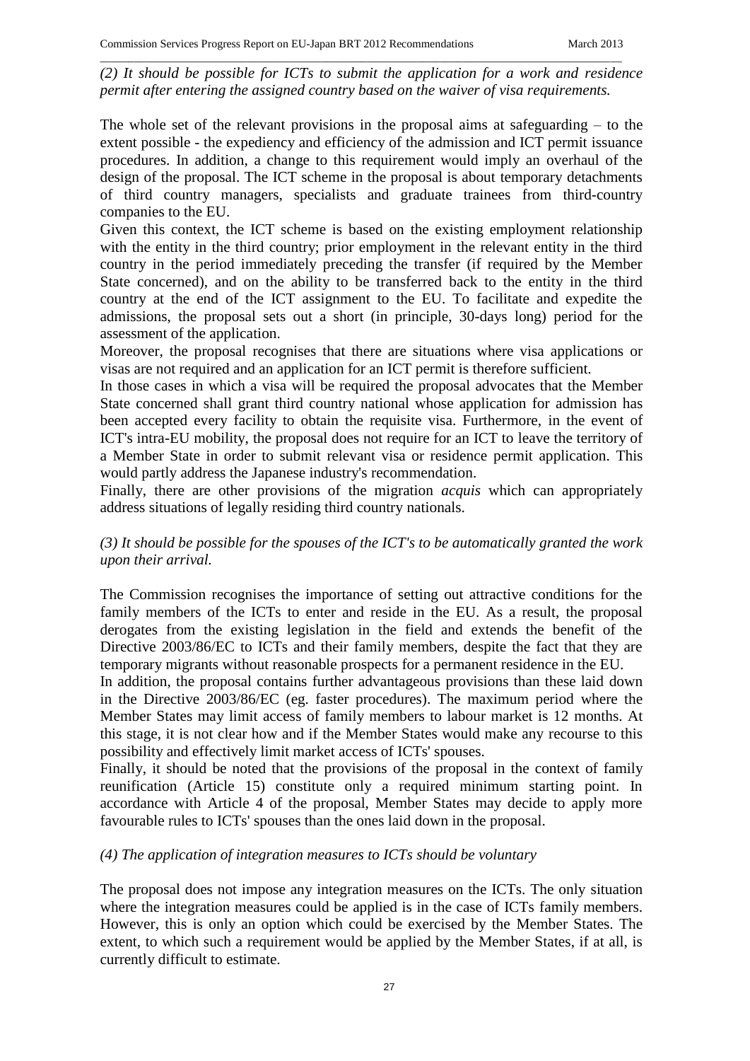*(2) It should be possible for ICTs to submit the application for a work and residence permit after entering the assigned country based on the waiver of visa requirements.*

The whole set of the relevant provisions in the proposal aims at safeguarding – to the extent possible - the expediency and efficiency of the admission and ICT permit issuance procedures. In addition, a change to this requirement would imply an overhaul of the design of the proposal. The ICT scheme in the proposal is about temporary detachments of third country managers, specialists and graduate trainees from third-country companies to the EU.

Given this context, the ICT scheme is based on the existing employment relationship with the entity in the third country; prior employment in the relevant entity in the third country in the period immediately preceding the transfer (if required by the Member State concerned), and on the ability to be transferred back to the entity in the third country at the end of the ICT assignment to the EU. To facilitate and expedite the admissions, the proposal sets out a short (in principle, 30-days long) period for the assessment of the application.

Moreover, the proposal recognises that there are situations where visa applications or visas are not required and an application for an ICT permit is therefore sufficient.

In those cases in which a visa will be required the proposal advocates that the Member State concerned shall grant third country national whose application for admission has been accepted every facility to obtain the requisite visa. Furthermore, in the event of ICT's intra-EU mobility, the proposal does not require for an ICT to leave the territory of a Member State in order to submit relevant visa or residence permit application. This would partly address the Japanese industry's recommendation.

Finally, there are other provisions of the migration *acquis* which can appropriately address situations of legally residing third country nationals.

*(3) It should be possible for the spouses of the ICT's to be automatically granted the work upon their arrival.*

The Commission recognises the importance of setting out attractive conditions for the family members of the ICTs to enter and reside in the EU. As a result, the proposal derogates from the existing legislation in the field and extends the benefit of the Directive 2003/86/EC to ICTs and their family members, despite the fact that they are temporary migrants without reasonable prospects for a permanent residence in the EU.

In addition, the proposal contains further advantageous provisions than these laid down in the Directive 2003/86/EC (eg. faster procedures). The maximum period where the Member States may limit access of family members to labour market is 12 months. At this stage, it is not clear how and if the Member States would make any recourse to this possibility and effectively limit market access of ICTs' spouses.

Finally, it should be noted that the provisions of the proposal in the context of family reunification (Article 15) constitute only a required minimum starting point. In accordance with Article 4 of the proposal, Member States may decide to apply more favourable rules to ICTs' spouses than the ones laid down in the proposal.

*(4) The application of integration measures to ICTs should be voluntary*

The proposal does not impose any integration measures on the ICTs. The only situation where the integration measures could be applied is in the case of ICTs family members. However, this is only an option which could be exercised by the Member States. The extent, to which such a requirement would be applied by the Member States, if at all, is currently difficult to estimate.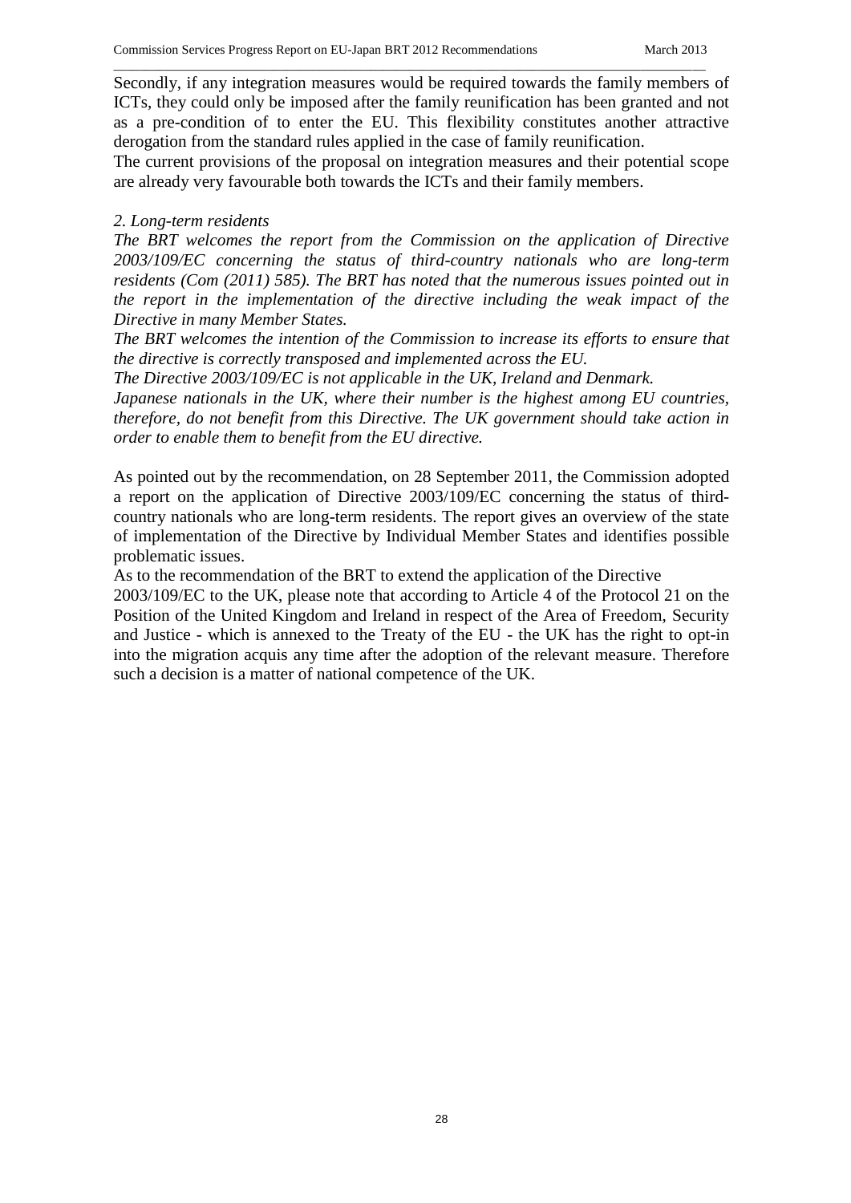Secondly, if any integration measures would be required towards the family members of ICTs, they could only be imposed after the family reunification has been granted and not as a pre-condition of to enter the EU. This flexibility constitutes another attractive derogation from the standard rules applied in the case of family reunification.

The current provisions of the proposal on integration measures and their potential scope are already very favourable both towards the ICTs and their family members.

*2. Long-term residents*

*The BRT welcomes the report from the Commission on the application of Directive 2003/109/EC concerning the status of third-country nationals who are long-term residents (Com (2011) 585). The BRT has noted that the numerous issues pointed out in the report in the implementation of the directive including the weak impact of the Directive in many Member States.*

*The BRT welcomes the intention of the Commission to increase its efforts to ensure that the directive is correctly transposed and implemented across the EU.*

*The Directive 2003/109/EC is not applicable in the UK, Ireland and Denmark.*

*Japanese nationals in the UK, where their number is the highest among EU countries, therefore, do not benefit from this Directive. The UK government should take action in order to enable them to benefit from the EU directive.*

As pointed out by the recommendation, on 28 September 2011, the Commission adopted a report on the application of Directive 2003/109/EC concerning the status of third-country nationals who are long-term residents. The report gives an overview of the state of implementation of the Directive by Individual Member States and identifies possible problematic issues.

As to the recommendation of the BRT to extend the application of the Directive 2003/109/EC to the UK, please note that according to Article 4 of the Protocol 21 on the Position of the United Kingdom and Ireland in respect of the Area of Freedom, Security and Justice - which is annexed to the Treaty of the EU - the UK has the right to opt-in into the migration acquis any time after the adoption of the relevant measure. Therefore such a decision is a matter of national competence of the UK.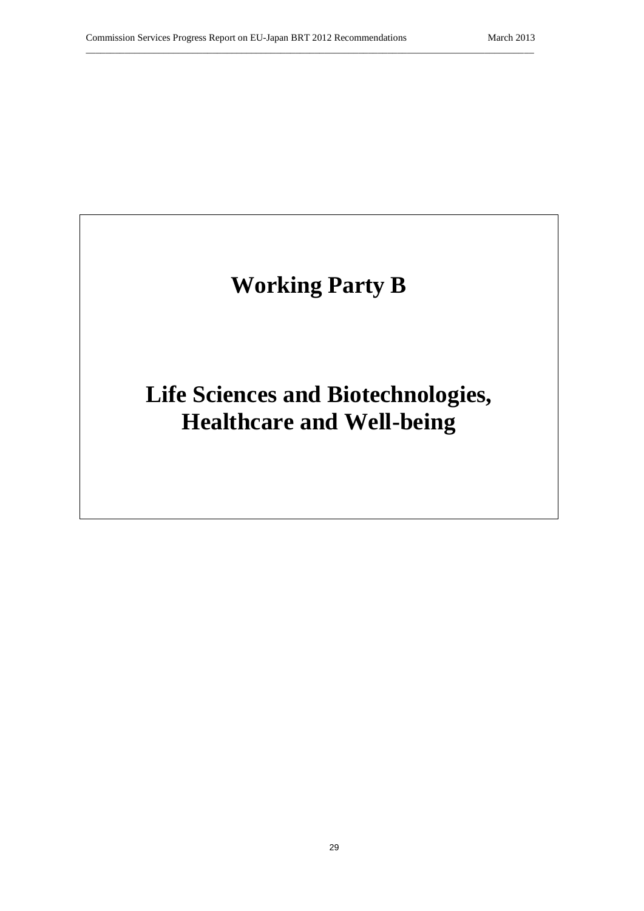# Working Party B

# Life Sciences and Biotechnologies, Healthcare and Well-being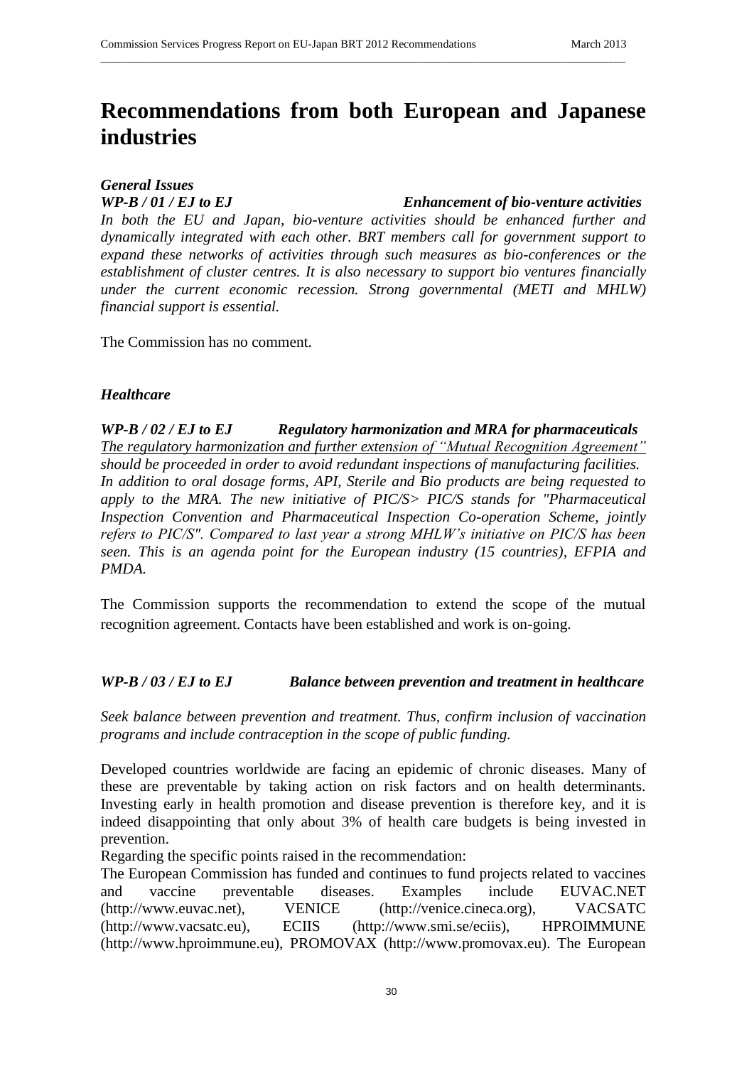# Recommendations from both European and Japanese industries

### *General Issues*

***WP-B / 01 / EJ to EJ — Enhancement of bio-venture activities***

*In both the EU and Japan, bio-venture activities should be enhanced further and dynamically integrated with each other. BRT members call for government support to expand these networks of activities through such measures as bio-conferences or the establishment of cluster centres. It is also necessary to support bio ventures financially under the current economic recession. Strong governmental (METI and MHLW) financial support is essential.*

The Commission has no comment.

### *Healthcare*

***WP-B / 02 / EJ to EJ — Regulatory harmonization and MRA for pharmaceuticals***

*<u>The regulatory harmonization and further extension of "Mutual Recognition Agreement"</u> should be proceeded in order to avoid redundant inspections of manufacturing facilities. In addition to oral dosage forms, API, Sterile and Bio products are being requested to apply to the MRA. The new initiative of PIC/S> PIC/S stands for "Pharmaceutical Inspection Convention and Pharmaceutical Inspection Co-operation Scheme, jointly refers to PIC/S". Compared to last year a strong MHLW's initiative on PIC/S has been seen. This is an agenda point for the European industry (15 countries), EFPIA and PMDA.*

The Commission supports the recommendation to extend the scope of the mutual recognition agreement. Contacts have been established and work is on-going.

***WP-B / 03 / EJ to EJ — Balance between prevention and treatment in healthcare***

*Seek balance between prevention and treatment. Thus, confirm inclusion of vaccination programs and include contraception in the scope of public funding.*

Developed countries worldwide are facing an epidemic of chronic diseases. Many of these are preventable by taking action on risk factors and on health determinants. Investing early in health promotion and disease prevention is therefore key, and it is indeed disappointing that only about 3% of health care budgets is being invested in prevention.

Regarding the specific points raised in the recommendation:

The European Commission has funded and continues to fund projects related to vaccines and vaccine preventable diseases. Examples include EUVAC.NET (http://www.euvac.net), VENICE (http://venice.cineca.org), VACSATC (http://www.vacsatc.eu), ECIIS (http://www.smi.se/eciis), HPROIMMUNE (http://www.hproimmune.eu), PROMOVAX (http://www.promovax.eu). The European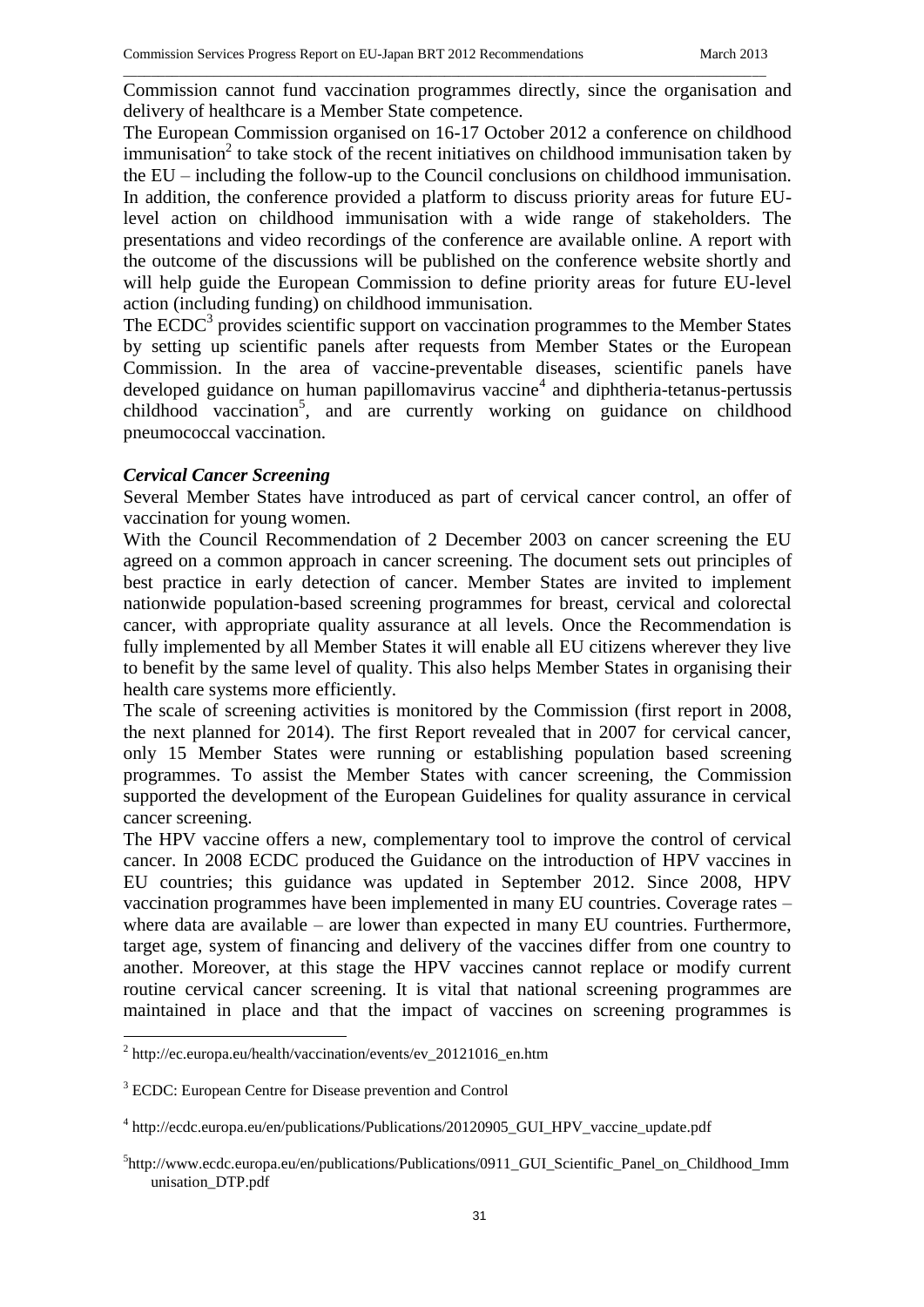Commission cannot fund vaccination programmes directly, since the organisation and delivery of healthcare is a Member State competence.

The European Commission organised on 16-17 October 2012 a conference on childhood immunisation[2] to take stock of the recent initiatives on childhood immunisation taken by the EU – including the follow-up to the Council conclusions on childhood immunisation. In addition, the conference provided a platform to discuss priority areas for future EU-level action on childhood immunisation with a wide range of stakeholders. The presentations and video recordings of the conference are available online. A report with the outcome of the discussions will be published on the conference website shortly and will help guide the European Commission to define priority areas for future EU-level action (including funding) on childhood immunisation.

The ECDC[3] provides scientific support on vaccination programmes to the Member States by setting up scientific panels after requests from Member States or the European Commission. In the area of vaccine-preventable diseases, scientific panels have developed guidance on human papillomavirus vaccine[4] and diphtheria-tetanus-pertussis childhood vaccination[5], and are currently working on guidance on childhood pneumococcal vaccination.

***Cervical Cancer Screening***

Several Member States have introduced as part of cervical cancer control, an offer of vaccination for young women.

With the Council Recommendation of 2 December 2003 on cancer screening the EU agreed on a common approach in cancer screening. The document sets out principles of best practice in early detection of cancer. Member States are invited to implement nationwide population-based screening programmes for breast, cervical and colorectal cancer, with appropriate quality assurance at all levels. Once the Recommendation is fully implemented by all Member States it will enable all EU citizens wherever they live to benefit by the same level of quality. This also helps Member States in organising their health care systems more efficiently.

The scale of screening activities is monitored by the Commission (first report in 2008, the next planned for 2014). The first Report revealed that in 2007 for cervical cancer, only 15 Member States were running or establishing population based screening programmes. To assist the Member States with cancer screening, the Commission supported the development of the European Guidelines for quality assurance in cervical cancer screening.

The HPV vaccine offers a new, complementary tool to improve the control of cervical cancer. In 2008 ECDC produced the Guidance on the introduction of HPV vaccines in EU countries; this guidance was updated in September 2012. Since 2008, HPV vaccination programmes have been implemented in many EU countries. Coverage rates – where data are available – are lower than expected in many EU countries. Furthermore, target age, system of financing and delivery of the vaccines differ from one country to another. Moreover, at this stage the HPV vaccines cannot replace or modify current routine cervical cancer screening. It is vital that national screening programmes are maintained in place and that the impact of vaccines on screening programmes is

---

[2] http://ec.europa.eu/health/vaccination/events/ev_20121016_en.htm

[3] ECDC: European Centre for Disease prevention and Control

[4] http://ecdc.europa.eu/en/publications/Publications/20120905_GUI_HPV_vaccine_update.pdf

[5] http://www.ecdc.europa.eu/en/publications/Publications/0911_GUI_Scientific_Panel_on_Childhood_Immunisation_DTP.pdf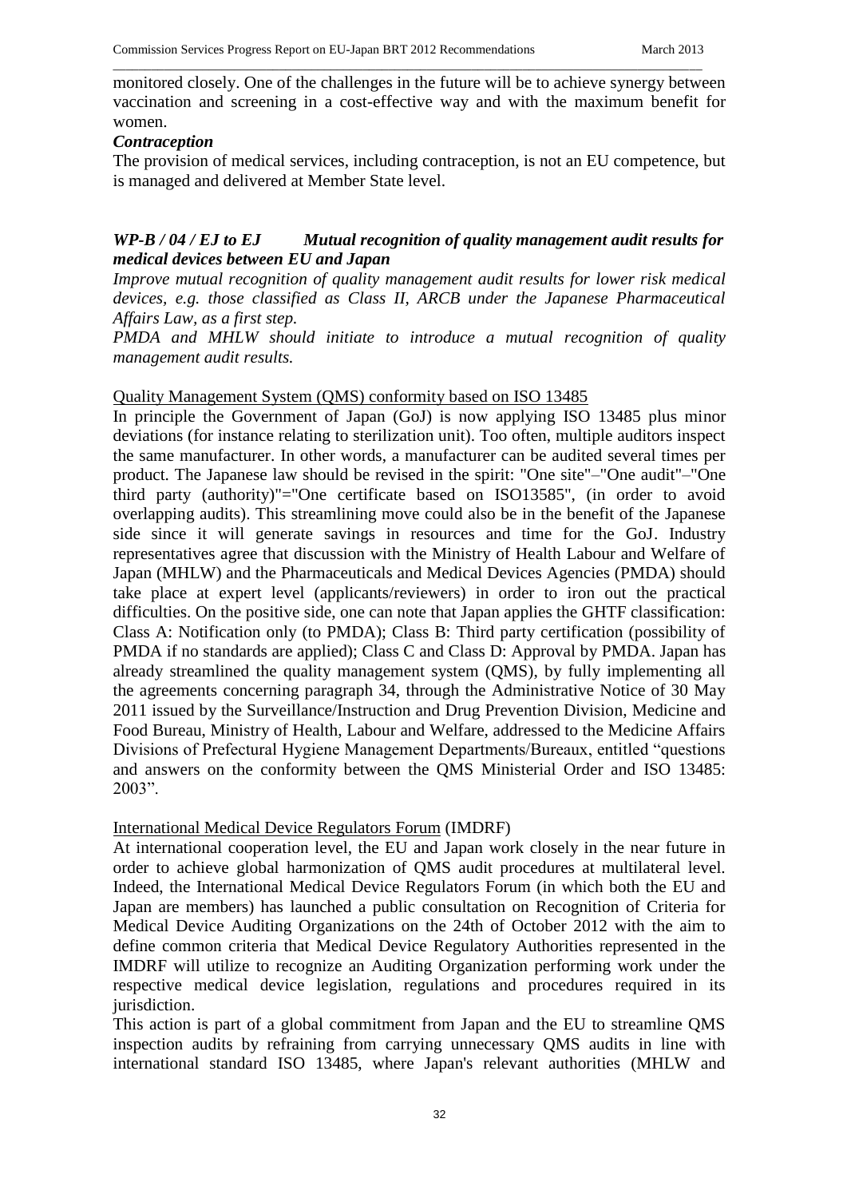monitored closely. One of the challenges in the future will be to achieve synergy between vaccination and screening in a cost-effective way and with the maximum benefit for women.

***Contraception***

The provision of medical services, including contraception, is not an EU competence, but is managed and delivered at Member State level.

### *WP-B / 04 / EJ to EJ Mutual recognition of quality management audit results for medical devices between EU and Japan*

*Improve mutual recognition of quality management audit results for lower risk medical devices, e.g. those classified as Class II, ARCB under the Japanese Pharmaceutical Affairs Law, as a first step.*

*PMDA and MHLW should initiate to introduce a mutual recognition of quality management audit results.*

Quality Management System (QMS) conformity based on ISO 13485

In principle the Government of Japan (GoJ) is now applying ISO 13485 plus minor deviations (for instance relating to sterilization unit). Too often, multiple auditors inspect the same manufacturer. In other words, a manufacturer can be audited several times per product. The Japanese law should be revised in the spirit: "One site"–"One audit"–"One third party (authority)"="One certificate based on ISO13585", (in order to avoid overlapping audits). This streamlining move could also be in the benefit of the Japanese side since it will generate savings in resources and time for the GoJ. Industry representatives agree that discussion with the Ministry of Health Labour and Welfare of Japan (MHLW) and the Pharmaceuticals and Medical Devices Agencies (PMDA) should take place at expert level (applicants/reviewers) in order to iron out the practical difficulties. On the positive side, one can note that Japan applies the GHTF classification: Class A: Notification only (to PMDA); Class B: Third party certification (possibility of PMDA if no standards are applied); Class C and Class D: Approval by PMDA. Japan has already streamlined the quality management system (QMS), by fully implementing all the agreements concerning paragraph 34, through the Administrative Notice of 30 May 2011 issued by the Surveillance/Instruction and Drug Prevention Division, Medicine and Food Bureau, Ministry of Health, Labour and Welfare, addressed to the Medicine Affairs Divisions of Prefectural Hygiene Management Departments/Bureaux, entitled "questions and answers on the conformity between the QMS Ministerial Order and ISO 13485: 2003".

International Medical Device Regulators Forum (IMDRF)

At international cooperation level, the EU and Japan work closely in the near future in order to achieve global harmonization of QMS audit procedures at multilateral level. Indeed, the International Medical Device Regulators Forum (in which both the EU and Japan are members) has launched a public consultation on Recognition of Criteria for Medical Device Auditing Organizations on the 24th of October 2012 with the aim to define common criteria that Medical Device Regulatory Authorities represented in the IMDRF will utilize to recognize an Auditing Organization performing work under the respective medical device legislation, regulations and procedures required in its jurisdiction.

This action is part of a global commitment from Japan and the EU to streamline QMS inspection audits by refraining from carrying unnecessary QMS audits in line with international standard ISO 13485, where Japan's relevant authorities (MHLW and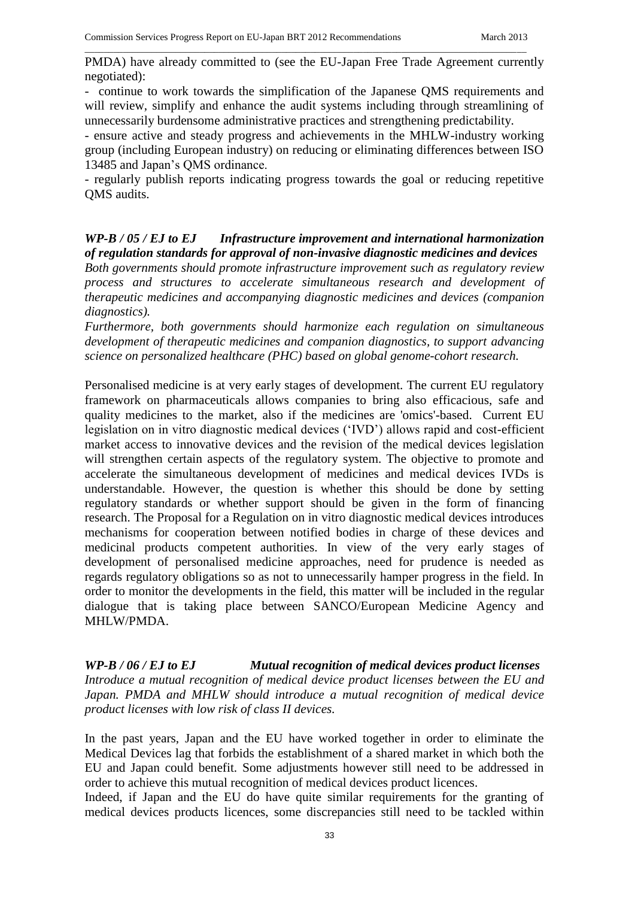PMDA) have already committed to (see the EU-Japan Free Trade Agreement currently negotiated):

- continue to work towards the simplification of the Japanese QMS requirements and will review, simplify and enhance the audit systems including through streamlining of unnecessarily burdensome administrative practices and strengthening predictability.
- ensure active and steady progress and achievements in the MHLW-industry working group (including European industry) on reducing or eliminating differences between ISO 13485 and Japan's QMS ordinance.
- regularly publish reports indicating progress towards the goal or reducing repetitive QMS audits.

***WP-B / 05 / EJ to EJ Infrastructure improvement and international harmonization of regulation standards for approval of non-invasive diagnostic medicines and devices***

*Both governments should promote infrastructure improvement such as regulatory review process and structures to accelerate simultaneous research and development of therapeutic medicines and accompanying diagnostic medicines and devices (companion diagnostics).*

*Furthermore, both governments should harmonize each regulation on simultaneous development of therapeutic medicines and companion diagnostics, to support advancing science on personalized healthcare (PHC) based on global genome-cohort research.*

Personalised medicine is at very early stages of development. The current EU regulatory framework on pharmaceuticals allows companies to bring also efficacious, safe and quality medicines to the market, also if the medicines are 'omics'-based. Current EU legislation on in vitro diagnostic medical devices ('IVD') allows rapid and cost-efficient market access to innovative devices and the revision of the medical devices legislation will strengthen certain aspects of the regulatory system. The objective to promote and accelerate the simultaneous development of medicines and medical devices IVDs is understandable. However, the question is whether this should be done by setting regulatory standards or whether support should be given in the form of financing research. The Proposal for a Regulation on in vitro diagnostic medical devices introduces mechanisms for cooperation between notified bodies in charge of these devices and medicinal products competent authorities. In view of the very early stages of development of personalised medicine approaches, need for prudence is needed as regards regulatory obligations so as not to unnecessarily hamper progress in the field. In order to monitor the developments in the field, this matter will be included in the regular dialogue that is taking place between SANCO/European Medicine Agency and MHLW/PMDA.

***WP-B / 06 / EJ to EJ Mutual recognition of medical devices product licenses***

*Introduce a mutual recognition of medical device product licenses between the EU and Japan. PMDA and MHLW should introduce a mutual recognition of medical device product licenses with low risk of class II devices.*

In the past years, Japan and the EU have worked together in order to eliminate the Medical Devices lag that forbids the establishment of a shared market in which both the EU and Japan could benefit. Some adjustments however still need to be addressed in order to achieve this mutual recognition of medical devices product licences.

Indeed, if Japan and the EU do have quite similar requirements for the granting of medical devices products licences, some discrepancies still need to be tackled within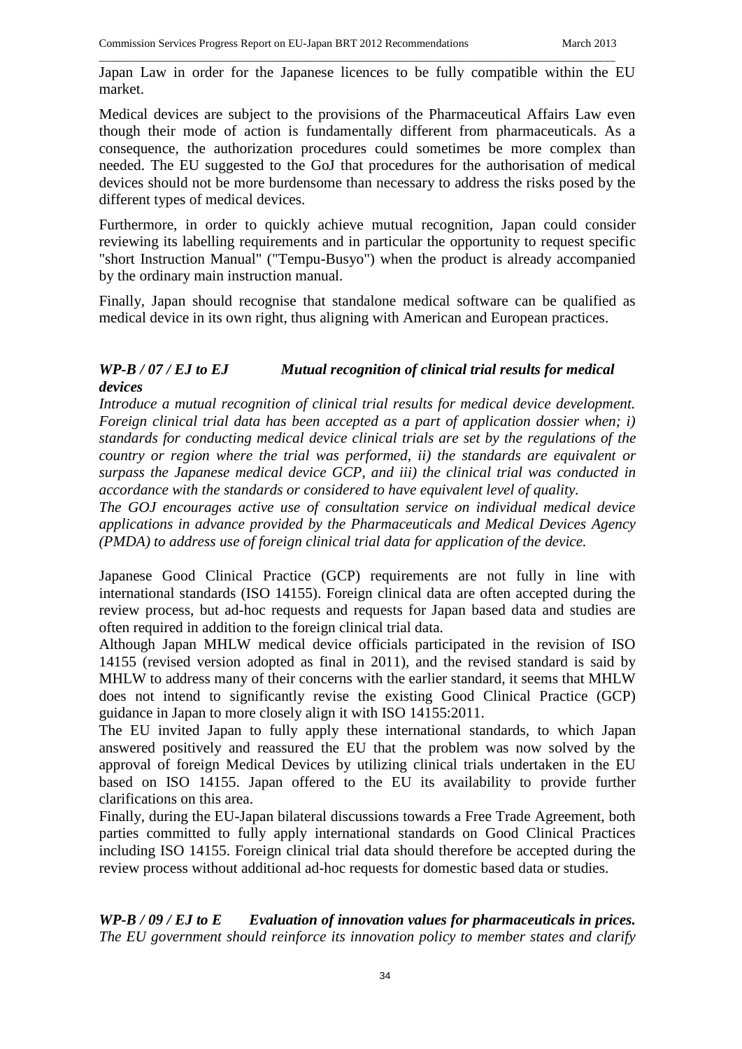Japan Law in order for the Japanese licences to be fully compatible within the EU market.

Medical devices are subject to the provisions of the Pharmaceutical Affairs Law even though their mode of action is fundamentally different from pharmaceuticals. As a consequence, the authorization procedures could sometimes be more complex than needed. The EU suggested to the GoJ that procedures for the authorisation of medical devices should not be more burdensome than necessary to address the risks posed by the different types of medical devices.

Furthermore, in order to quickly achieve mutual recognition, Japan could consider reviewing its labelling requirements and in particular the opportunity to request specific "short Instruction Manual" ("Tempu-Busyo") when the product is already accompanied by the ordinary main instruction manual.

Finally, Japan should recognise that standalone medical software can be qualified as medical device in its own right, thus aligning with American and European practices.

### *WP-B / 07 / EJ to EJ Mutual recognition of clinical trial results for medical devices*

*Introduce a mutual recognition of clinical trial results for medical device development. Foreign clinical trial data has been accepted as a part of application dossier when; i) standards for conducting medical device clinical trials are set by the regulations of the country or region where the trial was performed, ii) the standards are equivalent or surpass the Japanese medical device GCP, and iii) the clinical trial was conducted in accordance with the standards or considered to have equivalent level of quality.*

*The GOJ encourages active use of consultation service on individual medical device applications in advance provided by the Pharmaceuticals and Medical Devices Agency (PMDA) to address use of foreign clinical trial data for application of the device.*

Japanese Good Clinical Practice (GCP) requirements are not fully in line with international standards (ISO 14155). Foreign clinical data are often accepted during the review process, but ad-hoc requests and requests for Japan based data and studies are often required in addition to the foreign clinical trial data.

Although Japan MHLW medical device officials participated in the revision of ISO 14155 (revised version adopted as final in 2011), and the revised standard is said by MHLW to address many of their concerns with the earlier standard, it seems that MHLW does not intend to significantly revise the existing Good Clinical Practice (GCP) guidance in Japan to more closely align it with ISO 14155:2011.

The EU invited Japan to fully apply these international standards, to which Japan answered positively and reassured the EU that the problem was now solved by the approval of foreign Medical Devices by utilizing clinical trials undertaken in the EU based on ISO 14155. Japan offered to the EU its availability to provide further clarifications on this area.

Finally, during the EU-Japan bilateral discussions towards a Free Trade Agreement, both parties committed to fully apply international standards on Good Clinical Practices including ISO 14155. Foreign clinical trial data should therefore be accepted during the review process without additional ad-hoc requests for domestic based data or studies.

### *WP-B / 09 / EJ to E Evaluation of innovation values for pharmaceuticals in prices.*

*The EU government should reinforce its innovation policy to member states and clarify*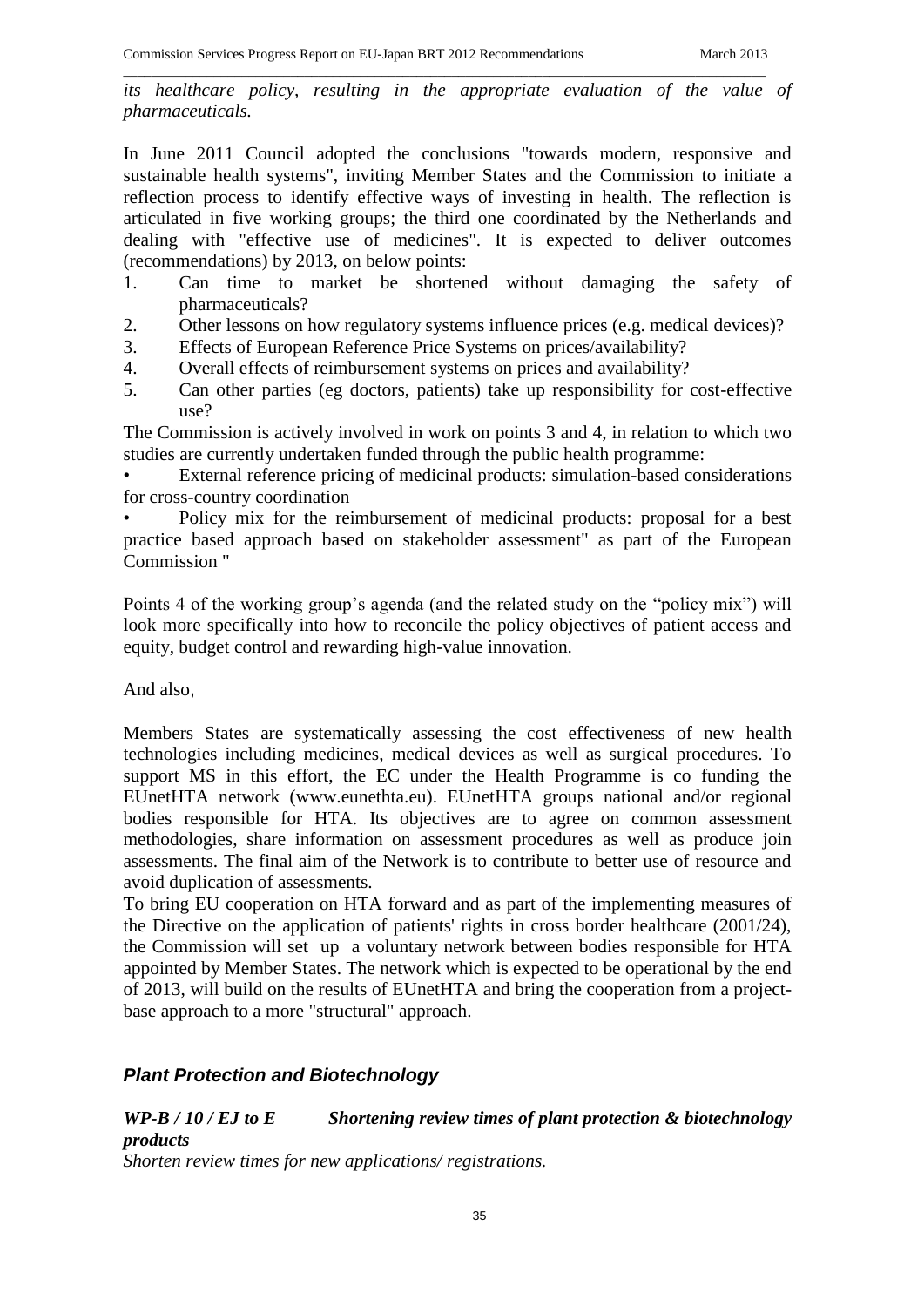*its healthcare policy, resulting in the appropriate evaluation of the value of pharmaceuticals.*

In June 2011 Council adopted the conclusions "towards modern, responsive and sustainable health systems", inviting Member States and the Commission to initiate a reflection process to identify effective ways of investing in health. The reflection is articulated in five working groups; the third one coordinated by the Netherlands and dealing with "effective use of medicines". It is expected to deliver outcomes (recommendations) by 2013, on below points:

1. Can time to market be shortened without damaging the safety of pharmaceuticals?
2. Other lessons on how regulatory systems influence prices (e.g. medical devices)?
3. Effects of European Reference Price Systems on prices/availability?
4. Overall effects of reimbursement systems on prices and availability?
5. Can other parties (eg doctors, patients) take up responsibility for cost-effective use?

The Commission is actively involved in work on points 3 and 4, in relation to which two studies are currently undertaken funded through the public health programme:

- External reference pricing of medicinal products: simulation-based considerations for cross-country coordination
- Policy mix for the reimbursement of medicinal products: proposal for a best practice based approach based on stakeholder assessment" as part of the European Commission "

Points 4 of the working group's agenda (and the related study on the "policy mix") will look more specifically into how to reconcile the policy objectives of patient access and equity, budget control and rewarding high-value innovation.

And also,

Members States are systematically assessing the cost effectiveness of new health technologies including medicines, medical devices as well as surgical procedures. To support MS in this effort, the EC under the Health Programme is co funding the EUnetHTA network (www.eunethta.eu). EUnetHTA groups national and/or regional bodies responsible for HTA. Its objectives are to agree on common assessment methodologies, share information on assessment procedures as well as produce join assessments. The final aim of the Network is to contribute to better use of resource and avoid duplication of assessments.

To bring EU cooperation on HTA forward and as part of the implementing measures of the Directive on the application of patients' rights in cross border healthcare (2001/24), the Commission will set up a voluntary network between bodies responsible for HTA appointed by Member States. The network which is expected to be operational by the end of 2013, will build on the results of EUnetHTA and bring the cooperation from a project-base approach to a more "structural" approach.

## *Plant Protection and Biotechnology*

### *WP-B / 10 / EJ to E Shortening review times of plant protection & biotechnology products*

*Shorten review times for new applications/ registrations.*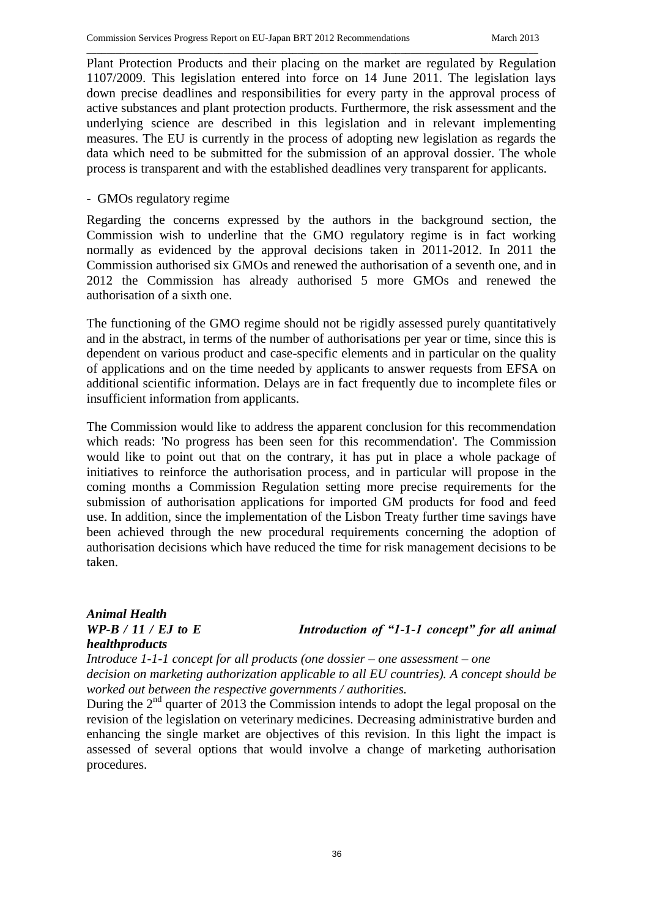Plant Protection Products and their placing on the market are regulated by Regulation 1107/2009. This legislation entered into force on 14 June 2011. The legislation lays down precise deadlines and responsibilities for every party in the approval process of active substances and plant protection products. Furthermore, the risk assessment and the underlying science are described in this legislation and in relevant implementing measures. The EU is currently in the process of adopting new legislation as regards the data which need to be submitted for the submission of an approval dossier. The whole process is transparent and with the established deadlines very transparent for applicants.

- GMOs regulatory regime

Regarding the concerns expressed by the authors in the background section, the Commission wish to underline that the GMO regulatory regime is in fact working normally as evidenced by the approval decisions taken in 2011-2012. In 2011 the Commission authorised six GMOs and renewed the authorisation of a seventh one, and in 2012 the Commission has already authorised 5 more GMOs and renewed the authorisation of a sixth one.

The functioning of the GMO regime should not be rigidly assessed purely quantitatively and in the abstract, in terms of the number of authorisations per year or time, since this is dependent on various product and case-specific elements and in particular on the quality of applications and on the time needed by applicants to answer requests from EFSA on additional scientific information. Delays are in fact frequently due to incomplete files or insufficient information from applicants.

The Commission would like to address the apparent conclusion for this recommendation which reads: 'No progress has been seen for this recommendation'. The Commission would like to point out that on the contrary, it has put in place a whole package of initiatives to reinforce the authorisation process, and in particular will propose in the coming months a Commission Regulation setting more precise requirements for the submission of authorisation applications for imported GM products for food and feed use. In addition, since the implementation of the Lisbon Treaty further time savings have been achieved through the new procedural requirements concerning the adoption of authorisation decisions which have reduced the time for risk management decisions to be taken.

***Animal Health***

***WP-B / 11 / EJ to E — Introduction of "1-1-1 concept" for all animal healthproducts***

*Introduce 1-1-1 concept for all products (one dossier – one assessment – one decision on marketing authorization applicable to all EU countries). A concept should be worked out between the respective governments / authorities.*

During the 2nd quarter of 2013 the Commission intends to adopt the legal proposal on the revision of the legislation on veterinary medicines. Decreasing administrative burden and enhancing the single market are objectives of this revision. In this light the impact is assessed of several options that would involve a change of marketing authorisation procedures.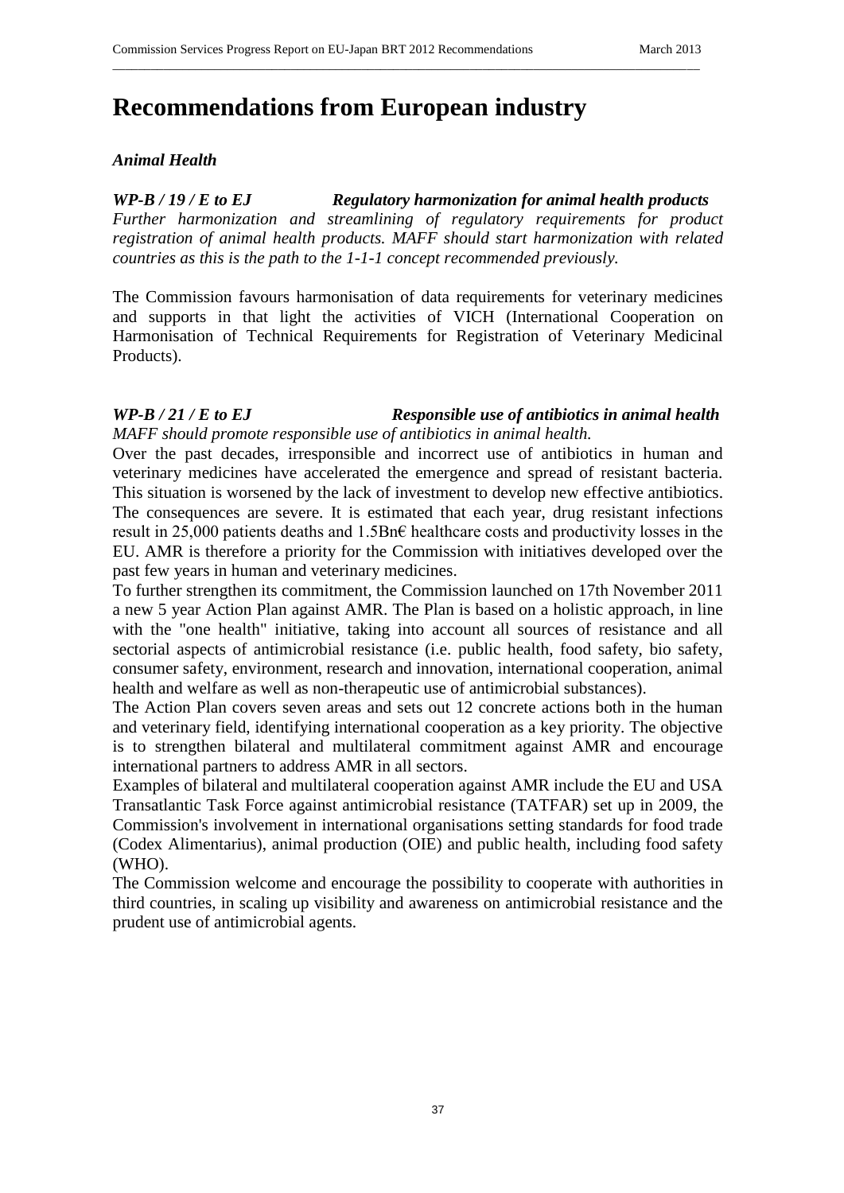# Recommendations from European industry

## *Animal Health*

***WP-B / 19 / E to EJ*** ***Regulatory harmonization for animal health products***

*Further harmonization and streamlining of regulatory requirements for product registration of animal health products. MAFF should start harmonization with related countries as this is the path to the 1-1-1 concept recommended previously.*

The Commission favours harmonisation of data requirements for veterinary medicines and supports in that light the activities of VICH (International Cooperation on Harmonisation of Technical Requirements for Registration of Veterinary Medicinal Products).

***WP-B / 21 / E to EJ*** ***Responsible use of antibiotics in animal health***

*MAFF should promote responsible use of antibiotics in animal health.*

Over the past decades, irresponsible and incorrect use of antibiotics in human and veterinary medicines have accelerated the emergence and spread of resistant bacteria. This situation is worsened by the lack of investment to develop new effective antibiotics. The consequences are severe. It is estimated that each year, drug resistant infections result in 25,000 patients deaths and 1.5Bn€ healthcare costs and productivity losses in the EU. AMR is therefore a priority for the Commission with initiatives developed over the past few years in human and veterinary medicines.

To further strengthen its commitment, the Commission launched on 17th November 2011 a new 5 year Action Plan against AMR. The Plan is based on a holistic approach, in line with the "one health" initiative, taking into account all sources of resistance and all sectorial aspects of antimicrobial resistance (i.e. public health, food safety, bio safety, consumer safety, environment, research and innovation, international cooperation, animal health and welfare as well as non-therapeutic use of antimicrobial substances).

The Action Plan covers seven areas and sets out 12 concrete actions both in the human and veterinary field, identifying international cooperation as a key priority. The objective is to strengthen bilateral and multilateral commitment against AMR and encourage international partners to address AMR in all sectors.

Examples of bilateral and multilateral cooperation against AMR include the EU and USA Transatlantic Task Force against antimicrobial resistance (TATFAR) set up in 2009, the Commission's involvement in international organisations setting standards for food trade (Codex Alimentarius), animal production (OIE) and public health, including food safety (WHO).

The Commission welcome and encourage the possibility to cooperate with authorities in third countries, in scaling up visibility and awareness on antimicrobial resistance and the prudent use of antimicrobial agents.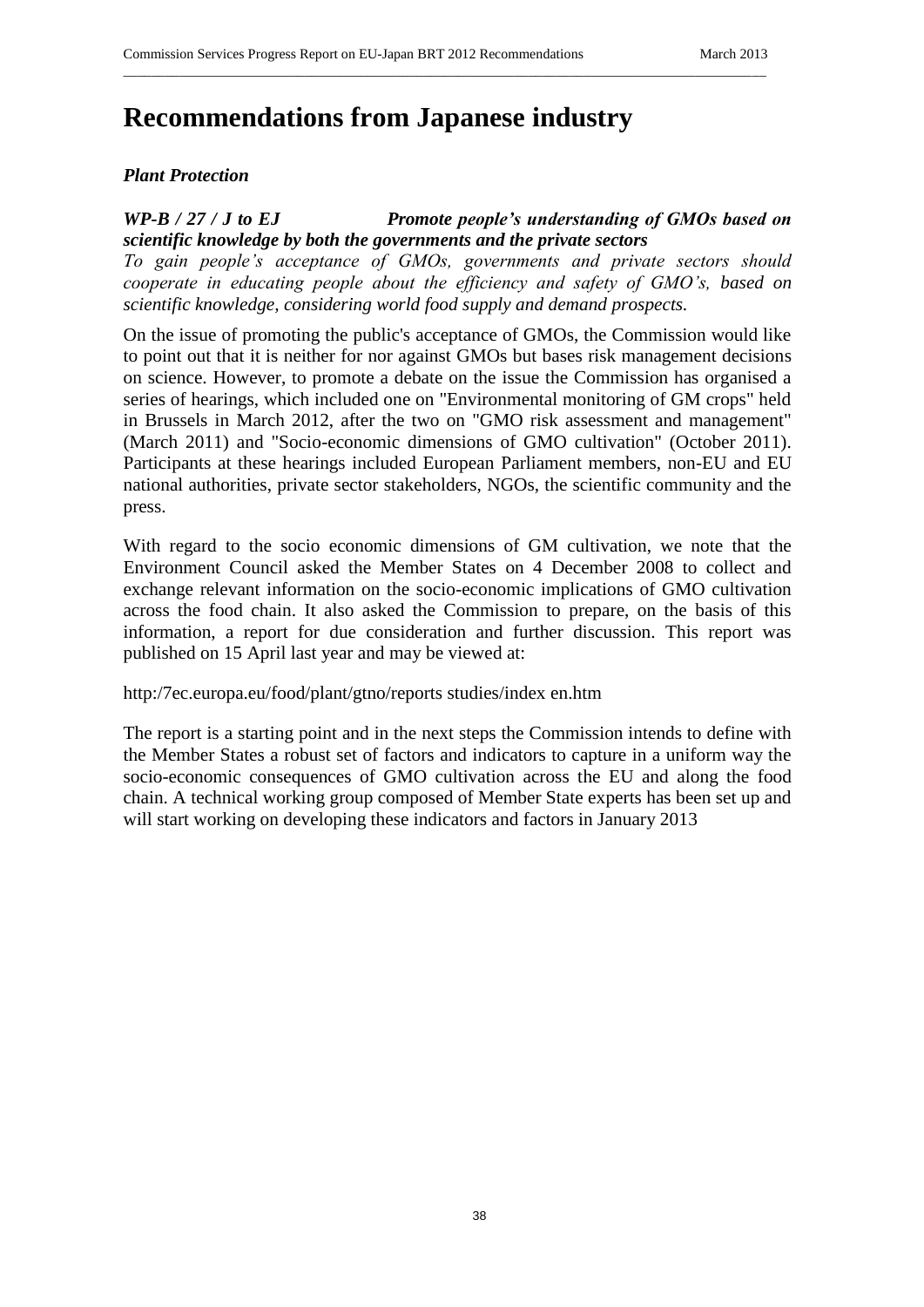# Recommendations from Japanese industry

***Plant Protection***

***WP-B / 27 / J to EJ Promote people's understanding of GMOs based on scientific knowledge by both the governments and the private sectors***

*To gain people's acceptance of GMOs, governments and private sectors should cooperate in educating people about the efficiency and safety of GMO's, based on scientific knowledge, considering world food supply and demand prospects.*

On the issue of promoting the public's acceptance of GMOs, the Commission would like to point out that it is neither for nor against GMOs but bases risk management decisions on science. However, to promote a debate on the issue the Commission has organised a series of hearings, which included one on "Environmental monitoring of GM crops" held in Brussels in March 2012, after the two on "GMO risk assessment and management" (March 2011) and "Socio-economic dimensions of GMO cultivation" (October 2011). Participants at these hearings included European Parliament members, non-EU and EU national authorities, private sector stakeholders, NGOs, the scientific community and the press.

With regard to the socio economic dimensions of GM cultivation, we note that the Environment Council asked the Member States on 4 December 2008 to collect and exchange relevant information on the socio-economic implications of GMO cultivation across the food chain. It also asked the Commission to prepare, on the basis of this information, a report for due consideration and further discussion. This report was published on 15 April last year and may be viewed at:

http:/7ec.europa.eu/food/plant/gtno/reports studies/index en.htm

The report is a starting point and in the next steps the Commission intends to define with the Member States a robust set of factors and indicators to capture in a uniform way the socio-economic consequences of GMO cultivation across the EU and along the food chain. A technical working group composed of Member State experts has been set up and will start working on developing these indicators and factors in January 2013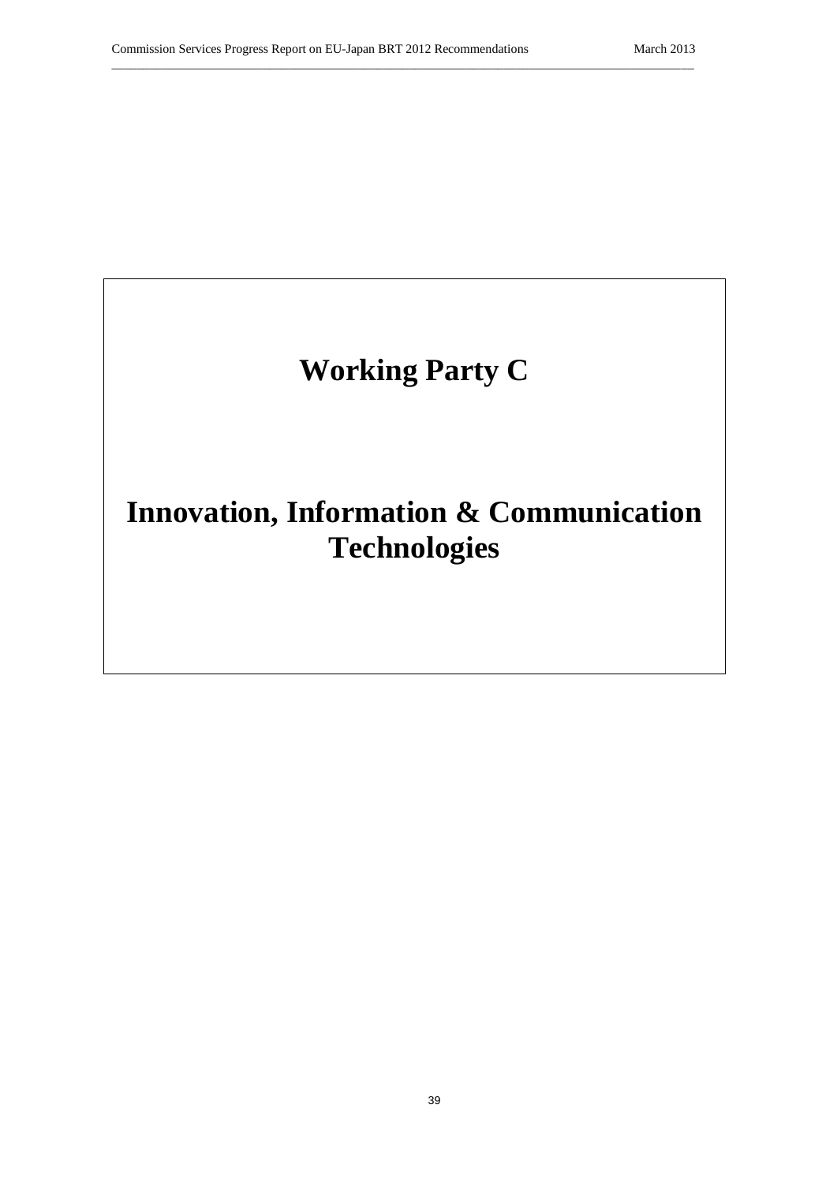# Working Party C

# Innovation, Information & Communication Technologies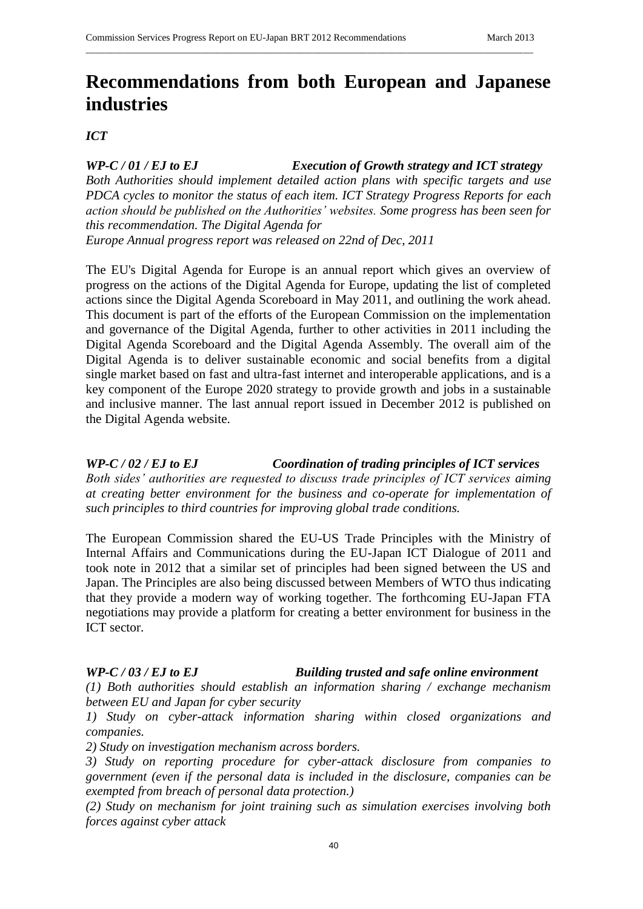# Recommendations from both European and Japanese industries

## *ICT*

***WP-C / 01 / EJ to EJ — Execution of Growth strategy and ICT strategy***

*Both Authorities should implement detailed action plans with specific targets and use PDCA cycles to monitor the status of each item. ICT Strategy Progress Reports for each action should be published on the Authorities' websites. Some progress has been seen for this recommendation. The Digital Agenda for Europe Annual progress report was released on 22nd of Dec, 2011*

The EU's Digital Agenda for Europe is an annual report which gives an overview of progress on the actions of the Digital Agenda for Europe, updating the list of completed actions since the Digital Agenda Scoreboard in May 2011, and outlining the work ahead. This document is part of the efforts of the European Commission on the implementation and governance of the Digital Agenda, further to other activities in 2011 including the Digital Agenda Scoreboard and the Digital Agenda Assembly. The overall aim of the Digital Agenda is to deliver sustainable economic and social benefits from a digital single market based on fast and ultra-fast internet and interoperable applications, and is a key component of the Europe 2020 strategy to provide growth and jobs in a sustainable and inclusive manner. The last annual report issued in December 2012 is published on the Digital Agenda website.

***WP-C / 02 / EJ to EJ — Coordination of trading principles of ICT services***

*Both sides' authorities are requested to discuss trade principles of ICT services aiming at creating better environment for the business and co-operate for implementation of such principles to third countries for improving global trade conditions.*

The European Commission shared the EU-US Trade Principles with the Ministry of Internal Affairs and Communications during the EU-Japan ICT Dialogue of 2011 and took note in 2012 that a similar set of principles had been signed between the US and Japan. The Principles are also being discussed between Members of WTO thus indicating that they provide a modern way of working together. The forthcoming EU-Japan FTA negotiations may provide a platform for creating a better environment for business in the ICT sector.

***WP-C / 03 / EJ to EJ — Building trusted and safe online environment***

*(1) Both authorities should establish an information sharing / exchange mechanism between EU and Japan for cyber security*

*1) Study on cyber-attack information sharing within closed organizations and companies.*

*2) Study on investigation mechanism across borders.*

*3) Study on reporting procedure for cyber-attack disclosure from companies to government (even if the personal data is included in the disclosure, companies can be exempted from breach of personal data protection.)*

*(2) Study on mechanism for joint training such as simulation exercises involving both forces against cyber attack*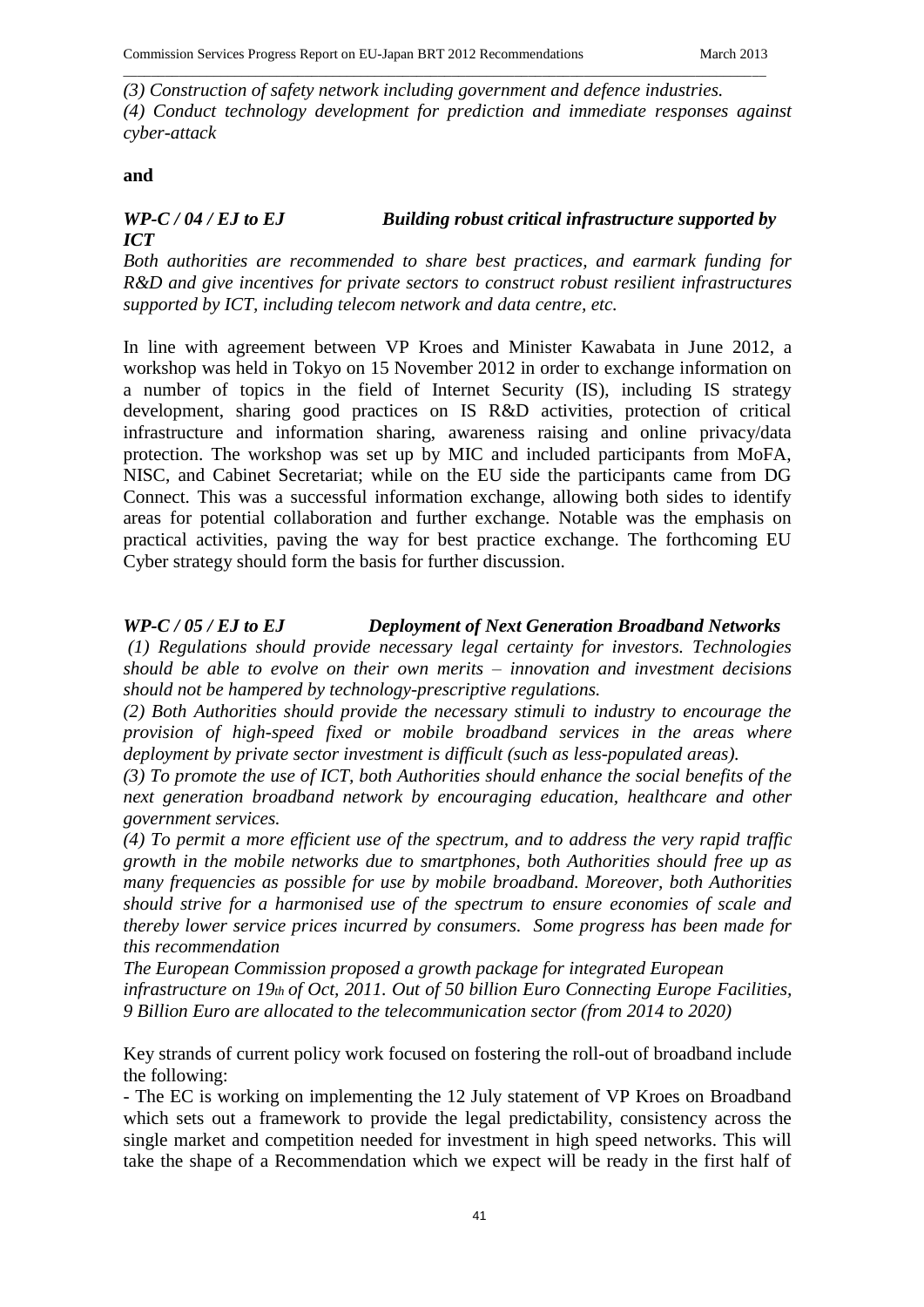*(3) Construction of safety network including government and defence industries.*
*(4) Conduct technology development for prediction and immediate responses against cyber-attack*

**and**

***WP-C / 04 / EJ to EJ Building robust critical infrastructure supported by ICT***

*Both authorities are recommended to share best practices, and earmark funding for R&D and give incentives for private sectors to construct robust resilient infrastructures supported by ICT, including telecom network and data centre, etc.*

In line with agreement between VP Kroes and Minister Kawabata in June 2012, a workshop was held in Tokyo on 15 November 2012 in order to exchange information on a number of topics in the field of Internet Security (IS), including IS strategy development, sharing good practices on IS R&D activities, protection of critical infrastructure and information sharing, awareness raising and online privacy/data protection. The workshop was set up by MIC and included participants from MoFA, NISC, and Cabinet Secretariat; while on the EU side the participants came from DG Connect. This was a successful information exchange, allowing both sides to identify areas for potential collaboration and further exchange. Notable was the emphasis on practical activities, paving the way for best practice exchange. The forthcoming EU Cyber strategy should form the basis for further discussion.

***WP-C / 05 / EJ to EJ Deployment of Next Generation Broadband Networks***

*(1) Regulations should provide necessary legal certainty for investors. Technologies should be able to evolve on their own merits – innovation and investment decisions should not be hampered by technology-prescriptive regulations.*
*(2) Both Authorities should provide the necessary stimuli to industry to encourage the provision of high-speed fixed or mobile broadband services in the areas where deployment by private sector investment is difficult (such as less-populated areas).*
*(3) To promote the use of ICT, both Authorities should enhance the social benefits of the next generation broadband network by encouraging education, healthcare and other government services.*
*(4) To permit a more efficient use of the spectrum, and to address the very rapid traffic growth in the mobile networks due to smartphones, both Authorities should free up as many frequencies as possible for use by mobile broadband. Moreover, both Authorities should strive for a harmonised use of the spectrum to ensure economies of scale and thereby lower service prices incurred by consumers. Some progress has been made for this recommendation*
*The European Commission proposed a growth package for integrated European infrastructure on 19th of Oct, 2011. Out of 50 billion Euro Connecting Europe Facilities, 9 Billion Euro are allocated to the telecommunication sector (from 2014 to 2020)*

Key strands of current policy work focused on fostering the roll-out of broadband include the following:

- The EC is working on implementing the 12 July statement of VP Kroes on Broadband which sets out a framework to provide the legal predictability, consistency across the single market and competition needed for investment in high speed networks. This will take the shape of a Recommendation which we expect will be ready in the first half of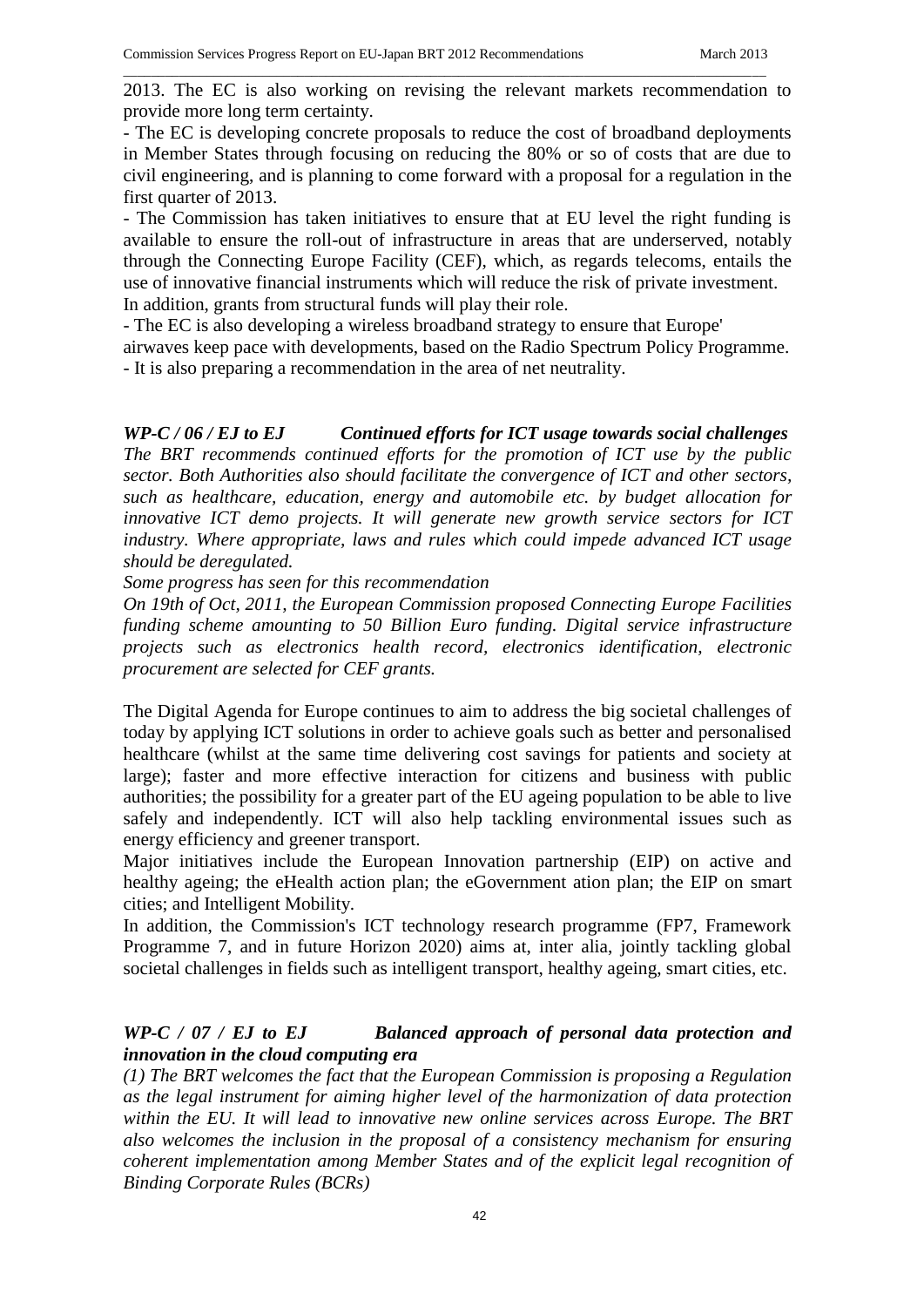2013. The EC is also working on revising the relevant markets recommendation to provide more long term certainty.

- The EC is developing concrete proposals to reduce the cost of broadband deployments in Member States through focusing on reducing the 80% or so of costs that are due to civil engineering, and is planning to come forward with a proposal for a regulation in the first quarter of 2013.
- The Commission has taken initiatives to ensure that at EU level the right funding is available to ensure the roll-out of infrastructure in areas that are underserved, notably through the Connecting Europe Facility (CEF), which, as regards telecoms, entails the use of innovative financial instruments which will reduce the risk of private investment. In addition, grants from structural funds will play their role.
- The EC is also developing a wireless broadband strategy to ensure that Europe' airwaves keep pace with developments, based on the Radio Spectrum Policy Programme.
- It is also preparing a recommendation in the area of net neutrality.

***WP-C / 06 / EJ to EJ Continued efforts for ICT usage towards social challenges***

*The BRT recommends continued efforts for the promotion of ICT use by the public sector. Both Authorities also should facilitate the convergence of ICT and other sectors, such as healthcare, education, energy and automobile etc. by budget allocation for innovative ICT demo projects. It will generate new growth service sectors for ICT industry. Where appropriate, laws and rules which could impede advanced ICT usage should be deregulated.*

*Some progress has seen for this recommendation*

*On 19th of Oct, 2011, the European Commission proposed Connecting Europe Facilities funding scheme amounting to 50 Billion Euro funding. Digital service infrastructure projects such as electronics health record, electronics identification, electronic procurement are selected for CEF grants.*

The Digital Agenda for Europe continues to aim to address the big societal challenges of today by applying ICT solutions in order to achieve goals such as better and personalised healthcare (whilst at the same time delivering cost savings for patients and society at large); faster and more effective interaction for citizens and business with public authorities; the possibility for a greater part of the EU ageing population to be able to live safely and independently. ICT will also help tackling environmental issues such as energy efficiency and greener transport.

Major initiatives include the European Innovation partnership (EIP) on active and healthy ageing; the eHealth action plan; the eGovernment ation plan; the EIP on smart cities; and Intelligent Mobility.

In addition, the Commission's ICT technology research programme (FP7, Framework Programme 7, and in future Horizon 2020) aims at, inter alia, jointly tackling global societal challenges in fields such as intelligent transport, healthy ageing, smart cities, etc.

***WP-C / 07 / EJ to EJ Balanced approach of personal data protection and innovation in the cloud computing era***

*(1) The BRT welcomes the fact that the European Commission is proposing a Regulation as the legal instrument for aiming higher level of the harmonization of data protection within the EU. It will lead to innovative new online services across Europe. The BRT also welcomes the inclusion in the proposal of a consistency mechanism for ensuring coherent implementation among Member States and of the explicit legal recognition of Binding Corporate Rules (BCRs)*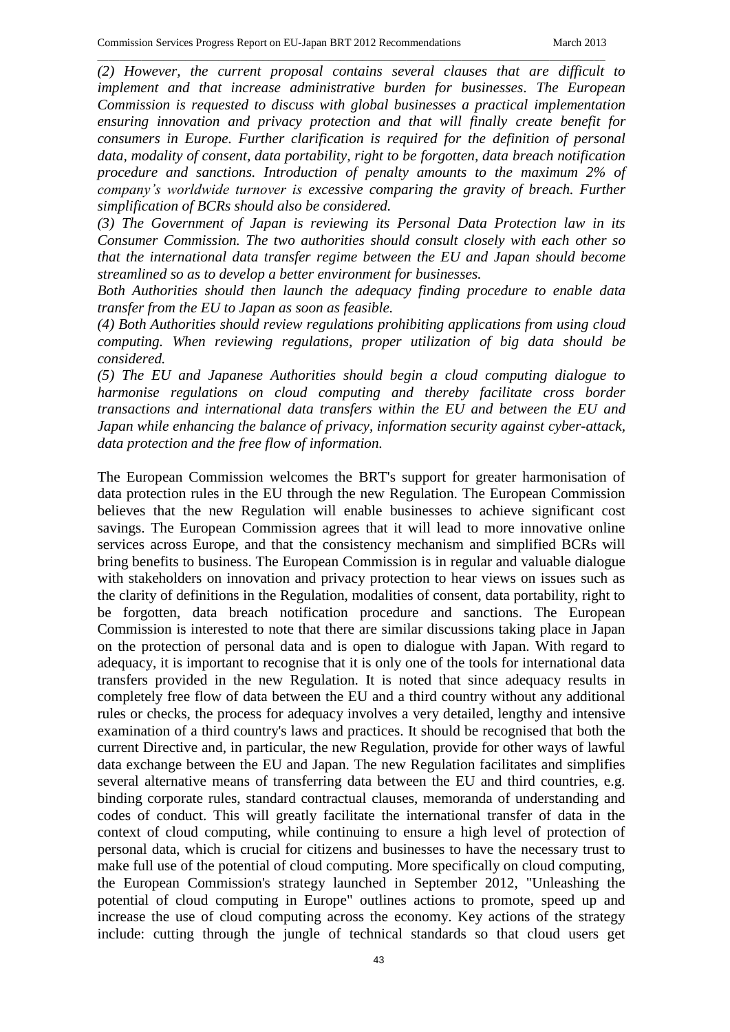*(2) However, the current proposal contains several clauses that are difficult to implement and that increase administrative burden for businesses. The European Commission is requested to discuss with global businesses a practical implementation ensuring innovation and privacy protection and that will finally create benefit for consumers in Europe. Further clarification is required for the definition of personal data, modality of consent, data portability, right to be forgotten, data breach notification procedure and sanctions. Introduction of penalty amounts to the maximum 2% of company's worldwide turnover is excessive comparing the gravity of breach. Further simplification of BCRs should also be considered.*

*(3) The Government of Japan is reviewing its Personal Data Protection law in its Consumer Commission. The two authorities should consult closely with each other so that the international data transfer regime between the EU and Japan should become streamlined so as to develop a better environment for businesses.*

*Both Authorities should then launch the adequacy finding procedure to enable data transfer from the EU to Japan as soon as feasible.*

*(4) Both Authorities should review regulations prohibiting applications from using cloud computing. When reviewing regulations, proper utilization of big data should be considered.*

*(5) The EU and Japanese Authorities should begin a cloud computing dialogue to harmonise regulations on cloud computing and thereby facilitate cross border transactions and international data transfers within the EU and between the EU and Japan while enhancing the balance of privacy, information security against cyber-attack, data protection and the free flow of information.*

The European Commission welcomes the BRT's support for greater harmonisation of data protection rules in the EU through the new Regulation. The European Commission believes that the new Regulation will enable businesses to achieve significant cost savings. The European Commission agrees that it will lead to more innovative online services across Europe, and that the consistency mechanism and simplified BCRs will bring benefits to business. The European Commission is in regular and valuable dialogue with stakeholders on innovation and privacy protection to hear views on issues such as the clarity of definitions in the Regulation, modalities of consent, data portability, right to be forgotten, data breach notification procedure and sanctions. The European Commission is interested to note that there are similar discussions taking place in Japan on the protection of personal data and is open to dialogue with Japan. With regard to adequacy, it is important to recognise that it is only one of the tools for international data transfers provided in the new Regulation. It is noted that since adequacy results in completely free flow of data between the EU and a third country without any additional rules or checks, the process for adequacy involves a very detailed, lengthy and intensive examination of a third country's laws and practices. It should be recognised that both the current Directive and, in particular, the new Regulation, provide for other ways of lawful data exchange between the EU and Japan. The new Regulation facilitates and simplifies several alternative means of transferring data between the EU and third countries, e.g. binding corporate rules, standard contractual clauses, memoranda of understanding and codes of conduct. This will greatly facilitate the international transfer of data in the context of cloud computing, while continuing to ensure a high level of protection of personal data, which is crucial for citizens and businesses to have the necessary trust to make full use of the potential of cloud computing. More specifically on cloud computing, the European Commission's strategy launched in September 2012, "Unleashing the potential of cloud computing in Europe" outlines actions to promote, speed up and increase the use of cloud computing across the economy. Key actions of the strategy include: cutting through the jungle of technical standards so that cloud users get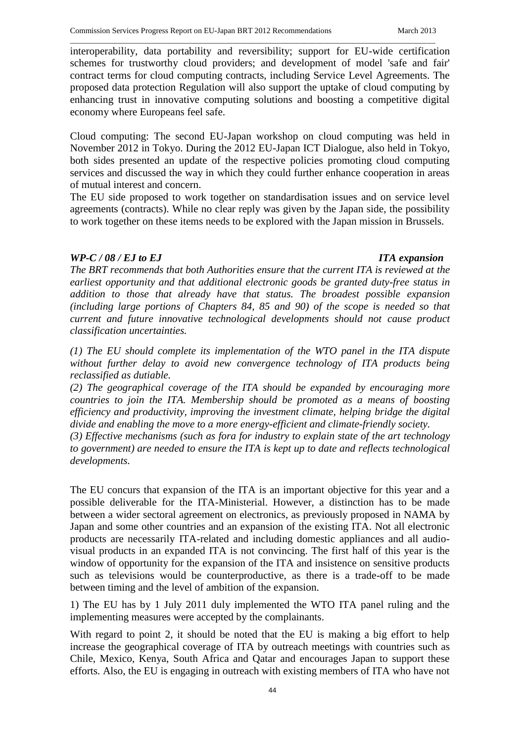interoperability, data portability and reversibility; support for EU-wide certification schemes for trustworthy cloud providers; and development of model 'safe and fair' contract terms for cloud computing contracts, including Service Level Agreements. The proposed data protection Regulation will also support the uptake of cloud computing by enhancing trust in innovative computing solutions and boosting a competitive digital economy where Europeans feel safe.

Cloud computing: The second EU-Japan workshop on cloud computing was held in November 2012 in Tokyo. During the 2012 EU-Japan ICT Dialogue, also held in Tokyo, both sides presented an update of the respective policies promoting cloud computing services and discussed the way in which they could further enhance cooperation in areas of mutual interest and concern.

The EU side proposed to work together on standardisation issues and on service level agreements (contracts). While no clear reply was given by the Japan side, the possibility to work together on these items needs to be explored with the Japan mission in Brussels.

***WP-C / 08 / EJ to EJ*** ***ITA expansion***

*The BRT recommends that both Authorities ensure that the current ITA is reviewed at the earliest opportunity and that additional electronic goods be granted duty-free status in addition to those that already have that status. The broadest possible expansion (including large portions of Chapters 84, 85 and 90) of the scope is needed so that current and future innovative technological developments should not cause product classification uncertainties.*

*(1) The EU should complete its implementation of the WTO panel in the ITA dispute without further delay to avoid new convergence technology of ITA products being reclassified as dutiable.*

*(2) The geographical coverage of the ITA should be expanded by encouraging more countries to join the ITA. Membership should be promoted as a means of boosting efficiency and productivity, improving the investment climate, helping bridge the digital divide and enabling the move to a more energy-efficient and climate-friendly society.*

*(3) Effective mechanisms (such as fora for industry to explain state of the art technology to government) are needed to ensure the ITA is kept up to date and reflects technological developments.*

The EU concurs that expansion of the ITA is an important objective for this year and a possible deliverable for the ITA-Ministerial. However, a distinction has to be made between a wider sectoral agreement on electronics, as previously proposed in NAMA by Japan and some other countries and an expansion of the existing ITA. Not all electronic products are necessarily ITA-related and including domestic appliances and all audio-visual products in an expanded ITA is not convincing. The first half of this year is the window of opportunity for the expansion of the ITA and insistence on sensitive products such as televisions would be counterproductive, as there is a trade-off to be made between timing and the level of ambition of the expansion.

1) The EU has by 1 July 2011 duly implemented the WTO ITA panel ruling and the implementing measures were accepted by the complainants.

With regard to point 2, it should be noted that the EU is making a big effort to help increase the geographical coverage of ITA by outreach meetings with countries such as Chile, Mexico, Kenya, South Africa and Qatar and encourages Japan to support these efforts. Also, the EU is engaging in outreach with existing members of ITA who have not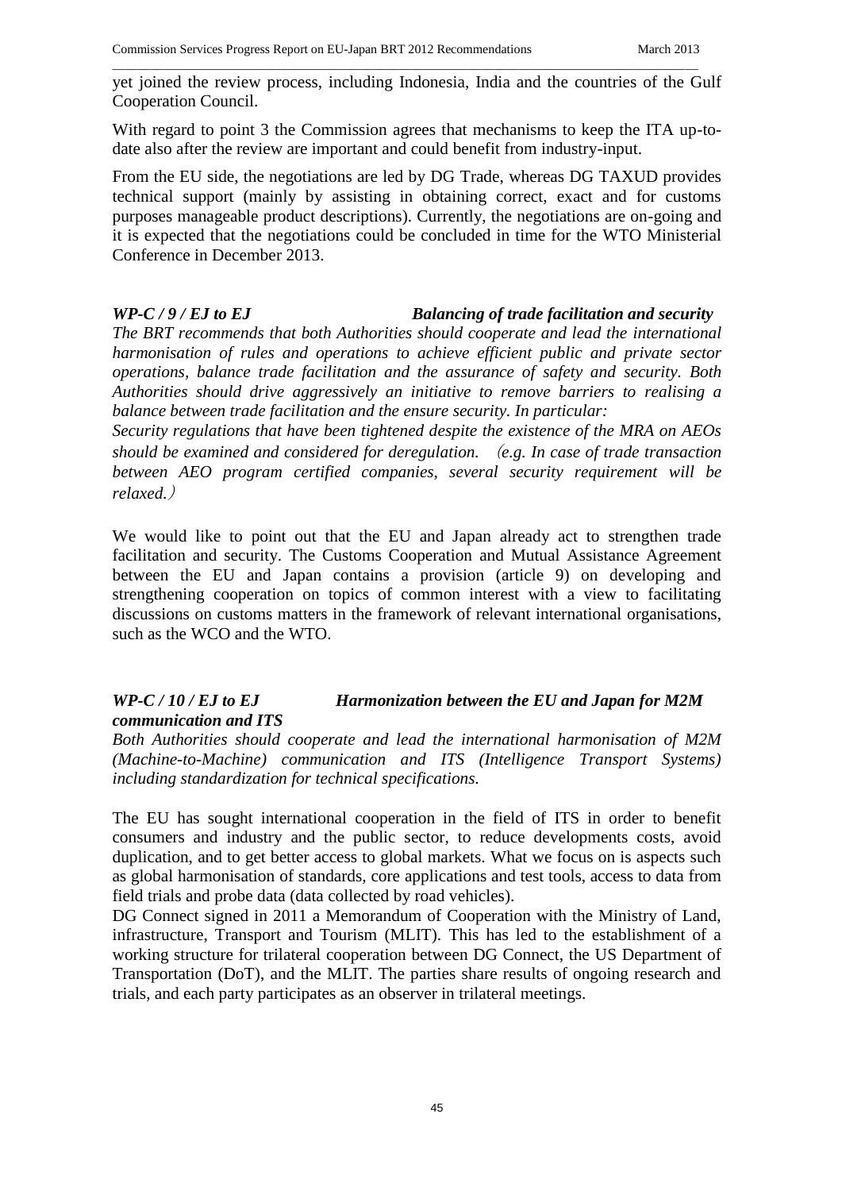yet joined the review process, including Indonesia, India and the countries of the Gulf Cooperation Council.

With regard to point 3 the Commission agrees that mechanisms to keep the ITA up-to-date also after the review are important and could benefit from industry-input.

From the EU side, the negotiations are led by DG Trade, whereas DG TAXUD provides technical support (mainly by assisting in obtaining correct, exact and for customs purposes manageable product descriptions). Currently, the negotiations are on-going and it is expected that the negotiations could be concluded in time for the WTO Ministerial Conference in December 2013.

***WP-C / 9 / EJ to EJ — Balancing of trade facilitation and security***

*The BRT recommends that both Authorities should cooperate and lead the international harmonisation of rules and operations to achieve efficient public and private sector operations, balance trade facilitation and the assurance of safety and security. Both Authorities should drive aggressively an initiative to remove barriers to realising a balance between trade facilitation and the ensure security. In particular:*

*Security regulations that have been tightened despite the existence of the MRA on AEOs should be examined and considered for deregulation.* （*e.g. In case of trade transaction between AEO program certified companies, several security requirement will be relaxed.*）

We would like to point out that the EU and Japan already act to strengthen trade facilitation and security. The Customs Cooperation and Mutual Assistance Agreement between the EU and Japan contains a provision (article 9) on developing and strengthening cooperation on topics of common interest with a view to facilitating discussions on customs matters in the framework of relevant international organisations, such as the WCO and the WTO.

***WP-C / 10 / EJ to EJ — Harmonization between the EU and Japan for M2M communication and ITS***

*Both Authorities should cooperate and lead the international harmonisation of M2M (Machine-to-Machine) communication and ITS (Intelligence Transport Systems) including standardization for technical specifications.*

The EU has sought international cooperation in the field of ITS in order to benefit consumers and industry and the public sector, to reduce developments costs, avoid duplication, and to get better access to global markets. What we focus on is aspects such as global harmonisation of standards, core applications and test tools, access to data from field trials and probe data (data collected by road vehicles).

DG Connect signed in 2011 a Memorandum of Cooperation with the Ministry of Land, infrastructure, Transport and Tourism (MLIT). This has led to the establishment of a working structure for trilateral cooperation between DG Connect, the US Department of Transportation (DoT), and the MLIT. The parties share results of ongoing research and trials, and each party participates as an observer in trilateral meetings.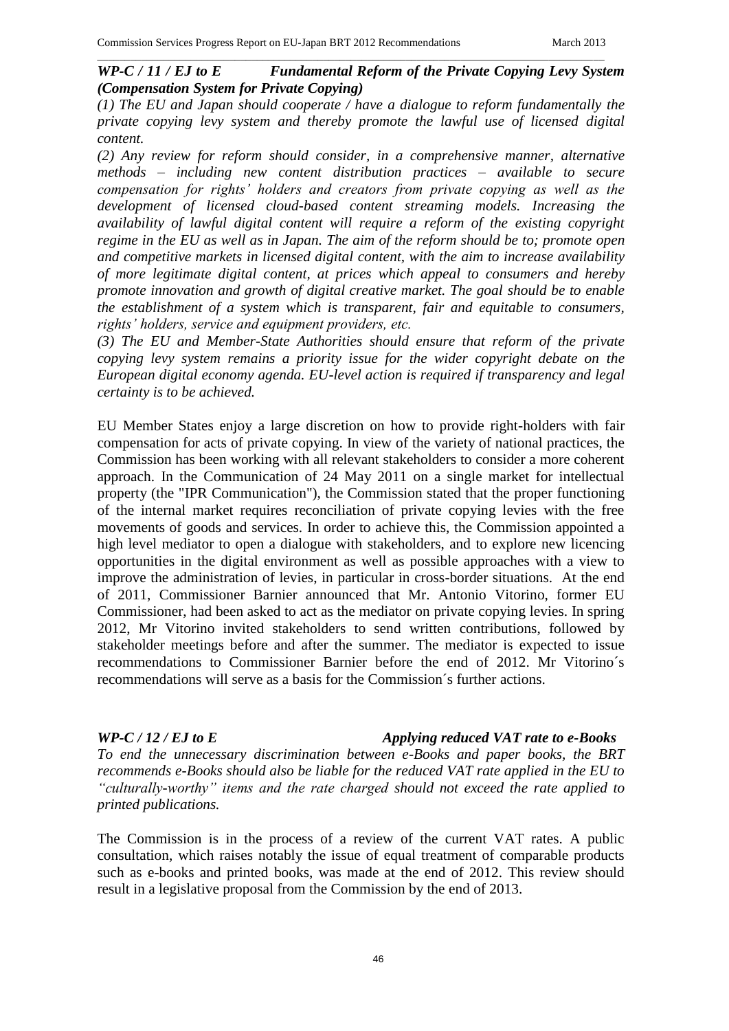***WP-C / 11 / EJ to E Fundamental Reform of the Private Copying Levy System (Compensation System for Private Copying)***

*(1) The EU and Japan should cooperate / have a dialogue to reform fundamentally the private copying levy system and thereby promote the lawful use of licensed digital content.*

*(2) Any review for reform should consider, in a comprehensive manner, alternative methods – including new content distribution practices – available to secure compensation for rights' holders and creators from private copying as well as the development of licensed cloud-based content streaming models. Increasing the availability of lawful digital content will require a reform of the existing copyright regime in the EU as well as in Japan. The aim of the reform should be to; promote open and competitive markets in licensed digital content, with the aim to increase availability of more legitimate digital content, at prices which appeal to consumers and hereby promote innovation and growth of digital creative market. The goal should be to enable the establishment of a system which is transparent, fair and equitable to consumers, rights' holders, service and equipment providers, etc.*

*(3) The EU and Member-State Authorities should ensure that reform of the private copying levy system remains a priority issue for the wider copyright debate on the European digital economy agenda. EU-level action is required if transparency and legal certainty is to be achieved.*

EU Member States enjoy a large discretion on how to provide right-holders with fair compensation for acts of private copying. In view of the variety of national practices, the Commission has been working with all relevant stakeholders to consider a more coherent approach. In the Communication of 24 May 2011 on a single market for intellectual property (the "IPR Communication"), the Commission stated that the proper functioning of the internal market requires reconciliation of private copying levies with the free movements of goods and services. In order to achieve this, the Commission appointed a high level mediator to open a dialogue with stakeholders, and to explore new licencing opportunities in the digital environment as well as possible approaches with a view to improve the administration of levies, in particular in cross-border situations. At the end of 2011, Commissioner Barnier announced that Mr. Antonio Vitorino, former EU Commissioner, had been asked to act as the mediator on private copying levies. In spring 2012, Mr Vitorino invited stakeholders to send written contributions, followed by stakeholder meetings before and after the summer. The mediator is expected to issue recommendations to Commissioner Barnier before the end of 2012. Mr Vitorino´s recommendations will serve as a basis for the Commission´s further actions.

***WP-C / 12 / EJ to E Applying reduced VAT rate to e-Books***

*To end the unnecessary discrimination between e-Books and paper books, the BRT recommends e-Books should also be liable for the reduced VAT rate applied in the EU to "culturally-worthy" items and the rate charged should not exceed the rate applied to printed publications.*

The Commission is in the process of a review of the current VAT rates. A public consultation, which raises notably the issue of equal treatment of comparable products such as e-books and printed books, was made at the end of 2012. This review should result in a legislative proposal from the Commission by the end of 2013.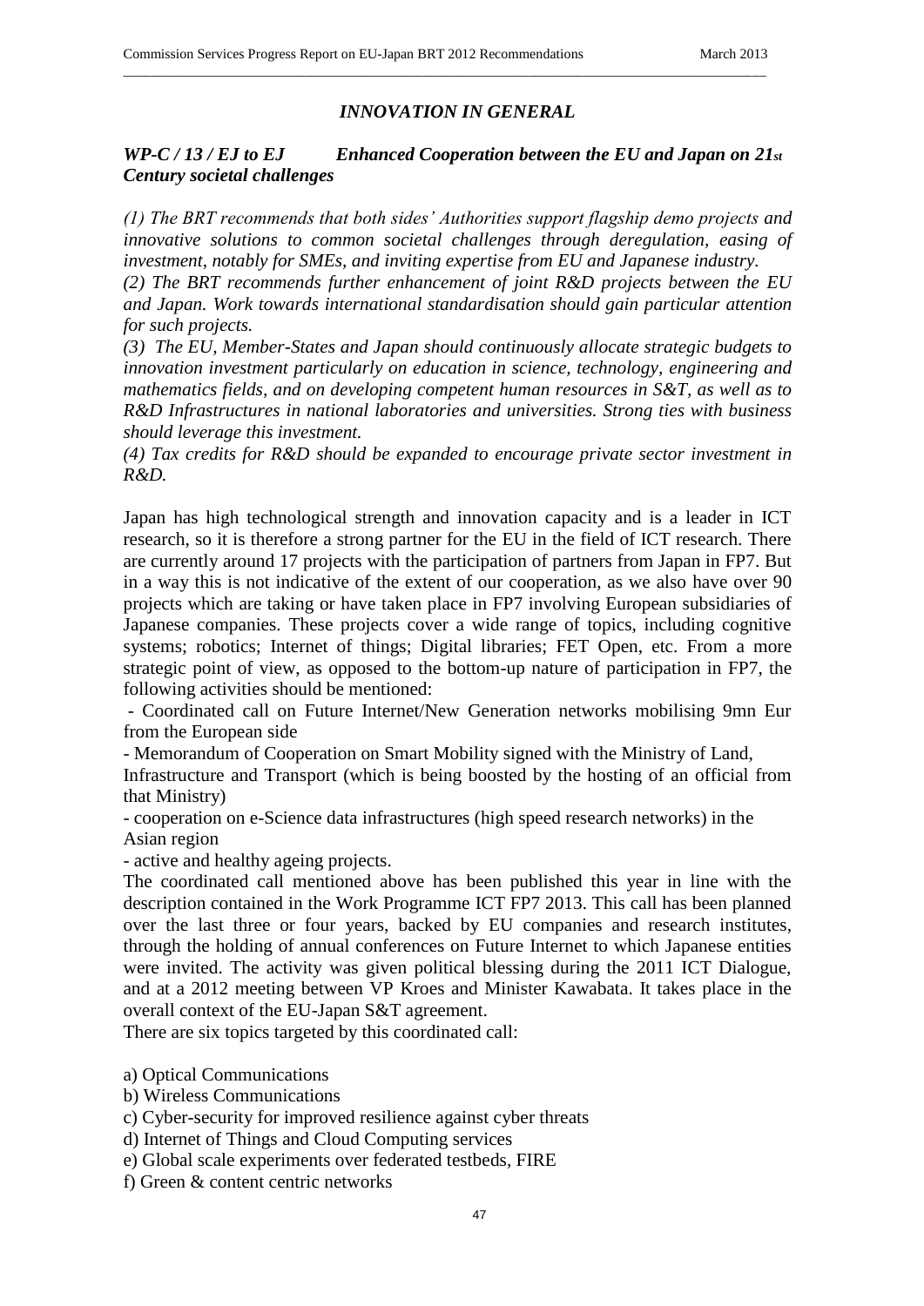## *INNOVATION IN GENERAL*

### *WP-C / 13 / EJ to EJ Enhanced Cooperation between the EU and Japan on 21st Century societal challenges*

*(1) The BRT recommends that both sides' Authorities support flagship demo projects and innovative solutions to common societal challenges through deregulation, easing of investment, notably for SMEs, and inviting expertise from EU and Japanese industry.*

*(2) The BRT recommends further enhancement of joint R&D projects between the EU and Japan. Work towards international standardisation should gain particular attention for such projects.*

*(3) The EU, Member-States and Japan should continuously allocate strategic budgets to innovation investment particularly on education in science, technology, engineering and mathematics fields, and on developing competent human resources in S&T, as well as to R&D Infrastructures in national laboratories and universities. Strong ties with business should leverage this investment.*

*(4) Tax credits for R&D should be expanded to encourage private sector investment in R&D.*

Japan has high technological strength and innovation capacity and is a leader in ICT research, so it is therefore a strong partner for the EU in the field of ICT research. There are currently around 17 projects with the participation of partners from Japan in FP7. But in a way this is not indicative of the extent of our cooperation, as we also have over 90 projects which are taking or have taken place in FP7 involving European subsidiaries of Japanese companies. These projects cover a wide range of topics, including cognitive systems; robotics; Internet of things; Digital libraries; FET Open, etc. From a more strategic point of view, as opposed to the bottom-up nature of participation in FP7, the following activities should be mentioned:

- Coordinated call on Future Internet/New Generation networks mobilising 9mn Eur from the European side
- Memorandum of Cooperation on Smart Mobility signed with the Ministry of Land, Infrastructure and Transport (which is being boosted by the hosting of an official from that Ministry)
- cooperation on e-Science data infrastructures (high speed research networks) in the Asian region
- active and healthy ageing projects.

The coordinated call mentioned above has been published this year in line with the description contained in the Work Programme ICT FP7 2013. This call has been planned over the last three or four years, backed by EU companies and research institutes, through the holding of annual conferences on Future Internet to which Japanese entities were invited. The activity was given political blessing during the 2011 ICT Dialogue, and at a 2012 meeting between VP Kroes and Minister Kawabata. It takes place in the overall context of the EU-Japan S&T agreement.

There are six topics targeted by this coordinated call:

a) Optical Communications

b) Wireless Communications

c) Cyber-security for improved resilience against cyber threats

d) Internet of Things and Cloud Computing services

e) Global scale experiments over federated testbeds, FIRE

f) Green & content centric networks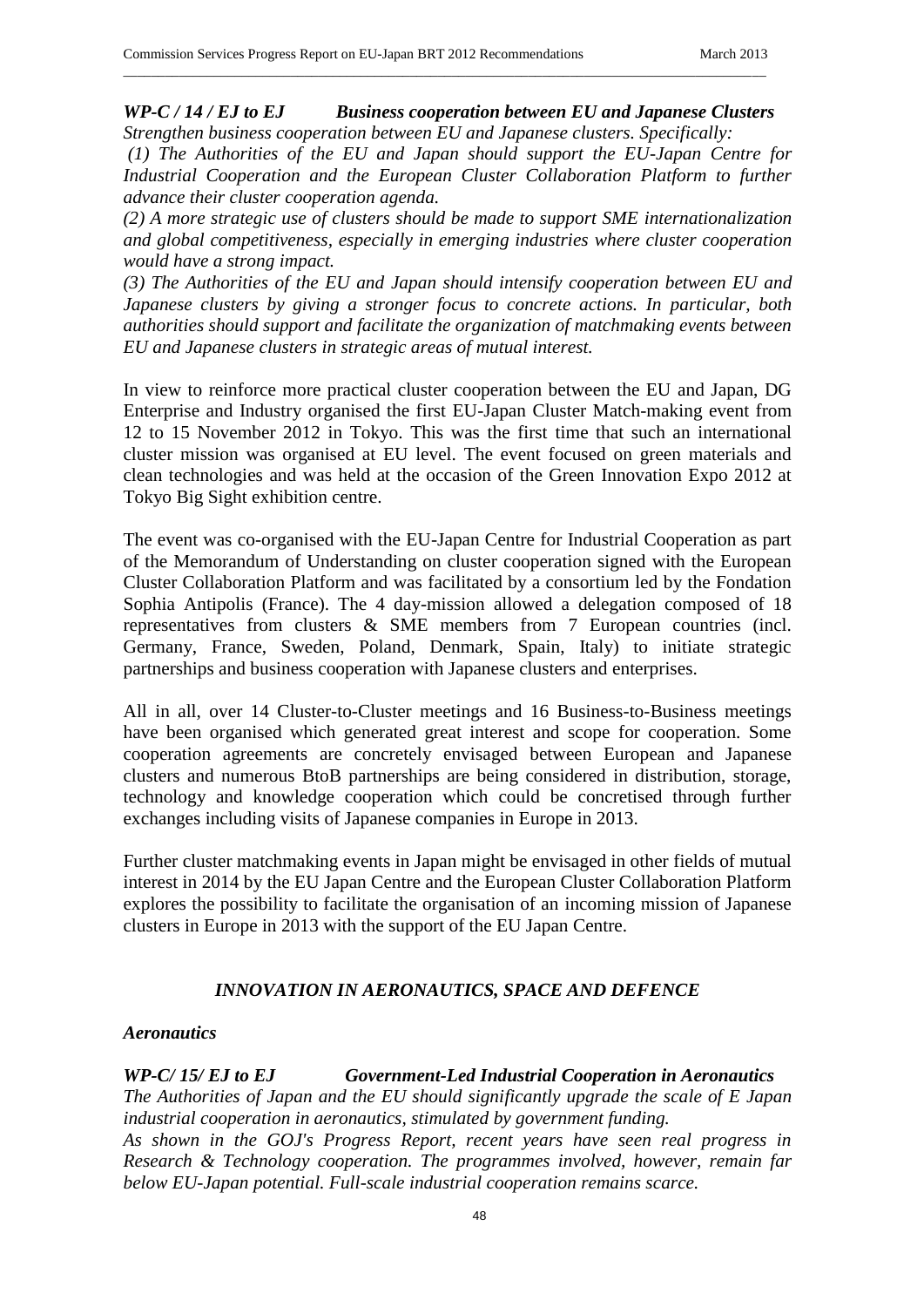***WP-C / 14 / EJ to EJ Business cooperation between EU and Japanese Clusters***

*Strengthen business cooperation between EU and Japanese clusters. Specifically:*

*(1) The Authorities of the EU and Japan should support the EU-Japan Centre for Industrial Cooperation and the European Cluster Collaboration Platform to further advance their cluster cooperation agenda.*

*(2) A more strategic use of clusters should be made to support SME internationalization and global competitiveness, especially in emerging industries where cluster cooperation would have a strong impact.*

*(3) The Authorities of the EU and Japan should intensify cooperation between EU and Japanese clusters by giving a stronger focus to concrete actions. In particular, both authorities should support and facilitate the organization of matchmaking events between EU and Japanese clusters in strategic areas of mutual interest.*

In view to reinforce more practical cluster cooperation between the EU and Japan, DG Enterprise and Industry organised the first EU-Japan Cluster Match-making event from 12 to 15 November 2012 in Tokyo. This was the first time that such an international cluster mission was organised at EU level. The event focused on green materials and clean technologies and was held at the occasion of the Green Innovation Expo 2012 at Tokyo Big Sight exhibition centre.

The event was co-organised with the EU-Japan Centre for Industrial Cooperation as part of the Memorandum of Understanding on cluster cooperation signed with the European Cluster Collaboration Platform and was facilitated by a consortium led by the Fondation Sophia Antipolis (France). The 4 day-mission allowed a delegation composed of 18 representatives from clusters & SME members from 7 European countries (incl. Germany, France, Sweden, Poland, Denmark, Spain, Italy) to initiate strategic partnerships and business cooperation with Japanese clusters and enterprises.

All in all, over 14 Cluster-to-Cluster meetings and 16 Business-to-Business meetings have been organised which generated great interest and scope for cooperation. Some cooperation agreements are concretely envisaged between European and Japanese clusters and numerous BtoB partnerships are being considered in distribution, storage, technology and knowledge cooperation which could be concretised through further exchanges including visits of Japanese companies in Europe in 2013.

Further cluster matchmaking events in Japan might be envisaged in other fields of mutual interest in 2014 by the EU Japan Centre and the European Cluster Collaboration Platform explores the possibility to facilitate the organisation of an incoming mission of Japanese clusters in Europe in 2013 with the support of the EU Japan Centre.

## *INNOVATION IN AERONAUTICS, SPACE AND DEFENCE*

### *Aeronautics*

***WP-C/ 15/ EJ to EJ Government-Led Industrial Cooperation in Aeronautics***

*The Authorities of Japan and the EU should significantly upgrade the scale of E Japan industrial cooperation in aeronautics, stimulated by government funding.*

*As shown in the GOJ's Progress Report, recent years have seen real progress in Research & Technology cooperation. The programmes involved, however, remain far below EU-Japan potential. Full-scale industrial cooperation remains scarce.*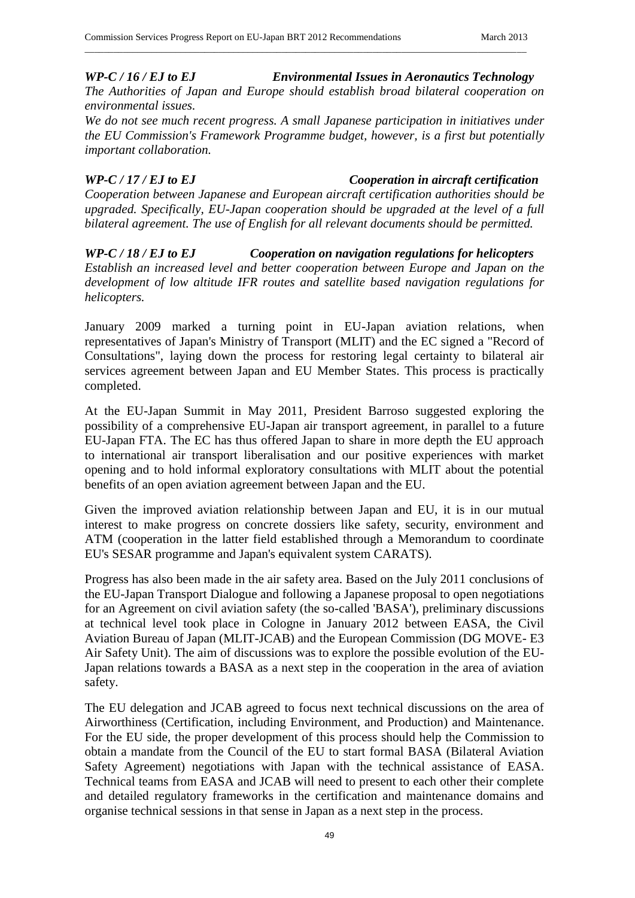***WP-C / 16 / EJ to EJ — Environmental Issues in Aeronautics Technology***

*The Authorities of Japan and Europe should establish broad bilateral cooperation on environmental issues.*

*We do not see much recent progress. A small Japanese participation in initiatives under the EU Commission's Framework Programme budget, however, is a first but potentially important collaboration.*

***WP-C / 17 / EJ to EJ — Cooperation in aircraft certification***

*Cooperation between Japanese and European aircraft certification authorities should be upgraded. Specifically, EU-Japan cooperation should be upgraded at the level of a full bilateral agreement. The use of English for all relevant documents should be permitted.*

***WP-C / 18 / EJ to EJ — Cooperation on navigation regulations for helicopters***

*Establish an increased level and better cooperation between Europe and Japan on the development of low altitude IFR routes and satellite based navigation regulations for helicopters.*

January 2009 marked a turning point in EU-Japan aviation relations, when representatives of Japan's Ministry of Transport (MLIT) and the EC signed a "Record of Consultations", laying down the process for restoring legal certainty to bilateral air services agreement between Japan and EU Member States. This process is practically completed.

At the EU-Japan Summit in May 2011, President Barroso suggested exploring the possibility of a comprehensive EU-Japan air transport agreement, in parallel to a future EU-Japan FTA. The EC has thus offered Japan to share in more depth the EU approach to international air transport liberalisation and our positive experiences with market opening and to hold informal exploratory consultations with MLIT about the potential benefits of an open aviation agreement between Japan and the EU.

Given the improved aviation relationship between Japan and EU, it is in our mutual interest to make progress on concrete dossiers like safety, security, environment and ATM (cooperation in the latter field established through a Memorandum to coordinate EU's SESAR programme and Japan's equivalent system CARATS).

Progress has also been made in the air safety area. Based on the July 2011 conclusions of the EU-Japan Transport Dialogue and following a Japanese proposal to open negotiations for an Agreement on civil aviation safety (the so-called 'BASA'), preliminary discussions at technical level took place in Cologne in January 2012 between EASA, the Civil Aviation Bureau of Japan (MLIT-JCAB) and the European Commission (DG MOVE- E3 Air Safety Unit). The aim of discussions was to explore the possible evolution of the EU-Japan relations towards a BASA as a next step in the cooperation in the area of aviation safety.

The EU delegation and JCAB agreed to focus next technical discussions on the area of Airworthiness (Certification, including Environment, and Production) and Maintenance. For the EU side, the proper development of this process should help the Commission to obtain a mandate from the Council of the EU to start formal BASA (Bilateral Aviation Safety Agreement) negotiations with Japan with the technical assistance of EASA. Technical teams from EASA and JCAB will need to present to each other their complete and detailed regulatory frameworks in the certification and maintenance domains and organise technical sessions in that sense in Japan as a next step in the process.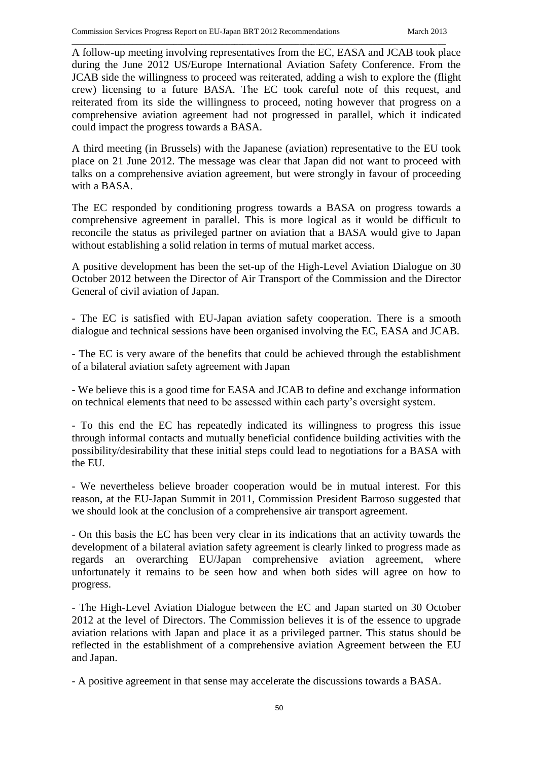A follow-up meeting involving representatives from the EC, EASA and JCAB took place during the June 2012 US/Europe International Aviation Safety Conference. From the JCAB side the willingness to proceed was reiterated, adding a wish to explore the (flight crew) licensing to a future BASA. The EC took careful note of this request, and reiterated from its side the willingness to proceed, noting however that progress on a comprehensive aviation agreement had not progressed in parallel, which it indicated could impact the progress towards a BASA.

A third meeting (in Brussels) with the Japanese (aviation) representative to the EU took place on 21 June 2012. The message was clear that Japan did not want to proceed with talks on a comprehensive aviation agreement, but were strongly in favour of proceeding with a BASA.

The EC responded by conditioning progress towards a BASA on progress towards a comprehensive agreement in parallel. This is more logical as it would be difficult to reconcile the status as privileged partner on aviation that a BASA would give to Japan without establishing a solid relation in terms of mutual market access.

A positive development has been the set-up of the High-Level Aviation Dialogue on 30 October 2012 between the Director of Air Transport of the Commission and the Director General of civil aviation of Japan.

- The EC is satisfied with EU-Japan aviation safety cooperation. There is a smooth dialogue and technical sessions have been organised involving the EC, EASA and JCAB.

- The EC is very aware of the benefits that could be achieved through the establishment of a bilateral aviation safety agreement with Japan

- We believe this is a good time for EASA and JCAB to define and exchange information on technical elements that need to be assessed within each party's oversight system.

- To this end the EC has repeatedly indicated its willingness to progress this issue through informal contacts and mutually beneficial confidence building activities with the possibility/desirability that these initial steps could lead to negotiations for a BASA with the EU.

- We nevertheless believe broader cooperation would be in mutual interest. For this reason, at the EU-Japan Summit in 2011, Commission President Barroso suggested that we should look at the conclusion of a comprehensive air transport agreement.

- On this basis the EC has been very clear in its indications that an activity towards the development of a bilateral aviation safety agreement is clearly linked to progress made as regards an overarching EU/Japan comprehensive aviation agreement, where unfortunately it remains to be seen how and when both sides will agree on how to progress.

- The High-Level Aviation Dialogue between the EC and Japan started on 30 October 2012 at the level of Directors. The Commission believes it is of the essence to upgrade aviation relations with Japan and place it as a privileged partner. This status should be reflected in the establishment of a comprehensive aviation Agreement between the EU and Japan.

- A positive agreement in that sense may accelerate the discussions towards a BASA.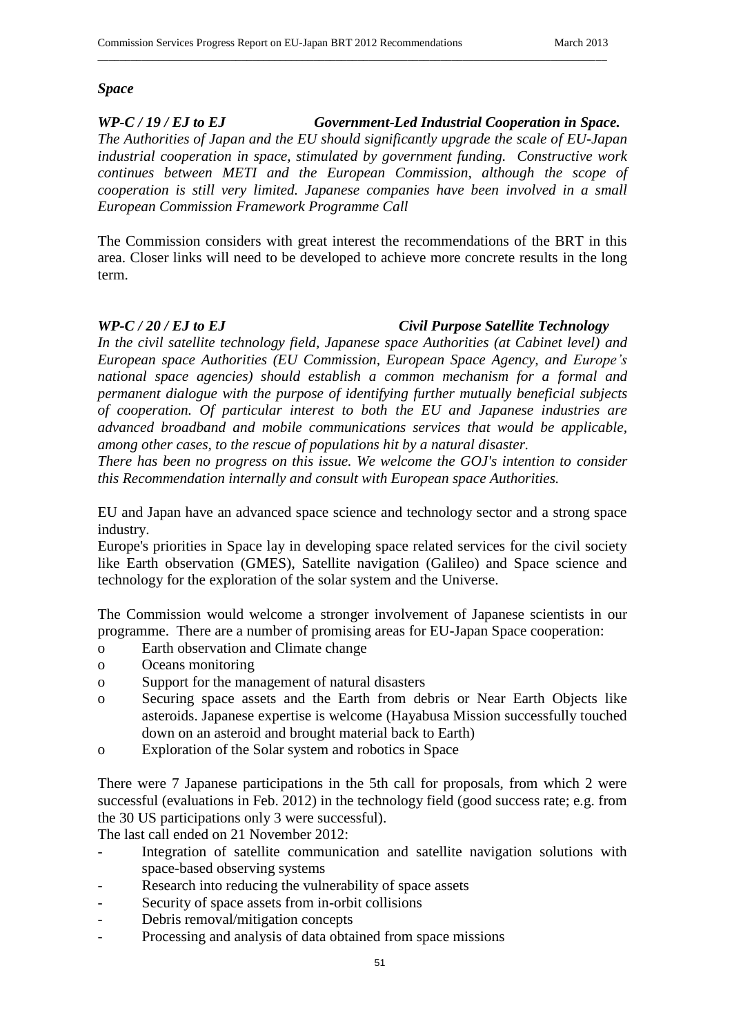### *Space*

***WP-C / 19 / EJ to EJ Government-Led Industrial Cooperation in Space.***

*The Authorities of Japan and the EU should significantly upgrade the scale of EU-Japan industrial cooperation in space, stimulated by government funding. Constructive work continues between METI and the European Commission, although the scope of cooperation is still very limited. Japanese companies have been involved in a small European Commission Framework Programme Call*

The Commission considers with great interest the recommendations of the BRT in this area. Closer links will need to be developed to achieve more concrete results in the long term.

***WP-C / 20 / EJ to EJ Civil Purpose Satellite Technology***

*In the civil satellite technology field, Japanese space Authorities (at Cabinet level) and European space Authorities (EU Commission, European Space Agency, and Europe's national space agencies) should establish a common mechanism for a formal and permanent dialogue with the purpose of identifying further mutually beneficial subjects of cooperation. Of particular interest to both the EU and Japanese industries are advanced broadband and mobile communications services that would be applicable, among other cases, to the rescue of populations hit by a natural disaster.*

*There has been no progress on this issue. We welcome the GOJ's intention to consider this Recommendation internally and consult with European space Authorities.*

EU and Japan have an advanced space science and technology sector and a strong space industry.

Europe's priorities in Space lay in developing space related services for the civil society like Earth observation (GMES), Satellite navigation (Galileo) and Space science and technology for the exploration of the solar system and the Universe.

The Commission would welcome a stronger involvement of Japanese scientists in our programme. There are a number of promising areas for EU-Japan Space cooperation:

- Earth observation and Climate change
- Oceans monitoring
- Support for the management of natural disasters
- Securing space assets and the Earth from debris or Near Earth Objects like asteroids. Japanese expertise is welcome (Hayabusa Mission successfully touched down on an asteroid and brought material back to Earth)
- Exploration of the Solar system and robotics in Space

There were 7 Japanese participations in the 5th call for proposals, from which 2 were successful (evaluations in Feb. 2012) in the technology field (good success rate; e.g. from the 30 US participations only 3 were successful).

The last call ended on 21 November 2012:

- Integration of satellite communication and satellite navigation solutions with space-based observing systems
- Research into reducing the vulnerability of space assets
- Security of space assets from in-orbit collisions
- Debris removal/mitigation concepts
- Processing and analysis of data obtained from space missions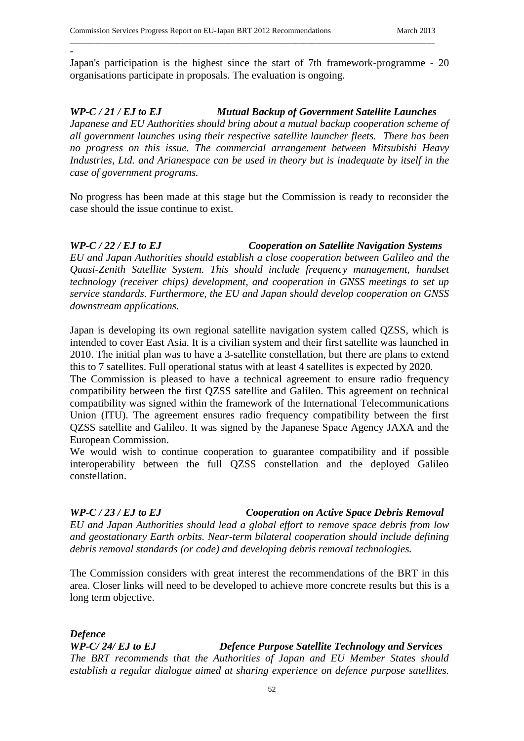-

Japan's participation is the highest since the start of 7th framework-programme - 20 organisations participate in proposals. The evaluation is ongoing.

***WP-C / 21 / EJ to EJ Mutual Backup of Government Satellite Launches***

*Japanese and EU Authorities should bring about a mutual backup cooperation scheme of all government launches using their respective satellite launcher fleets. There has been no progress on this issue. The commercial arrangement between Mitsubishi Heavy Industries, Ltd. and Arianespace can be used in theory but is inadequate by itself in the case of government programs.*

No progress has been made at this stage but the Commission is ready to reconsider the case should the issue continue to exist.

***WP-C / 22 / EJ to EJ Cooperation on Satellite Navigation Systems***

*EU and Japan Authorities should establish a close cooperation between Galileo and the Quasi-Zenith Satellite System. This should include frequency management, handset technology (receiver chips) development, and cooperation in GNSS meetings to set up service standards. Furthermore, the EU and Japan should develop cooperation on GNSS downstream applications.*

Japan is developing its own regional satellite navigation system called QZSS, which is intended to cover East Asia. It is a civilian system and their first satellite was launched in 2010. The initial plan was to have a 3-satellite constellation, but there are plans to extend this to 7 satellites. Full operational status with at least 4 satellites is expected by 2020.
The Commission is pleased to have a technical agreement to ensure radio frequency compatibility between the first QZSS satellite and Galileo. This agreement on technical compatibility was signed within the framework of the International Telecommunications Union (ITU). The agreement ensures radio frequency compatibility between the first QZSS satellite and Galileo. It was signed by the Japanese Space Agency JAXA and the European Commission.
We would wish to continue cooperation to guarantee compatibility and if possible interoperability between the full QZSS constellation and the deployed Galileo constellation.

***WP-C / 23 / EJ to EJ Cooperation on Active Space Debris Removal***

*EU and Japan Authorities should lead a global effort to remove space debris from low and geostationary Earth orbits. Near-term bilateral cooperation should include defining debris removal standards (or code) and developing debris removal technologies.*

The Commission considers with great interest the recommendations of the BRT in this area. Closer links will need to be developed to achieve more concrete results but this is a long term objective.

***Defence***

***WP-C/ 24/ EJ to EJ Defence Purpose Satellite Technology and Services***

*The BRT recommends that the Authorities of Japan and EU Member States should establish a regular dialogue aimed at sharing experience on defence purpose satellites.*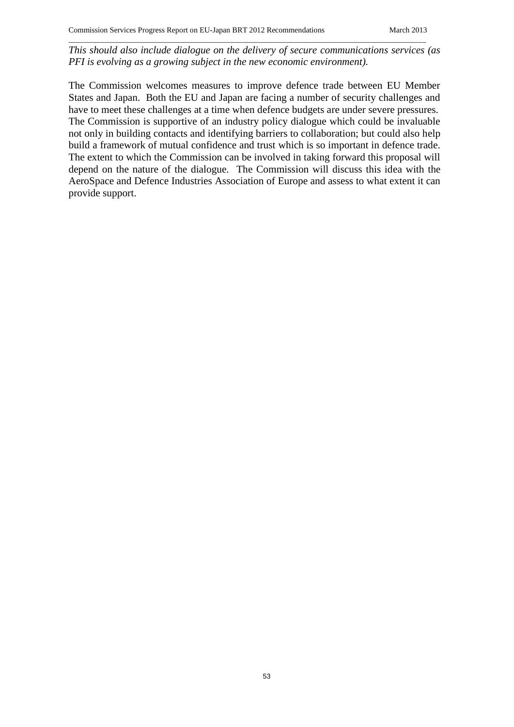*This should also include dialogue on the delivery of secure communications services (as PFI is evolving as a growing subject in the new economic environment).*

The Commission welcomes measures to improve defence trade between EU Member States and Japan. Both the EU and Japan are facing a number of security challenges and have to meet these challenges at a time when defence budgets are under severe pressures. The Commission is supportive of an industry policy dialogue which could be invaluable not only in building contacts and identifying barriers to collaboration; but could also help build a framework of mutual confidence and trust which is so important in defence trade. The extent to which the Commission can be involved in taking forward this proposal will depend on the nature of the dialogue. The Commission will discuss this idea with the AeroSpace and Defence Industries Association of Europe and assess to what extent it can provide support.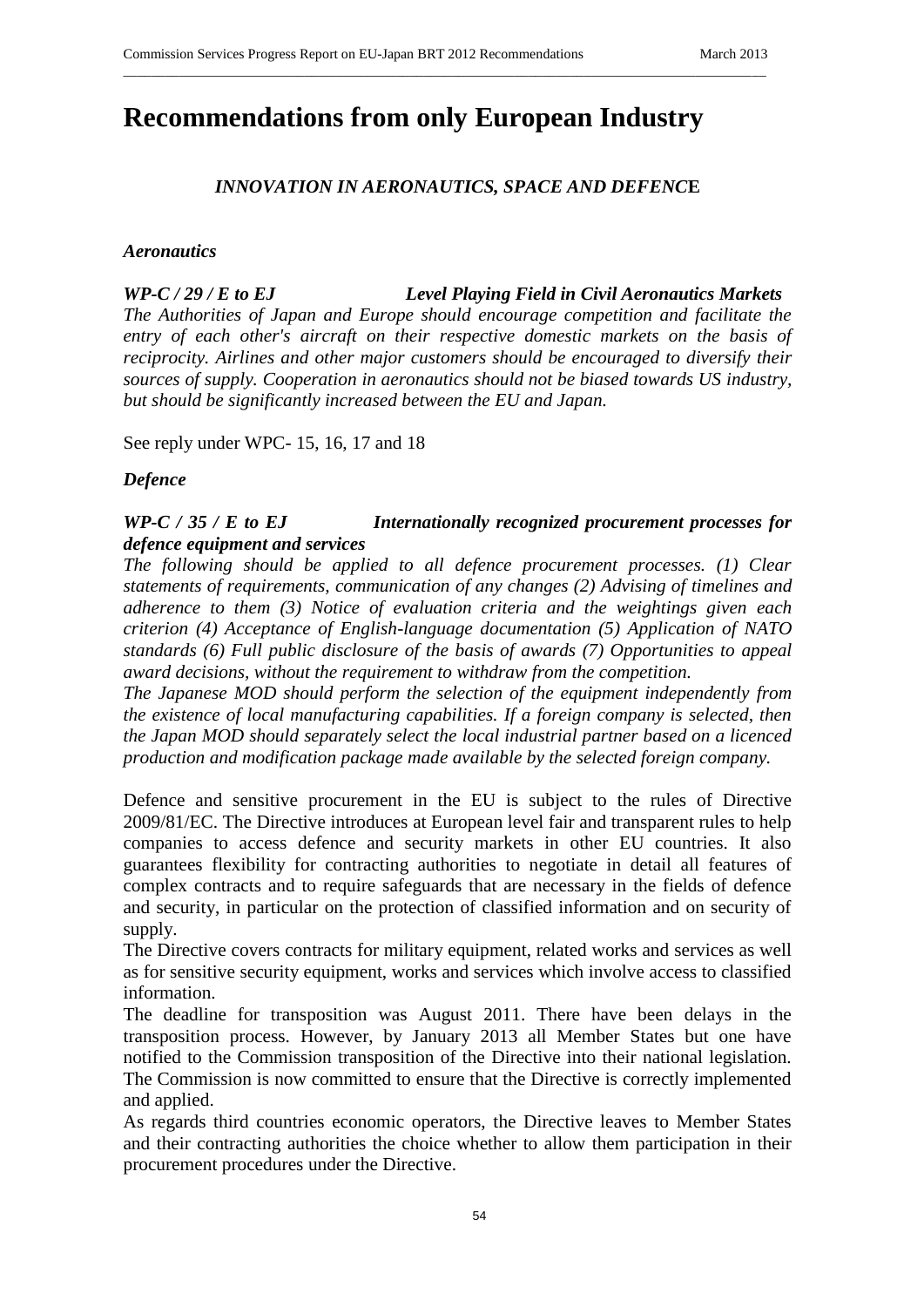# Recommendations from only European Industry

### *INNOVATION IN AERONAUTICS, SPACE AND DEFENCE*

#### *Aeronautics*

***WP-C / 29 / E to EJ Level Playing Field in Civil Aeronautics Markets***

*The Authorities of Japan and Europe should encourage competition and facilitate the entry of each other's aircraft on their respective domestic markets on the basis of reciprocity. Airlines and other major customers should be encouraged to diversify their sources of supply. Cooperation in aeronautics should not be biased towards US industry, but should be significantly increased between the EU and Japan.*

See reply under WPC- 15, 16, 17 and 18

#### *Defence*

***WP-C / 35 / E to EJ Internationally recognized procurement processes for defence equipment and services***

*The following should be applied to all defence procurement processes. (1) Clear statements of requirements, communication of any changes (2) Advising of timelines and adherence to them (3) Notice of evaluation criteria and the weightings given each criterion (4) Acceptance of English-language documentation (5) Application of NATO standards (6) Full public disclosure of the basis of awards (7) Opportunities to appeal award decisions, without the requirement to withdraw from the competition.*

*The Japanese MOD should perform the selection of the equipment independently from the existence of local manufacturing capabilities. If a foreign company is selected, then the Japan MOD should separately select the local industrial partner based on a licenced production and modification package made available by the selected foreign company.*

Defence and sensitive procurement in the EU is subject to the rules of Directive 2009/81/EC. The Directive introduces at European level fair and transparent rules to help companies to access defence and security markets in other EU countries. It also guarantees flexibility for contracting authorities to negotiate in detail all features of complex contracts and to require safeguards that are necessary in the fields of defence and security, in particular on the protection of classified information and on security of supply.

The Directive covers contracts for military equipment, related works and services as well as for sensitive security equipment, works and services which involve access to classified information.

The deadline for transposition was August 2011. There have been delays in the transposition process. However, by January 2013 all Member States but one have notified to the Commission transposition of the Directive into their national legislation. The Commission is now committed to ensure that the Directive is correctly implemented and applied.

As regards third countries economic operators, the Directive leaves to Member States and their contracting authorities the choice whether to allow them participation in their procurement procedures under the Directive.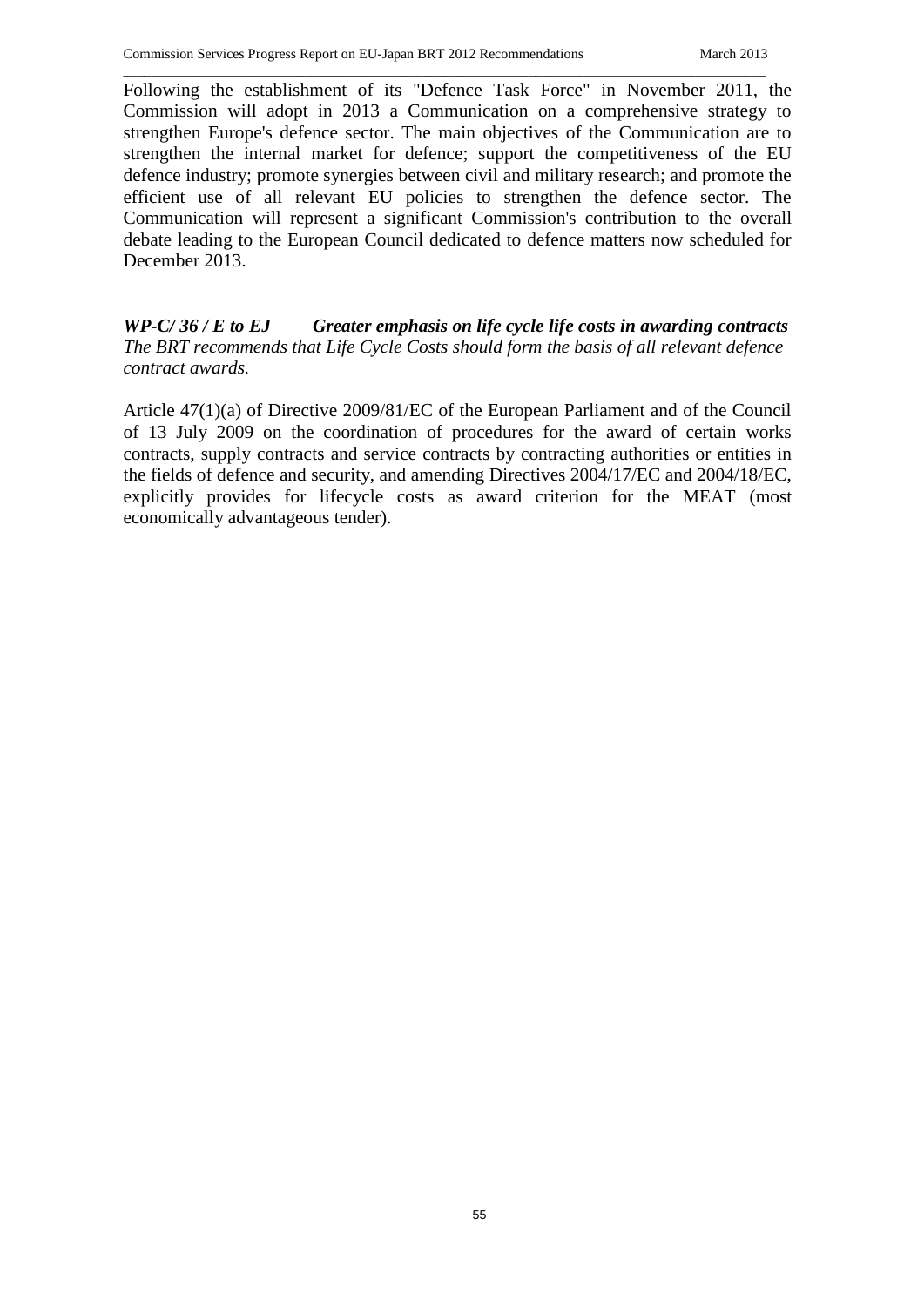Following the establishment of its "Defence Task Force" in November 2011, the Commission will adopt in 2013 a Communication on a comprehensive strategy to strengthen Europe's defence sector. The main objectives of the Communication are to strengthen the internal market for defence; support the competitiveness of the EU defence industry; promote synergies between civil and military research; and promote the efficient use of all relevant EU policies to strengthen the defence sector. The Communication will represent a significant Commission's contribution to the overall debate leading to the European Council dedicated to defence matters now scheduled for December 2013.

***WP-C/ 36 / E to EJ Greater emphasis on life cycle life costs in awarding contracts***
*The BRT recommends that Life Cycle Costs should form the basis of all relevant defence contract awards.*

Article 47(1)(a) of Directive 2009/81/EC of the European Parliament and of the Council of 13 July 2009 on the coordination of procedures for the award of certain works contracts, supply contracts and service contracts by contracting authorities or entities in the fields of defence and security, and amending Directives 2004/17/EC and 2004/18/EC, explicitly provides for lifecycle costs as award criterion for the MEAT (most economically advantageous tender).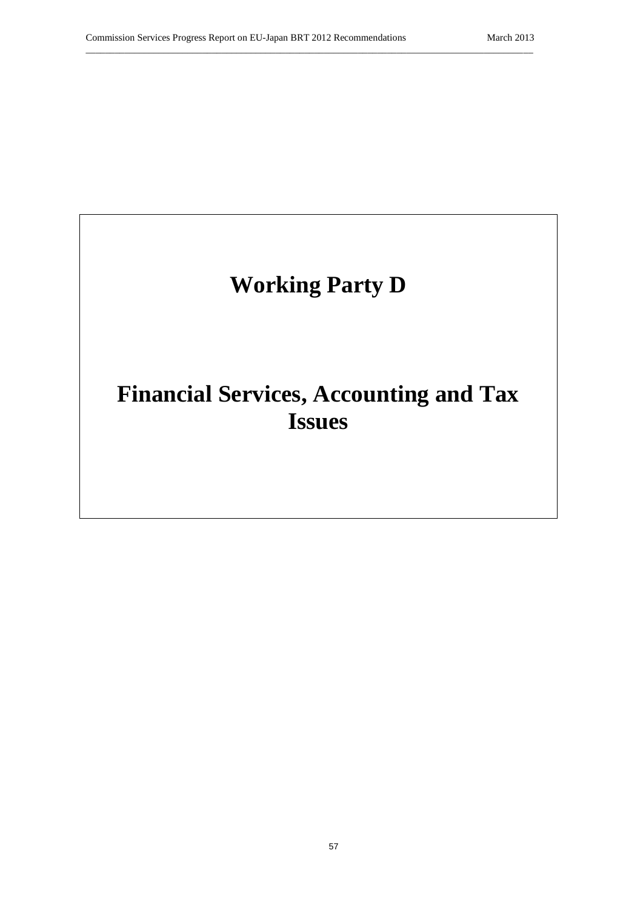# Working Party D

# Financial Services, Accounting and Tax Issues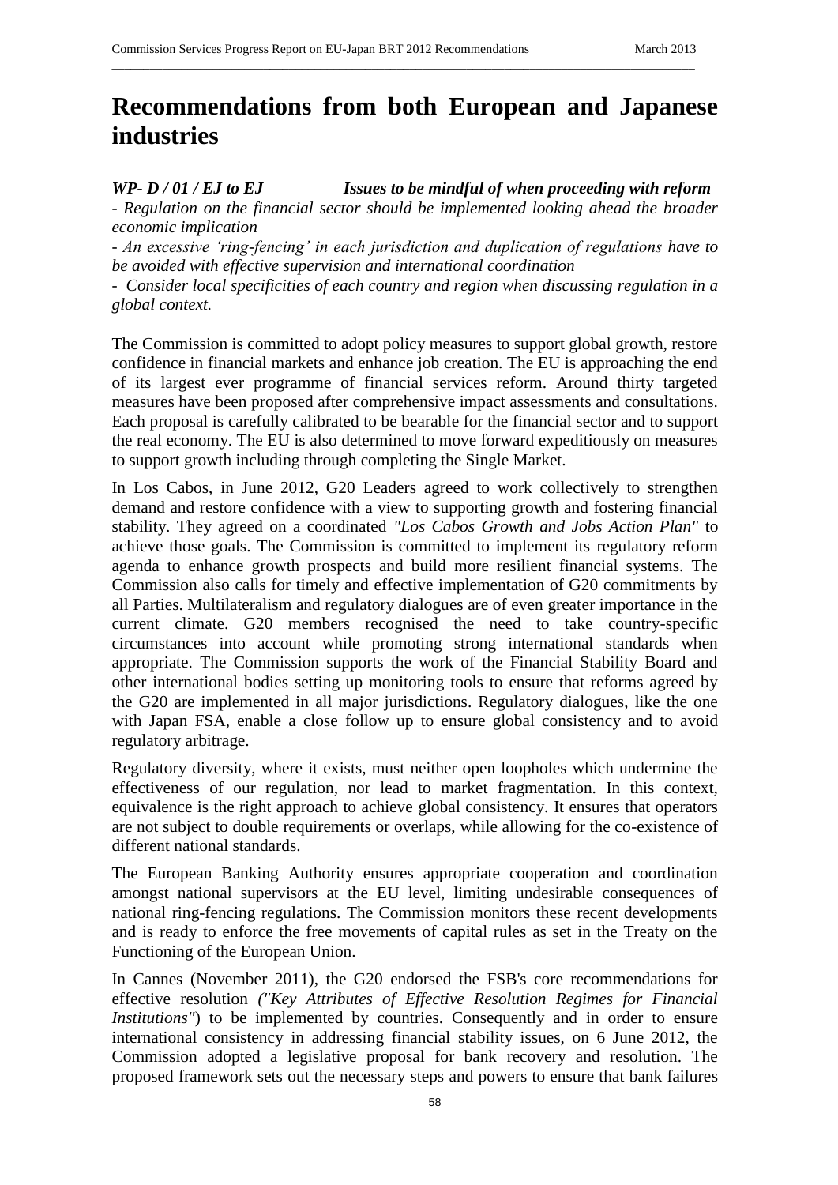# Recommendations from both European and Japanese industries

***WP- D / 01 / EJ to EJ*** ***Issues to be mindful of when proceeding with reform***

*- Regulation on the financial sector should be implemented looking ahead the broader economic implication*

*- An excessive 'ring-fencing' in each jurisdiction and duplication of regulations have to be avoided with effective supervision and international coordination*

*- Consider local specificities of each country and region when discussing regulation in a global context.*

The Commission is committed to adopt policy measures to support global growth, restore confidence in financial markets and enhance job creation. The EU is approaching the end of its largest ever programme of financial services reform. Around thirty targeted measures have been proposed after comprehensive impact assessments and consultations. Each proposal is carefully calibrated to be bearable for the financial sector and to support the real economy. The EU is also determined to move forward expeditiously on measures to support growth including through completing the Single Market.

In Los Cabos, in June 2012, G20 Leaders agreed to work collectively to strengthen demand and restore confidence with a view to supporting growth and fostering financial stability. They agreed on a coordinated *"Los Cabos Growth and Jobs Action Plan"* to achieve those goals. The Commission is committed to implement its regulatory reform agenda to enhance growth prospects and build more resilient financial systems. The Commission also calls for timely and effective implementation of G20 commitments by all Parties. Multilateralism and regulatory dialogues are of even greater importance in the current climate. G20 members recognised the need to take country-specific circumstances into account while promoting strong international standards when appropriate. The Commission supports the work of the Financial Stability Board and other international bodies setting up monitoring tools to ensure that reforms agreed by the G20 are implemented in all major jurisdictions. Regulatory dialogues, like the one with Japan FSA, enable a close follow up to ensure global consistency and to avoid regulatory arbitrage.

Regulatory diversity, where it exists, must neither open loopholes which undermine the effectiveness of our regulation, nor lead to market fragmentation. In this context, equivalence is the right approach to achieve global consistency. It ensures that operators are not subject to double requirements or overlaps, while allowing for the co-existence of different national standards.

The European Banking Authority ensures appropriate cooperation and coordination amongst national supervisors at the EU level, limiting undesirable consequences of national ring-fencing regulations. The Commission monitors these recent developments and is ready to enforce the free movements of capital rules as set in the Treaty on the Functioning of the European Union.

In Cannes (November 2011), the G20 endorsed the FSB's core recommendations for effective resolution *("Key Attributes of Effective Resolution Regimes for Financial Institutions"*) to be implemented by countries. Consequently and in order to ensure international consistency in addressing financial stability issues, on 6 June 2012, the Commission adopted a legislative proposal for bank recovery and resolution. The proposed framework sets out the necessary steps and powers to ensure that bank failures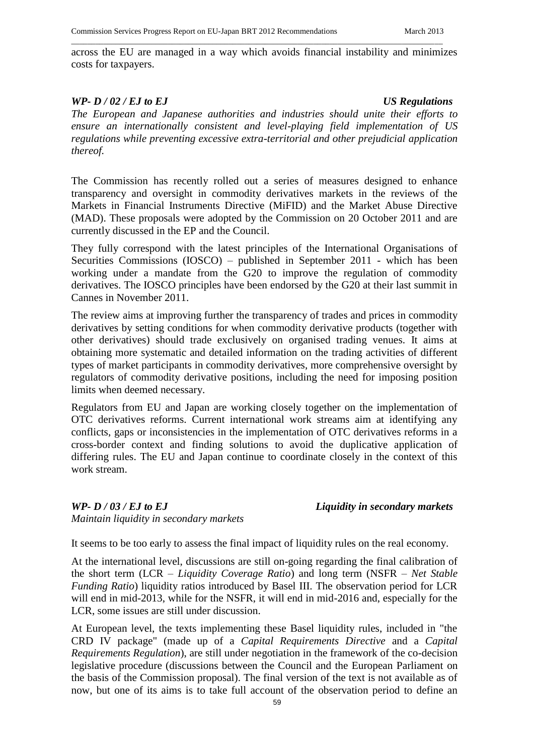across the EU are managed in a way which avoids financial instability and minimizes costs for taxpayers.

***WP- D / 02 / EJ to EJ*** ***US Regulations***

*The European and Japanese authorities and industries should unite their efforts to ensure an internationally consistent and level-playing field implementation of US regulations while preventing excessive extra-territorial and other prejudicial application thereof.*

The Commission has recently rolled out a series of measures designed to enhance transparency and oversight in commodity derivatives markets in the reviews of the Markets in Financial Instruments Directive (MiFID) and the Market Abuse Directive (MAD). These proposals were adopted by the Commission on 20 October 2011 and are currently discussed in the EP and the Council.

They fully correspond with the latest principles of the International Organisations of Securities Commissions (IOSCO) – published in September 2011 - which has been working under a mandate from the G20 to improve the regulation of commodity derivatives. The IOSCO principles have been endorsed by the G20 at their last summit in Cannes in November 2011.

The review aims at improving further the transparency of trades and prices in commodity derivatives by setting conditions for when commodity derivative products (together with other derivatives) should trade exclusively on organised trading venues. It aims at obtaining more systematic and detailed information on the trading activities of different types of market participants in commodity derivatives, more comprehensive oversight by regulators of commodity derivative positions, including the need for imposing position limits when deemed necessary.

Regulators from EU and Japan are working closely together on the implementation of OTC derivatives reforms. Current international work streams aim at identifying any conflicts, gaps or inconsistencies in the implementation of OTC derivatives reforms in a cross-border context and finding solutions to avoid the duplicative application of differing rules. The EU and Japan continue to coordinate closely in the context of this work stream.

***WP- D / 03 / EJ to EJ*** ***Liquidity in secondary markets***

*Maintain liquidity in secondary markets*

It seems to be too early to assess the final impact of liquidity rules on the real economy.

At the international level, discussions are still on-going regarding the final calibration of the short term (LCR – *Liquidity Coverage Ratio*) and long term (NSFR – *Net Stable Funding Ratio*) liquidity ratios introduced by Basel III. The observation period for LCR will end in mid-2013, while for the NSFR, it will end in mid-2016 and, especially for the LCR, some issues are still under discussion.

At European level, the texts implementing these Basel liquidity rules, included in "the CRD IV package" (made up of a *Capital Requirements Directive* and a *Capital Requirements Regulation*), are still under negotiation in the framework of the co-decision legislative procedure (discussions between the Council and the European Parliament on the basis of the Commission proposal). The final version of the text is not available as of now, but one of its aims is to take full account of the observation period to define an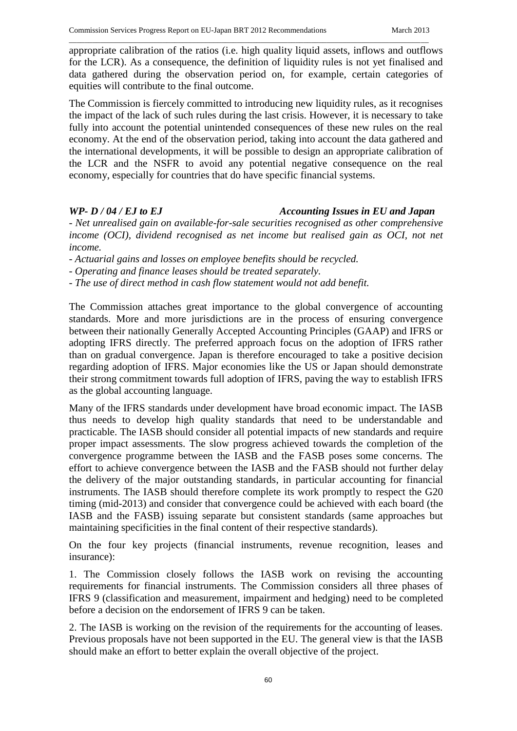appropriate calibration of the ratios (i.e. high quality liquid assets, inflows and outflows for the LCR). As a consequence, the definition of liquidity rules is not yet finalised and data gathered during the observation period on, for example, certain categories of equities will contribute to the final outcome.

The Commission is fiercely committed to introducing new liquidity rules, as it recognises the impact of the lack of such rules during the last crisis. However, it is necessary to take fully into account the potential unintended consequences of these new rules on the real economy. At the end of the observation period, taking into account the data gathered and the international developments, it will be possible to design an appropriate calibration of the LCR and the NSFR to avoid any potential negative consequence on the real economy, especially for countries that do have specific financial systems.

***WP- D / 04 / EJ to EJ*** ***Accounting Issues in EU and Japan***

*- Net unrealised gain on available-for-sale securities recognised as other comprehensive income (OCI), dividend recognised as net income but realised gain as OCI, not net income.*

*- Actuarial gains and losses on employee benefits should be recycled.*

*- Operating and finance leases should be treated separately.*

*- The use of direct method in cash flow statement would not add benefit.*

The Commission attaches great importance to the global convergence of accounting standards. More and more jurisdictions are in the process of ensuring convergence between their nationally Generally Accepted Accounting Principles (GAAP) and IFRS or adopting IFRS directly. The preferred approach focus on the adoption of IFRS rather than on gradual convergence. Japan is therefore encouraged to take a positive decision regarding adoption of IFRS. Major economies like the US or Japan should demonstrate their strong commitment towards full adoption of IFRS, paving the way to establish IFRS as the global accounting language.

Many of the IFRS standards under development have broad economic impact. The IASB thus needs to develop high quality standards that need to be understandable and practicable. The IASB should consider all potential impacts of new standards and require proper impact assessments. The slow progress achieved towards the completion of the convergence programme between the IASB and the FASB poses some concerns. The effort to achieve convergence between the IASB and the FASB should not further delay the delivery of the major outstanding standards, in particular accounting for financial instruments. The IASB should therefore complete its work promptly to respect the G20 timing (mid-2013) and consider that convergence could be achieved with each board (the IASB and the FASB) issuing separate but consistent standards (same approaches but maintaining specificities in the final content of their respective standards).

On the four key projects (financial instruments, revenue recognition, leases and insurance):

1. The Commission closely follows the IASB work on revising the accounting requirements for financial instruments. The Commission considers all three phases of IFRS 9 (classification and measurement, impairment and hedging) need to be completed before a decision on the endorsement of IFRS 9 can be taken.

2. The IASB is working on the revision of the requirements for the accounting of leases. Previous proposals have not been supported in the EU. The general view is that the IASB should make an effort to better explain the overall objective of the project.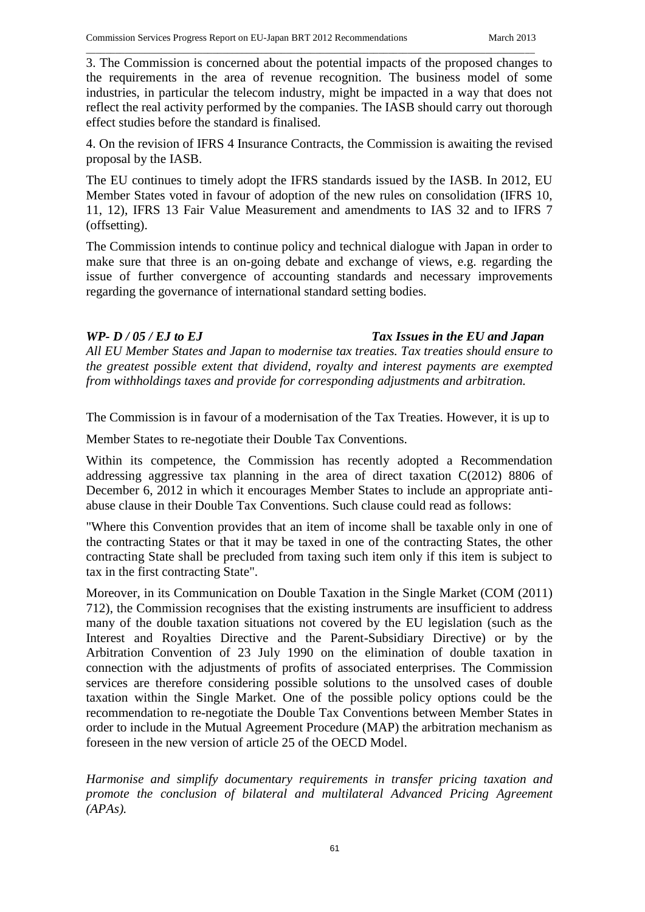3. The Commission is concerned about the potential impacts of the proposed changes to the requirements in the area of revenue recognition. The business model of some industries, in particular the telecom industry, might be impacted in a way that does not reflect the real activity performed by the companies. The IASB should carry out thorough effect studies before the standard is finalised.

4. On the revision of IFRS 4 Insurance Contracts, the Commission is awaiting the revised proposal by the IASB.

The EU continues to timely adopt the IFRS standards issued by the IASB. In 2012, EU Member States voted in favour of adoption of the new rules on consolidation (IFRS 10, 11, 12), IFRS 13 Fair Value Measurement and amendments to IAS 32 and to IFRS 7 (offsetting).

The Commission intends to continue policy and technical dialogue with Japan in order to make sure that three is an on-going debate and exchange of views, e.g. regarding the issue of further convergence of accounting standards and necessary improvements regarding the governance of international standard setting bodies.

*WP- D / 05 / EJ to EJ* *Tax Issues in the EU and Japan*

*All EU Member States and Japan to modernise tax treaties. Tax treaties should ensure to the greatest possible extent that dividend, royalty and interest payments are exempted from withholdings taxes and provide for corresponding adjustments and arbitration.*

The Commission is in favour of a modernisation of the Tax Treaties. However, it is up to Member States to re-negotiate their Double Tax Conventions.

Within its competence, the Commission has recently adopted a Recommendation addressing aggressive tax planning in the area of direct taxation C(2012) 8806 of December 6, 2012 in which it encourages Member States to include an appropriate anti-abuse clause in their Double Tax Conventions. Such clause could read as follows:

"Where this Convention provides that an item of income shall be taxable only in one of the contracting States or that it may be taxed in one of the contracting States, the other contracting State shall be precluded from taxing such item only if this item is subject to tax in the first contracting State".

Moreover, in its Communication on Double Taxation in the Single Market (COM (2011) 712), the Commission recognises that the existing instruments are insufficient to address many of the double taxation situations not covered by the EU legislation (such as the Interest and Royalties Directive and the Parent-Subsidiary Directive) or by the Arbitration Convention of 23 July 1990 on the elimination of double taxation in connection with the adjustments of profits of associated enterprises. The Commission services are therefore considering possible solutions to the unsolved cases of double taxation within the Single Market. One of the possible policy options could be the recommendation to re-negotiate the Double Tax Conventions between Member States in order to include in the Mutual Agreement Procedure (MAP) the arbitration mechanism as foreseen in the new version of article 25 of the OECD Model.

*Harmonise and simplify documentary requirements in transfer pricing taxation and promote the conclusion of bilateral and multilateral Advanced Pricing Agreement (APAs).*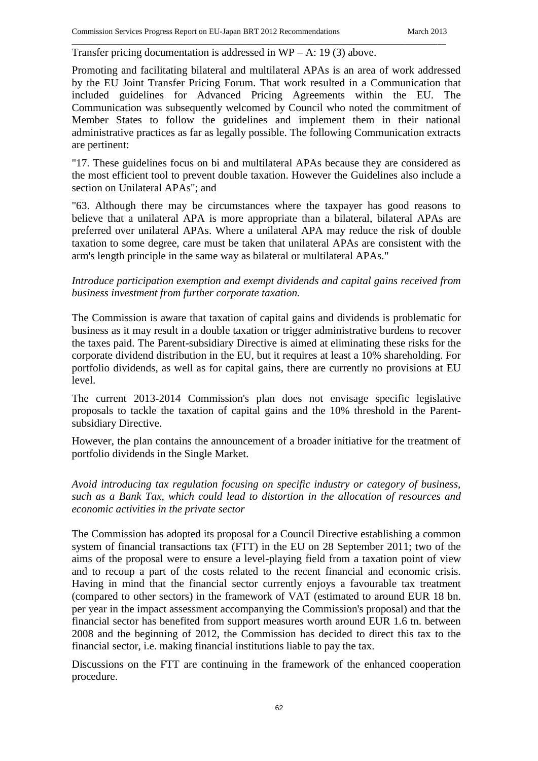Transfer pricing documentation is addressed in WP – A: 19 (3) above.

Promoting and facilitating bilateral and multilateral APAs is an area of work addressed by the EU Joint Transfer Pricing Forum. That work resulted in a Communication that included guidelines for Advanced Pricing Agreements within the EU. The Communication was subsequently welcomed by Council who noted the commitment of Member States to follow the guidelines and implement them in their national administrative practices as far as legally possible. The following Communication extracts are pertinent:

"17. These guidelines focus on bi and multilateral APAs because they are considered as the most efficient tool to prevent double taxation. However the Guidelines also include a section on Unilateral APAs"; and

"63. Although there may be circumstances where the taxpayer has good reasons to believe that a unilateral APA is more appropriate than a bilateral, bilateral APAs are preferred over unilateral APAs. Where a unilateral APA may reduce the risk of double taxation to some degree, care must be taken that unilateral APAs are consistent with the arm's length principle in the same way as bilateral or multilateral APAs."

*Introduce participation exemption and exempt dividends and capital gains received from business investment from further corporate taxation.*

The Commission is aware that taxation of capital gains and dividends is problematic for business as it may result in a double taxation or trigger administrative burdens to recover the taxes paid. The Parent-subsidiary Directive is aimed at eliminating these risks for the corporate dividend distribution in the EU, but it requires at least a 10% shareholding. For portfolio dividends, as well as for capital gains, there are currently no provisions at EU level.

The current 2013-2014 Commission's plan does not envisage specific legislative proposals to tackle the taxation of capital gains and the 10% threshold in the Parent-subsidiary Directive.

However, the plan contains the announcement of a broader initiative for the treatment of portfolio dividends in the Single Market.

*Avoid introducing tax regulation focusing on specific industry or category of business, such as a Bank Tax, which could lead to distortion in the allocation of resources and economic activities in the private sector*

The Commission has adopted its proposal for a Council Directive establishing a common system of financial transactions tax (FTT) in the EU on 28 September 2011; two of the aims of the proposal were to ensure a level-playing field from a taxation point of view and to recoup a part of the costs related to the recent financial and economic crisis. Having in mind that the financial sector currently enjoys a favourable tax treatment (compared to other sectors) in the framework of VAT (estimated to around EUR 18 bn. per year in the impact assessment accompanying the Commission's proposal) and that the financial sector has benefited from support measures worth around EUR 1.6 tn. between 2008 and the beginning of 2012, the Commission has decided to direct this tax to the financial sector, i.e. making financial institutions liable to pay the tax.

Discussions on the FTT are continuing in the framework of the enhanced cooperation procedure.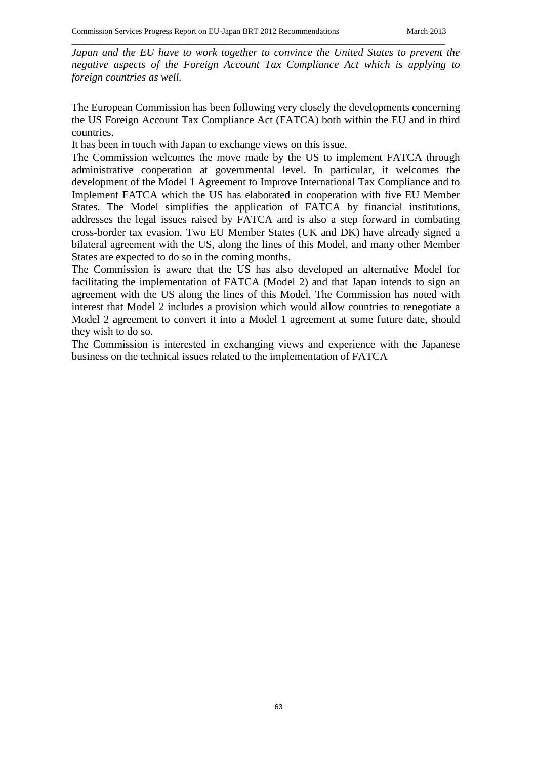*Japan and the EU have to work together to convince the United States to prevent the negative aspects of the Foreign Account Tax Compliance Act which is applying to foreign countries as well.*

The European Commission has been following very closely the developments concerning the US Foreign Account Tax Compliance Act (FATCA) both within the EU and in third countries.

It has been in touch with Japan to exchange views on this issue.

The Commission welcomes the move made by the US to implement FATCA through administrative cooperation at governmental level. In particular, it welcomes the development of the Model 1 Agreement to Improve International Tax Compliance and to Implement FATCA which the US has elaborated in cooperation with five EU Member States. The Model simplifies the application of FATCA by financial institutions, addresses the legal issues raised by FATCA and is also a step forward in combating cross-border tax evasion. Two EU Member States (UK and DK) have already signed a bilateral agreement with the US, along the lines of this Model, and many other Member States are expected to do so in the coming months.

The Commission is aware that the US has also developed an alternative Model for facilitating the implementation of FATCA (Model 2) and that Japan intends to sign an agreement with the US along the lines of this Model. The Commission has noted with interest that Model 2 includes a provision which would allow countries to renegotiate a Model 2 agreement to convert it into a Model 1 agreement at some future date, should they wish to do so.

The Commission is interested in exchanging views and experience with the Japanese business on the technical issues related to the implementation of FATCA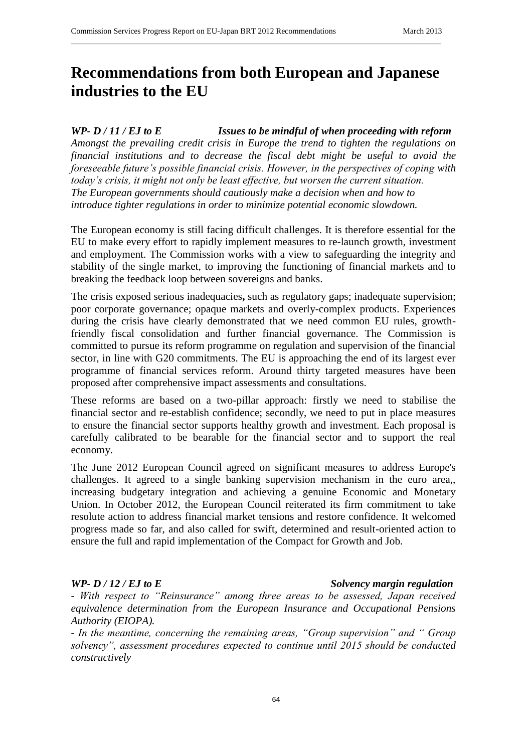# Recommendations from both European and Japanese industries to the EU

***WP- D / 11 / EJ to E Issues to be mindful of when proceeding with reform***

*Amongst the prevailing credit crisis in Europe the trend to tighten the regulations on financial institutions and to decrease the fiscal debt might be useful to avoid the foreseeable future's possible financial crisis. However, in the perspectives of coping with today's crisis, it might not only be least effective, but worsen the current situation. The European governments should cautiously make a decision when and how to introduce tighter regulations in order to minimize potential economic slowdown.*

The European economy is still facing difficult challenges. It is therefore essential for the EU to make every effort to rapidly implement measures to re-launch growth, investment and employment. The Commission works with a view to safeguarding the integrity and stability of the single market, to improving the functioning of financial markets and to breaking the feedback loop between sovereigns and banks.

The crisis exposed serious inadequacies**,** such as regulatory gaps; inadequate supervision; poor corporate governance; opaque markets and overly-complex products. Experiences during the crisis have clearly demonstrated that we need common EU rules, growth-friendly fiscal consolidation and further financial governance. The Commission is committed to pursue its reform programme on regulation and supervision of the financial sector, in line with G20 commitments. The EU is approaching the end of its largest ever programme of financial services reform. Around thirty targeted measures have been proposed after comprehensive impact assessments and consultations.

These reforms are based on a two-pillar approach: firstly we need to stabilise the financial sector and re-establish confidence; secondly, we need to put in place measures to ensure the financial sector supports healthy growth and investment. Each proposal is carefully calibrated to be bearable for the financial sector and to support the real economy.

The June 2012 European Council agreed on significant measures to address Europe's challenges. It agreed to a single banking supervision mechanism in the euro area,, increasing budgetary integration and achieving a genuine Economic and Monetary Union. In October 2012, the European Council reiterated its firm commitment to take resolute action to address financial market tensions and restore confidence. It welcomed progress made so far, and also called for swift, determined and result-oriented action to ensure the full and rapid implementation of the Compact for Growth and Job.

***WP- D / 12 / EJ to E Solvency margin regulation***

*- With respect to "Reinsurance" among three areas to be assessed, Japan received equivalence determination from the European Insurance and Occupational Pensions Authority (EIOPA).*

*- In the meantime, concerning the remaining areas, "Group supervision" and " Group solvency", assessment procedures expected to continue until 2015 should be conducted constructively*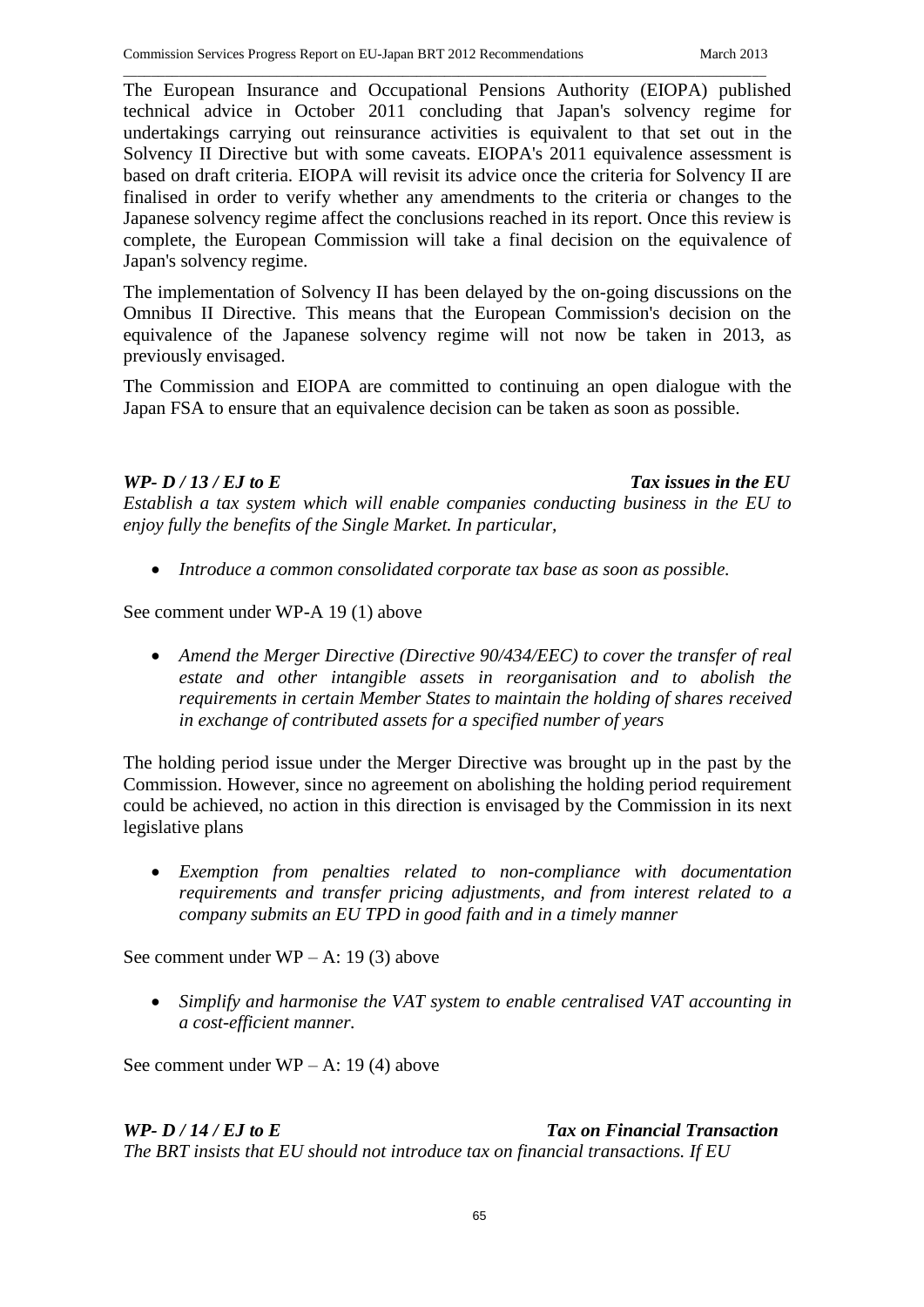The European Insurance and Occupational Pensions Authority (EIOPA) published technical advice in October 2011 concluding that Japan's solvency regime for undertakings carrying out reinsurance activities is equivalent to that set out in the Solvency II Directive but with some caveats. EIOPA's 2011 equivalence assessment is based on draft criteria. EIOPA will revisit its advice once the criteria for Solvency II are finalised in order to verify whether any amendments to the criteria or changes to the Japanese solvency regime affect the conclusions reached in its report. Once this review is complete, the European Commission will take a final decision on the equivalence of Japan's solvency regime.

The implementation of Solvency II has been delayed by the on-going discussions on the Omnibus II Directive. This means that the European Commission's decision on the equivalence of the Japanese solvency regime will not now be taken in 2013, as previously envisaged.

The Commission and EIOPA are committed to continuing an open dialogue with the Japan FSA to ensure that an equivalence decision can be taken as soon as possible.

***WP- D / 13 / EJ to E*** ***Tax issues in the EU***

*Establish a tax system which will enable companies conducting business in the EU to enjoy fully the benefits of the Single Market. In particular,*

- *Introduce a common consolidated corporate tax base as soon as possible.*

See comment under WP-A 19 (1) above

- *Amend the Merger Directive (Directive 90/434/EEC) to cover the transfer of real estate and other intangible assets in reorganisation and to abolish the requirements in certain Member States to maintain the holding of shares received in exchange of contributed assets for a specified number of years*

The holding period issue under the Merger Directive was brought up in the past by the Commission. However, since no agreement on abolishing the holding period requirement could be achieved, no action in this direction is envisaged by the Commission in its next legislative plans

- *Exemption from penalties related to non-compliance with documentation requirements and transfer pricing adjustments, and from interest related to a company submits an EU TPD in good faith and in a timely manner*

See comment under WP – A: 19 (3) above

- *Simplify and harmonise the VAT system to enable centralised VAT accounting in a cost-efficient manner.*

See comment under WP – A: 19 (4) above

***WP- D / 14 / EJ to E*** ***Tax on Financial Transaction***

*The BRT insists that EU should not introduce tax on financial transactions. If EU*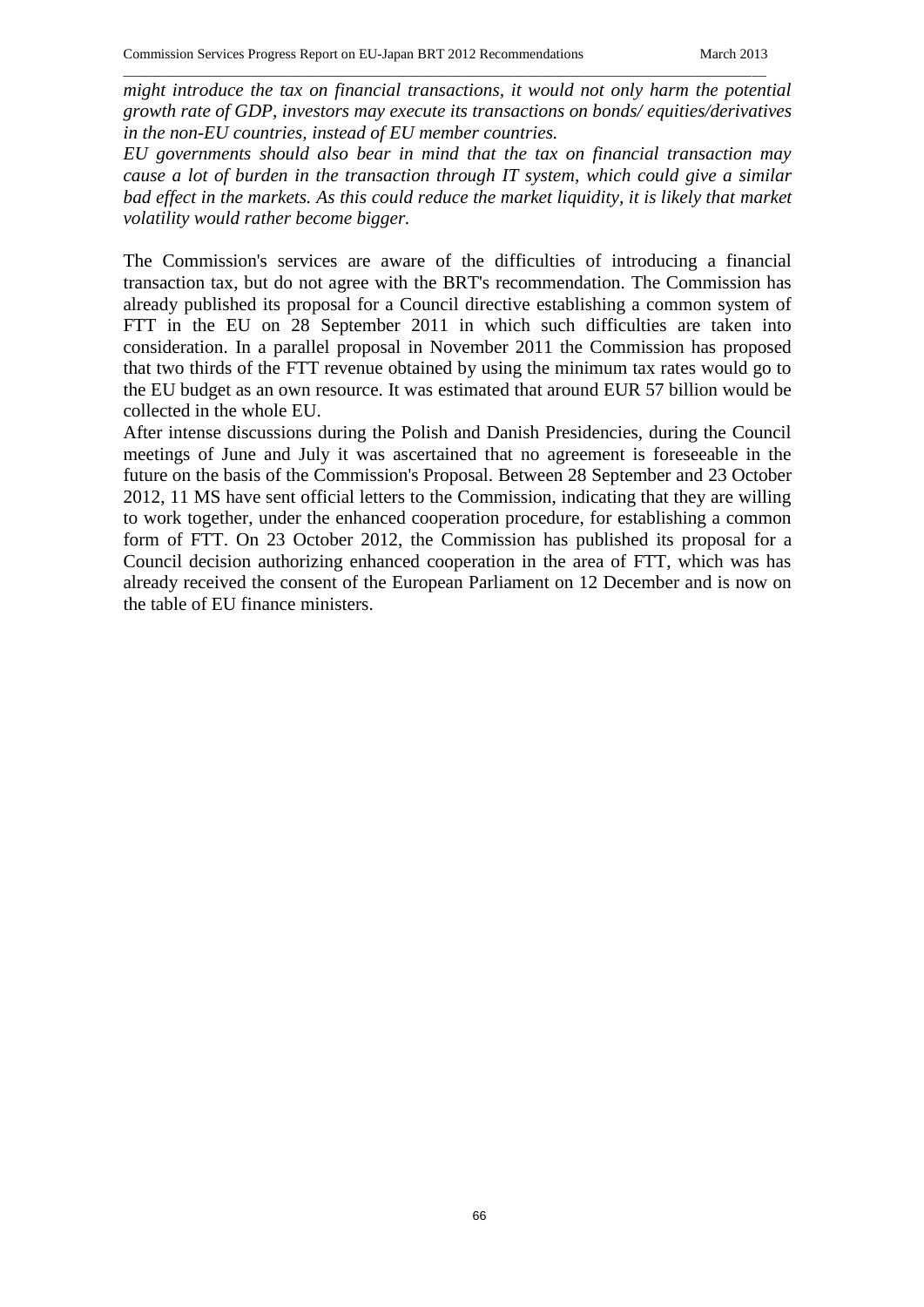*might introduce the tax on financial transactions, it would not only harm the potential growth rate of GDP, investors may execute its transactions on bonds/ equities/derivatives in the non-EU countries, instead of EU member countries.*

*EU governments should also bear in mind that the tax on financial transaction may cause a lot of burden in the transaction through IT system, which could give a similar bad effect in the markets. As this could reduce the market liquidity, it is likely that market volatility would rather become bigger.*

The Commission's services are aware of the difficulties of introducing a financial transaction tax, but do not agree with the BRT's recommendation. The Commission has already published its proposal for a Council directive establishing a common system of FTT in the EU on 28 September 2011 in which such difficulties are taken into consideration. In a parallel proposal in November 2011 the Commission has proposed that two thirds of the FTT revenue obtained by using the minimum tax rates would go to the EU budget as an own resource. It was estimated that around EUR 57 billion would be collected in the whole EU.

After intense discussions during the Polish and Danish Presidencies, during the Council meetings of June and July it was ascertained that no agreement is foreseeable in the future on the basis of the Commission's Proposal. Between 28 September and 23 October 2012, 11 MS have sent official letters to the Commission, indicating that they are willing to work together, under the enhanced cooperation procedure, for establishing a common form of FTT. On 23 October 2012, the Commission has published its proposal for a Council decision authorizing enhanced cooperation in the area of FTT, which was has already received the consent of the European Parliament on 12 December and is now on the table of EU finance ministers.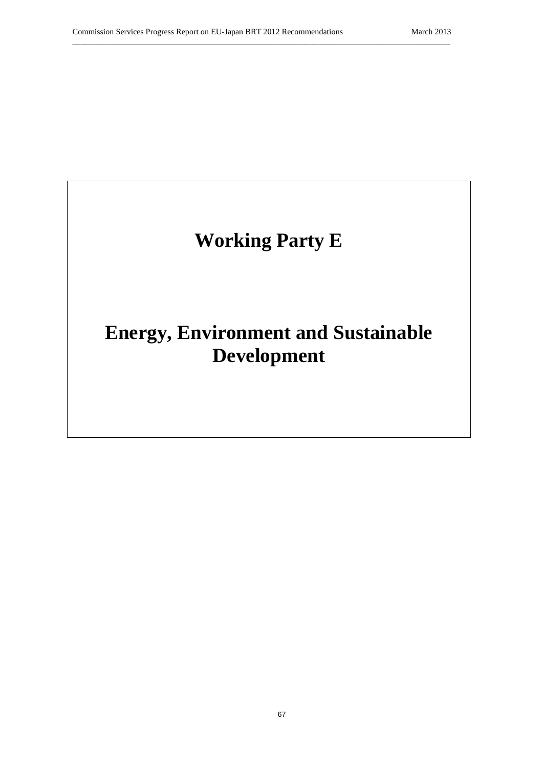# Working Party E

# Energy, Environment and Sustainable Development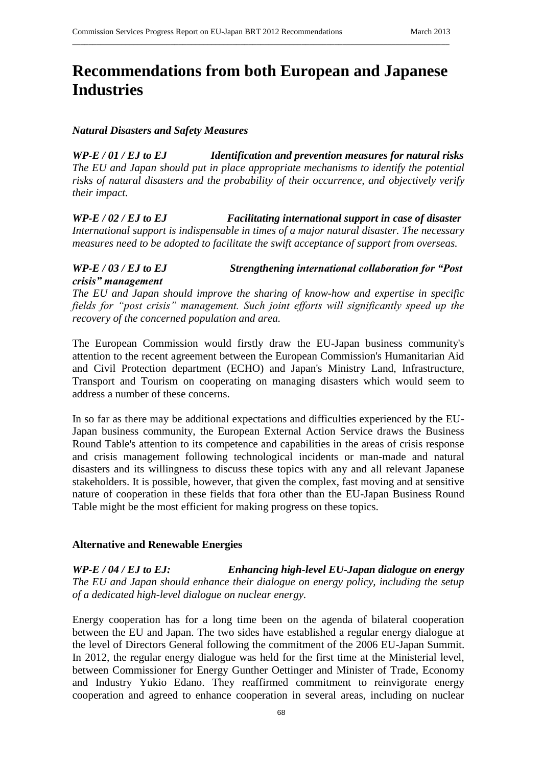# Recommendations from both European and Japanese Industries

***Natural Disasters and Safety Measures***

***WP-E / 01 / EJ to EJ Identification and prevention measures for natural risks***
*The EU and Japan should put in place appropriate mechanisms to identify the potential risks of natural disasters and the probability of their occurrence, and objectively verify their impact.*

***WP-E / 02 / EJ to EJ Facilitating international support in case of disaster***
*International support is indispensable in times of a major natural disaster. The necessary measures need to be adopted to facilitate the swift acceptance of support from overseas.*

***WP-E / 03 / EJ to EJ Strengthening international collaboration for "Post crisis" management***
*The EU and Japan should improve the sharing of know-how and expertise in specific fields for "post crisis" management. Such joint efforts will significantly speed up the recovery of the concerned population and area.*

The European Commission would firstly draw the EU-Japan business community's attention to the recent agreement between the European Commission's Humanitarian Aid and Civil Protection department (ECHO) and Japan's Ministry Land, Infrastructure, Transport and Tourism on cooperating on managing disasters which would seem to address a number of these concerns.

In so far as there may be additional expectations and difficulties experienced by the EU-Japan business community, the European External Action Service draws the Business Round Table's attention to its competence and capabilities in the areas of crisis response and crisis management following technological incidents or man-made and natural disasters and its willingness to discuss these topics with any and all relevant Japanese stakeholders. It is possible, however, that given the complex, fast moving and at sensitive nature of cooperation in these fields that fora other than the EU-Japan Business Round Table might be the most efficient for making progress on these topics.

**Alternative and Renewable Energies**

***WP-E / 04 / EJ to EJ: Enhancing high-level EU-Japan dialogue on energy***
*The EU and Japan should enhance their dialogue on energy policy, including the setup of a dedicated high-level dialogue on nuclear energy.*

Energy cooperation has for a long time been on the agenda of bilateral cooperation between the EU and Japan. The two sides have established a regular energy dialogue at the level of Directors General following the commitment of the 2006 EU-Japan Summit. In 2012, the regular energy dialogue was held for the first time at the Ministerial level, between Commissioner for Energy Gunther Oettinger and Minister of Trade, Economy and Industry Yukio Edano. They reaffirmed commitment to reinvigorate energy cooperation and agreed to enhance cooperation in several areas, including on nuclear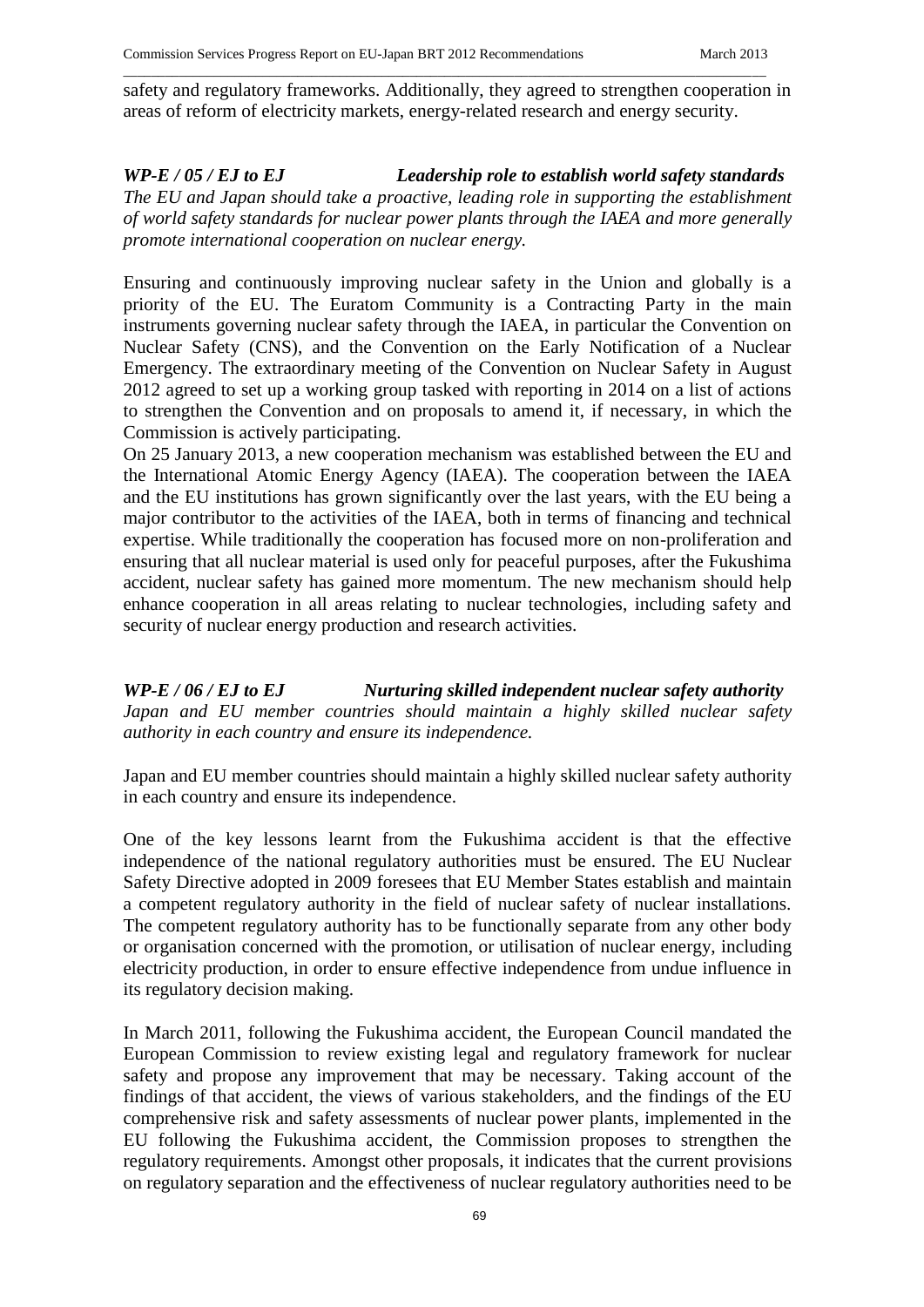safety and regulatory frameworks. Additionally, they agreed to strengthen cooperation in areas of reform of electricity markets, energy-related research and energy security.

***WP-E / 05 / EJ to EJ Leadership role to establish world safety standards***

*The EU and Japan should take a proactive, leading role in supporting the establishment of world safety standards for nuclear power plants through the IAEA and more generally promote international cooperation on nuclear energy.*

Ensuring and continuously improving nuclear safety in the Union and globally is a priority of the EU. The Euratom Community is a Contracting Party in the main instruments governing nuclear safety through the IAEA, in particular the Convention on Nuclear Safety (CNS), and the Convention on the Early Notification of a Nuclear Emergency. The extraordinary meeting of the Convention on Nuclear Safety in August 2012 agreed to set up a working group tasked with reporting in 2014 on a list of actions to strengthen the Convention and on proposals to amend it, if necessary, in which the Commission is actively participating.

On 25 January 2013, a new cooperation mechanism was established between the EU and the International Atomic Energy Agency (IAEA). The cooperation between the IAEA and the EU institutions has grown significantly over the last years, with the EU being a major contributor to the activities of the IAEA, both in terms of financing and technical expertise. While traditionally the cooperation has focused more on non-proliferation and ensuring that all nuclear material is used only for peaceful purposes, after the Fukushima accident, nuclear safety has gained more momentum. The new mechanism should help enhance cooperation in all areas relating to nuclear technologies, including safety and security of nuclear energy production and research activities.

***WP-E / 06 / EJ to EJ Nurturing skilled independent nuclear safety authority***

*Japan and EU member countries should maintain a highly skilled nuclear safety authority in each country and ensure its independence.*

Japan and EU member countries should maintain a highly skilled nuclear safety authority in each country and ensure its independence.

One of the key lessons learnt from the Fukushima accident is that the effective independence of the national regulatory authorities must be ensured. The EU Nuclear Safety Directive adopted in 2009 foresees that EU Member States establish and maintain a competent regulatory authority in the field of nuclear safety of nuclear installations. The competent regulatory authority has to be functionally separate from any other body or organisation concerned with the promotion, or utilisation of nuclear energy, including electricity production, in order to ensure effective independence from undue influence in its regulatory decision making.

In March 2011, following the Fukushima accident, the European Council mandated the European Commission to review existing legal and regulatory framework for nuclear safety and propose any improvement that may be necessary. Taking account of the findings of that accident, the views of various stakeholders, and the findings of the EU comprehensive risk and safety assessments of nuclear power plants, implemented in the EU following the Fukushima accident, the Commission proposes to strengthen the regulatory requirements. Amongst other proposals, it indicates that the current provisions on regulatory separation and the effectiveness of nuclear regulatory authorities need to be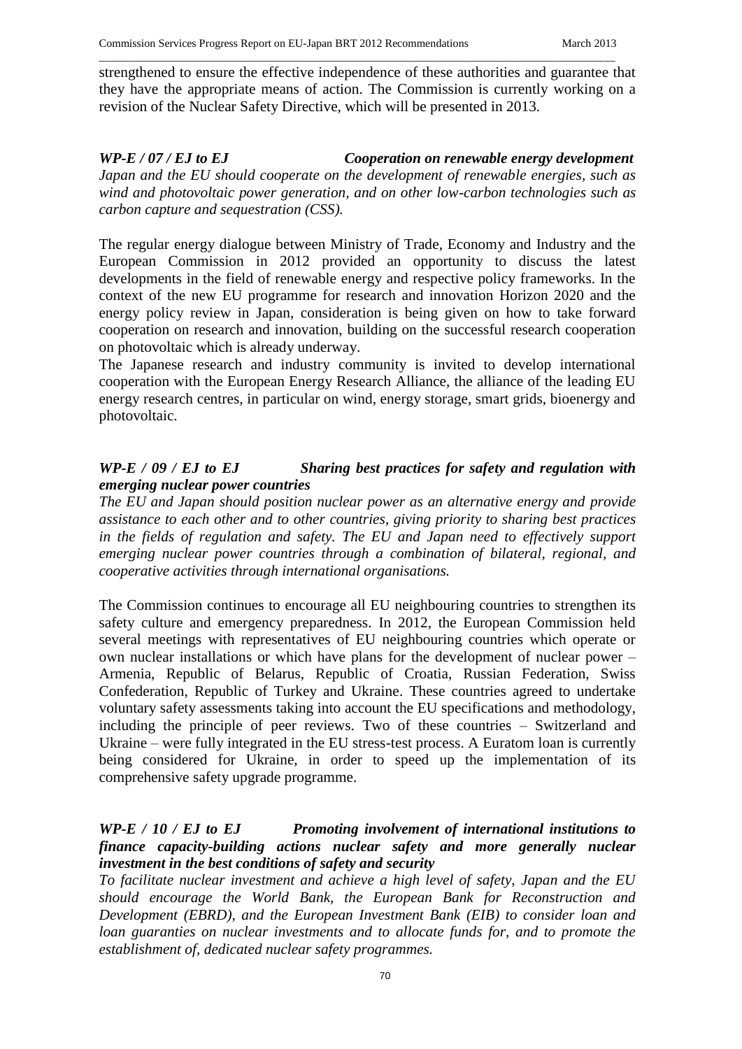strengthened to ensure the effective independence of these authorities and guarantee that they have the appropriate means of action. The Commission is currently working on a revision of the Nuclear Safety Directive, which will be presented in 2013.

***WP-E / 07 / EJ to EJ Cooperation on renewable energy development***

*Japan and the EU should cooperate on the development of renewable energies, such as wind and photovoltaic power generation, and on other low-carbon technologies such as carbon capture and sequestration (CSS).*

The regular energy dialogue between Ministry of Trade, Economy and Industry and the European Commission in 2012 provided an opportunity to discuss the latest developments in the field of renewable energy and respective policy frameworks. In the context of the new EU programme for research and innovation Horizon 2020 and the energy policy review in Japan, consideration is being given on how to take forward cooperation on research and innovation, building on the successful research cooperation on photovoltaic which is already underway.

The Japanese research and industry community is invited to develop international cooperation with the European Energy Research Alliance, the alliance of the leading EU energy research centres, in particular on wind, energy storage, smart grids, bioenergy and photovoltaic.

***WP-E / 09 / EJ to EJ Sharing best practices for safety and regulation with emerging nuclear power countries***

*The EU and Japan should position nuclear power as an alternative energy and provide assistance to each other and to other countries, giving priority to sharing best practices in the fields of regulation and safety. The EU and Japan need to effectively support emerging nuclear power countries through a combination of bilateral, regional, and cooperative activities through international organisations.*

The Commission continues to encourage all EU neighbouring countries to strengthen its safety culture and emergency preparedness. In 2012, the European Commission held several meetings with representatives of EU neighbouring countries which operate or own nuclear installations or which have plans for the development of nuclear power – Armenia, Republic of Belarus, Republic of Croatia, Russian Federation, Swiss Confederation, Republic of Turkey and Ukraine. These countries agreed to undertake voluntary safety assessments taking into account the EU specifications and methodology, including the principle of peer reviews. Two of these countries – Switzerland and Ukraine – were fully integrated in the EU stress-test process. A Euratom loan is currently being considered for Ukraine, in order to speed up the implementation of its comprehensive safety upgrade programme.

***WP-E / 10 / EJ to EJ Promoting involvement of international institutions to finance capacity-building actions nuclear safety and more generally nuclear investment in the best conditions of safety and security***

*To facilitate nuclear investment and achieve a high level of safety, Japan and the EU should encourage the World Bank, the European Bank for Reconstruction and Development (EBRD), and the European Investment Bank (EIB) to consider loan and loan guaranties on nuclear investments and to allocate funds for, and to promote the establishment of, dedicated nuclear safety programmes.*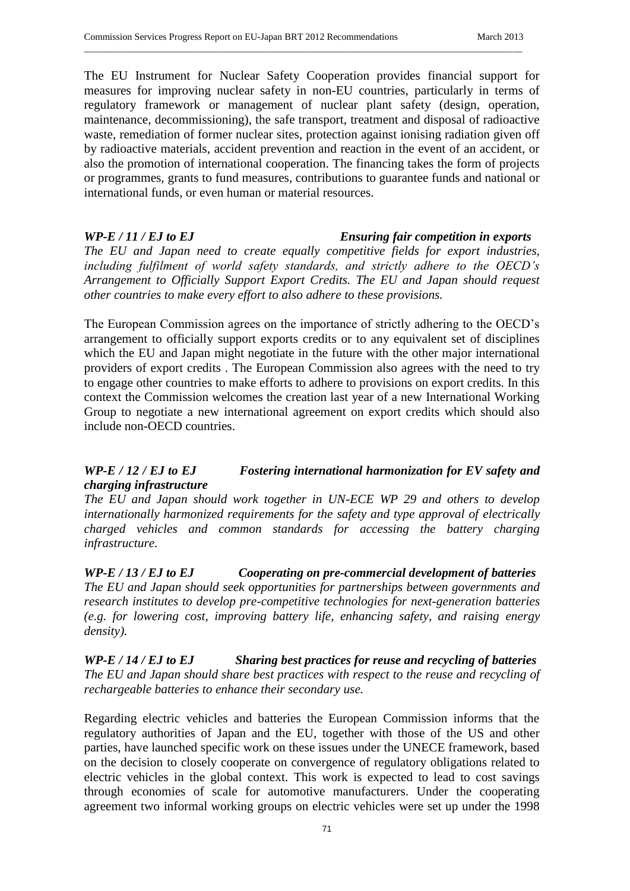The EU Instrument for Nuclear Safety Cooperation provides financial support for measures for improving nuclear safety in non-EU countries, particularly in terms of regulatory framework or management of nuclear plant safety (design, operation, maintenance, decommissioning), the safe transport, treatment and disposal of radioactive waste, remediation of former nuclear sites, protection against ionising radiation given off by radioactive materials, accident prevention and reaction in the event of an accident, or also the promotion of international cooperation. The financing takes the form of projects or programmes, grants to fund measures, contributions to guarantee funds and national or international funds, or even human or material resources.

***WP-E / 11 / EJ to EJ — Ensuring fair competition in exports***

*The EU and Japan need to create equally competitive fields for export industries, including fulfilment of world safety standards, and strictly adhere to the OECD's Arrangement to Officially Support Export Credits. The EU and Japan should request other countries to make every effort to also adhere to these provisions.*

The European Commission agrees on the importance of strictly adhering to the OECD's arrangement to officially support exports credits or to any equivalent set of disciplines which the EU and Japan might negotiate in the future with the other major international providers of export credits . The European Commission also agrees with the need to try to engage other countries to make efforts to adhere to provisions on export credits. In this context the Commission welcomes the creation last year of a new International Working Group to negotiate a new international agreement on export credits which should also include non-OECD countries.

***WP-E / 12 / EJ to EJ — Fostering international harmonization for EV safety and charging infrastructure***

*The EU and Japan should work together in UN-ECE WP 29 and others to develop internationally harmonized requirements for the safety and type approval of electrically charged vehicles and common standards for accessing the battery charging infrastructure.*

***WP-E / 13 / EJ to EJ — Cooperating on pre-commercial development of batteries***

*The EU and Japan should seek opportunities for partnerships between governments and research institutes to develop pre-competitive technologies for next-generation batteries (e.g. for lowering cost, improving battery life, enhancing safety, and raising energy density).*

***WP-E / 14 / EJ to EJ — Sharing best practices for reuse and recycling of batteries***

*The EU and Japan should share best practices with respect to the reuse and recycling of rechargeable batteries to enhance their secondary use.*

Regarding electric vehicles and batteries the European Commission informs that the regulatory authorities of Japan and the EU, together with those of the US and other parties, have launched specific work on these issues under the UNECE framework, based on the decision to closely cooperate on convergence of regulatory obligations related to electric vehicles in the global context. This work is expected to lead to cost savings through economies of scale for automotive manufacturers. Under the cooperating agreement two informal working groups on electric vehicles were set up under the 1998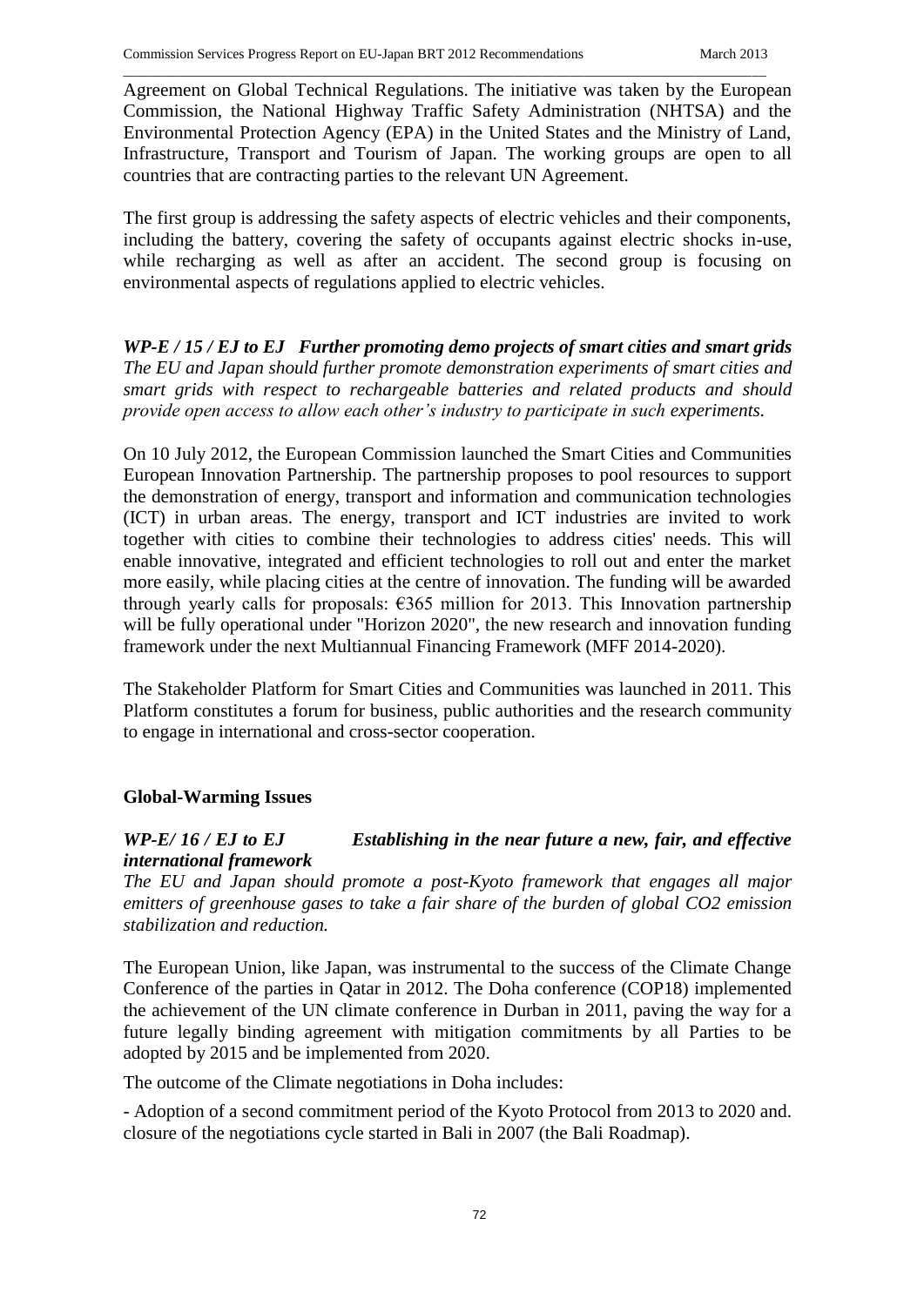Agreement on Global Technical Regulations. The initiative was taken by the European Commission, the National Highway Traffic Safety Administration (NHTSA) and the Environmental Protection Agency (EPA) in the United States and the Ministry of Land, Infrastructure, Transport and Tourism of Japan. The working groups are open to all countries that are contracting parties to the relevant UN Agreement.

The first group is addressing the safety aspects of electric vehicles and their components, including the battery, covering the safety of occupants against electric shocks in-use, while recharging as well as after an accident. The second group is focusing on environmental aspects of regulations applied to electric vehicles.

***WP-E / 15 / EJ to EJ Further promoting demo projects of smart cities and smart grids***

*The EU and Japan should further promote demonstration experiments of smart cities and smart grids with respect to rechargeable batteries and related products and should provide open access to allow each other's industry to participate in such experiments.*

On 10 July 2012, the European Commission launched the Smart Cities and Communities European Innovation Partnership. The partnership proposes to pool resources to support the demonstration of energy, transport and information and communication technologies (ICT) in urban areas. The energy, transport and ICT industries are invited to work together with cities to combine their technologies to address cities' needs. This will enable innovative, integrated and efficient technologies to roll out and enter the market more easily, while placing cities at the centre of innovation. The funding will be awarded through yearly calls for proposals: €365 million for 2013. This Innovation partnership will be fully operational under "Horizon 2020", the new research and innovation funding framework under the next Multiannual Financing Framework (MFF 2014-2020).

The Stakeholder Platform for Smart Cities and Communities was launched in 2011. This Platform constitutes a forum for business, public authorities and the research community to engage in international and cross-sector cooperation.

**Global-Warming Issues**

***WP-E/ 16 / EJ to EJ Establishing in the near future a new, fair, and effective international framework***

*The EU and Japan should promote a post-Kyoto framework that engages all major emitters of greenhouse gases to take a fair share of the burden of global CO2 emission stabilization and reduction.*

The European Union, like Japan, was instrumental to the success of the Climate Change Conference of the parties in Qatar in 2012. The Doha conference (COP18) implemented the achievement of the UN climate conference in Durban in 2011, paving the way for a future legally binding agreement with mitigation commitments by all Parties to be adopted by 2015 and be implemented from 2020.

The outcome of the Climate negotiations in Doha includes:

- Adoption of a second commitment period of the Kyoto Protocol from 2013 to 2020 and. closure of the negotiations cycle started in Bali in 2007 (the Bali Roadmap).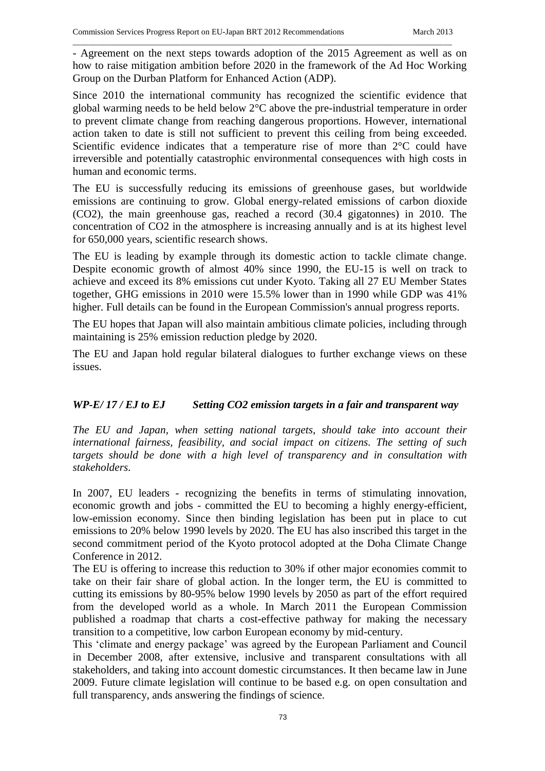- Agreement on the next steps towards adoption of the 2015 Agreement as well as on how to raise mitigation ambition before 2020 in the framework of the Ad Hoc Working Group on the Durban Platform for Enhanced Action (ADP).

Since 2010 the international community has recognized the scientific evidence that global warming needs to be held below 2°C above the pre-industrial temperature in order to prevent climate change from reaching dangerous proportions. However, international action taken to date is still not sufficient to prevent this ceiling from being exceeded. Scientific evidence indicates that a temperature rise of more than 2°C could have irreversible and potentially catastrophic environmental consequences with high costs in human and economic terms.

The EU is successfully reducing its emissions of greenhouse gases, but worldwide emissions are continuing to grow. Global energy-related emissions of carbon dioxide ($CO_2$), the main greenhouse gas, reached a record (30.4 gigatonnes) in 2010. The concentration of $CO_2$ in the atmosphere is increasing annually and is at its highest level for 650,000 years, scientific research shows.

The EU is leading by example through its domestic action to tackle climate change. Despite economic growth of almost 40% since 1990, the EU-15 is well on track to achieve and exceed its 8% emissions cut under Kyoto. Taking all 27 EU Member States together, GHG emissions in 2010 were 15.5% lower than in 1990 while GDP was 41% higher. Full details can be found in the European Commission's annual progress reports.

The EU hopes that Japan will also maintain ambitious climate policies, including through maintaining is 25% emission reduction pledge by 2020.

The EU and Japan hold regular bilateral dialogues to further exchange views on these issues.

### *WP-E/ 17 / EJ to EJ   Setting CO2 emission targets in a fair and transparent way*

*The EU and Japan, when setting national targets, should take into account their international fairness, feasibility, and social impact on citizens. The setting of such targets should be done with a high level of transparency and in consultation with stakeholders.*

In 2007, EU leaders - recognizing the benefits in terms of stimulating innovation, economic growth and jobs - committed the EU to becoming a highly energy-efficient, low-emission economy. Since then binding legislation has been put in place to cut emissions to 20% below 1990 levels by 2020. The EU has also inscribed this target in the second commitment period of the Kyoto protocol adopted at the Doha Climate Change Conference in 2012.

The EU is offering to increase this reduction to 30% if other major economies commit to take on their fair share of global action. In the longer term, the EU is committed to cutting its emissions by 80-95% below 1990 levels by 2050 as part of the effort required from the developed world as a whole. In March 2011 the European Commission published a roadmap that charts a cost-effective pathway for making the necessary transition to a competitive, low carbon European economy by mid-century.

This 'climate and energy package' was agreed by the European Parliament and Council in December 2008, after extensive, inclusive and transparent consultations with all stakeholders, and taking into account domestic circumstances. It then became law in June 2009. Future climate legislation will continue to be based e.g. on open consultation and full transparency, ands answering the findings of science.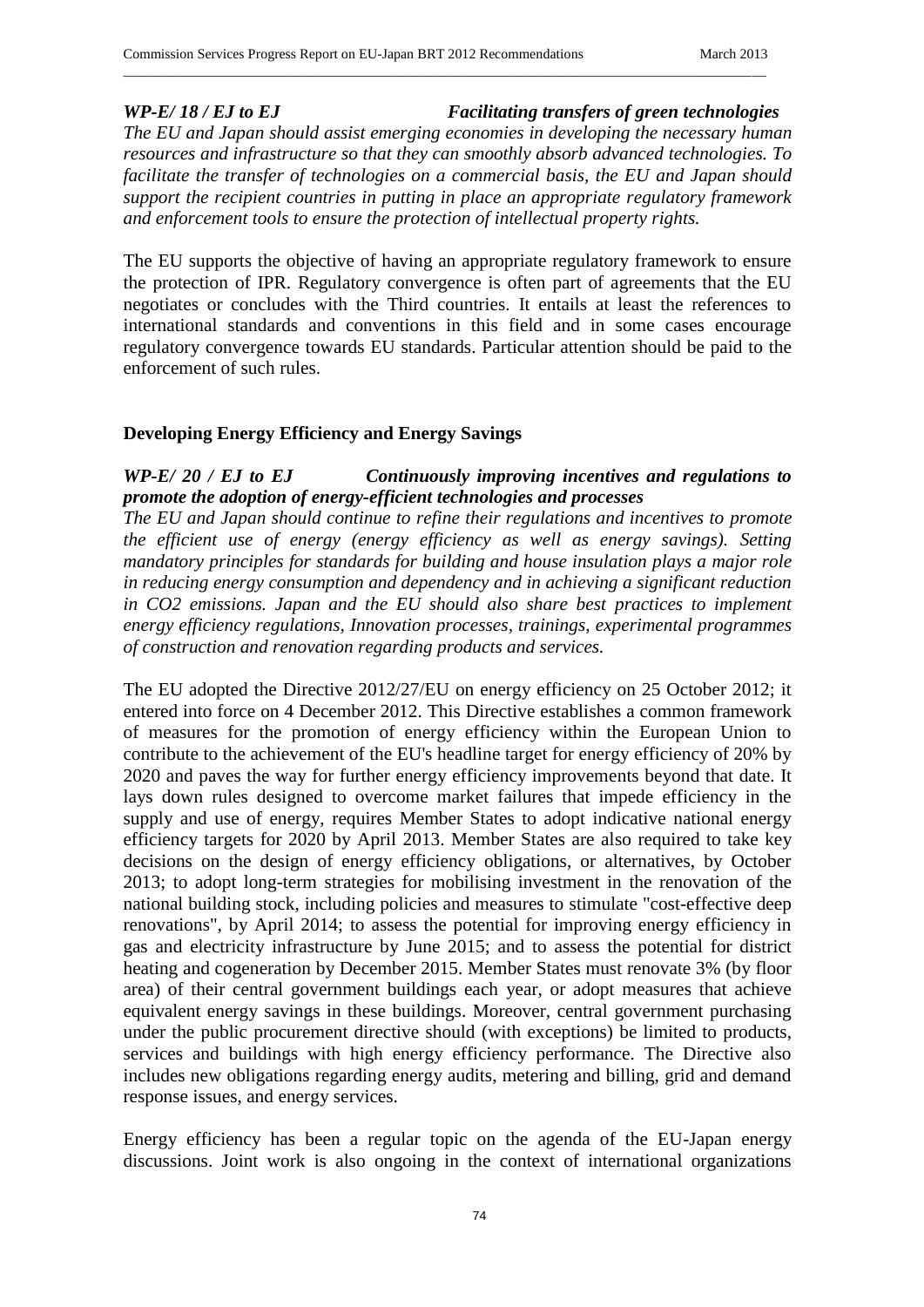***WP-E/ 18 / EJ to EJ Facilitating transfers of green technologies***

*The EU and Japan should assist emerging economies in developing the necessary human resources and infrastructure so that they can smoothly absorb advanced technologies. To facilitate the transfer of technologies on a commercial basis, the EU and Japan should support the recipient countries in putting in place an appropriate regulatory framework and enforcement tools to ensure the protection of intellectual property rights.*

The EU supports the objective of having an appropriate regulatory framework to ensure the protection of IPR. Regulatory convergence is often part of agreements that the EU negotiates or concludes with the Third countries. It entails at least the references to international standards and conventions in this field and in some cases encourage regulatory convergence towards EU standards. Particular attention should be paid to the enforcement of such rules.

**Developing Energy Efficiency and Energy Savings**

***WP-E/ 20 / EJ to EJ Continuously improving incentives and regulations to promote the adoption of energy-efficient technologies and processes***

*The EU and Japan should continue to refine their regulations and incentives to promote the efficient use of energy (energy efficiency as well as energy savings). Setting mandatory principles for standards for building and house insulation plays a major role in reducing energy consumption and dependency and in achieving a significant reduction in CO2 emissions. Japan and the EU should also share best practices to implement energy efficiency regulations, Innovation processes, trainings, experimental programmes of construction and renovation regarding products and services.*

The EU adopted the Directive 2012/27/EU on energy efficiency on 25 October 2012; it entered into force on 4 December 2012. This Directive establishes a common framework of measures for the promotion of energy efficiency within the European Union to contribute to the achievement of the EU's headline target for energy efficiency of 20% by 2020 and paves the way for further energy efficiency improvements beyond that date. It lays down rules designed to overcome market failures that impede efficiency in the supply and use of energy, requires Member States to adopt indicative national energy efficiency targets for 2020 by April 2013. Member States are also required to take key decisions on the design of energy efficiency obligations, or alternatives, by October 2013; to adopt long-term strategies for mobilising investment in the renovation of the national building stock, including policies and measures to stimulate "cost-effective deep renovations", by April 2014; to assess the potential for improving energy efficiency in gas and electricity infrastructure by June 2015; and to assess the potential for district heating and cogeneration by December 2015. Member States must renovate 3% (by floor area) of their central government buildings each year, or adopt measures that achieve equivalent energy savings in these buildings. Moreover, central government purchasing under the public procurement directive should (with exceptions) be limited to products, services and buildings with high energy efficiency performance. The Directive also includes new obligations regarding energy audits, metering and billing, grid and demand response issues, and energy services.

Energy efficiency has been a regular topic on the agenda of the EU-Japan energy discussions. Joint work is also ongoing in the context of international organizations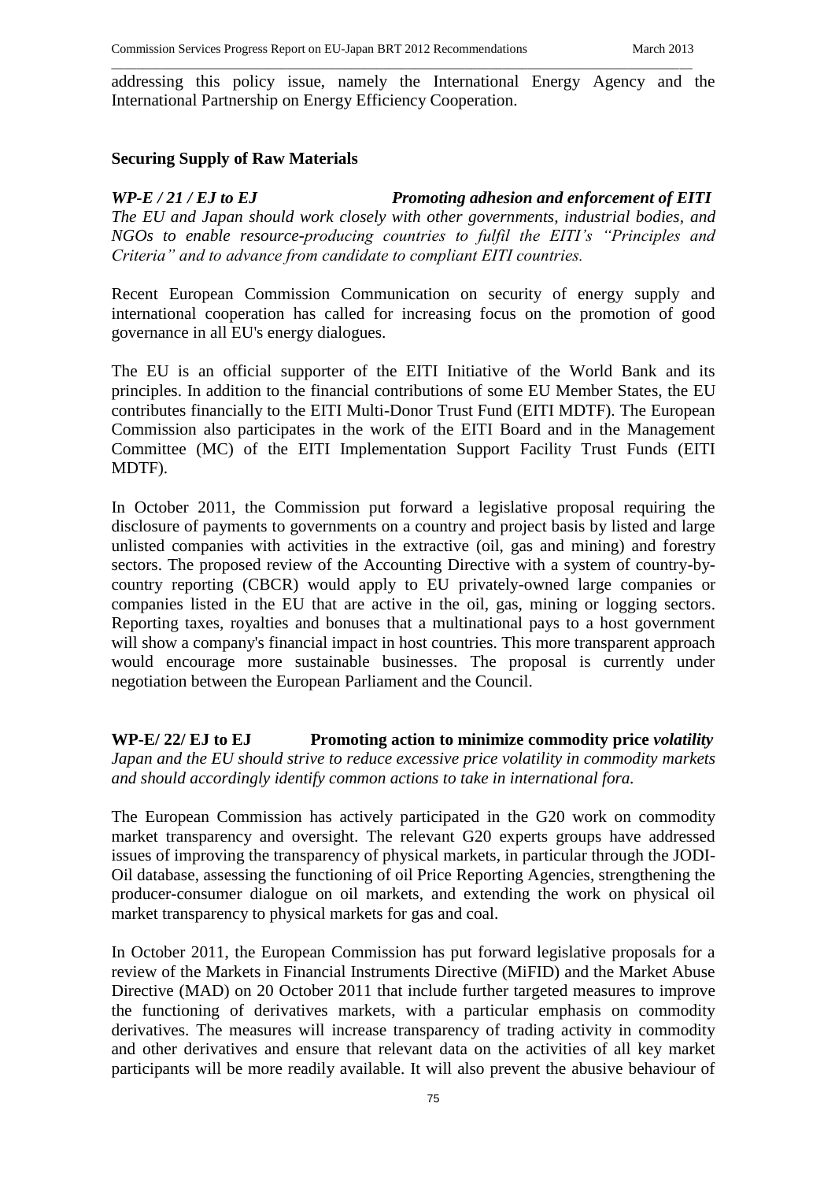addressing this policy issue, namely the International Energy Agency and the International Partnership on Energy Efficiency Cooperation.

### Securing Supply of Raw Materials

***WP-E / 21 / EJ to EJ*** ***Promoting adhesion and enforcement of EITI***

*The EU and Japan should work closely with other governments, industrial bodies, and NGOs to enable resource-producing countries to fulfil the EITI's "Principles and Criteria" and to advance from candidate to compliant EITI countries.*

Recent European Commission Communication on security of energy supply and international cooperation has called for increasing focus on the promotion of good governance in all EU's energy dialogues.

The EU is an official supporter of the EITI Initiative of the World Bank and its principles. In addition to the financial contributions of some EU Member States, the EU contributes financially to the EITI Multi-Donor Trust Fund (EITI MDTF). The European Commission also participates in the work of the EITI Board and in the Management Committee (MC) of the EITI Implementation Support Facility Trust Funds (EITI MDTF).

In October 2011, the Commission put forward a legislative proposal requiring the disclosure of payments to governments on a country and project basis by listed and large unlisted companies with activities in the extractive (oil, gas and mining) and forestry sectors. The proposed review of the Accounting Directive with a system of country-by-country reporting (CBCR) would apply to EU privately-owned large companies or companies listed in the EU that are active in the oil, gas, mining or logging sectors. Reporting taxes, royalties and bonuses that a multinational pays to a host government will show a company's financial impact in host countries. This more transparent approach would encourage more sustainable businesses. The proposal is currently under negotiation between the European Parliament and the Council.

**WP-E/ 22/ EJ to EJ** **Promoting action to minimize commodity price *volatility***

*Japan and the EU should strive to reduce excessive price volatility in commodity markets and should accordingly identify common actions to take in international fora.*

The European Commission has actively participated in the G20 work on commodity market transparency and oversight. The relevant G20 experts groups have addressed issues of improving the transparency of physical markets, in particular through the JODI-Oil database, assessing the functioning of oil Price Reporting Agencies, strengthening the producer-consumer dialogue on oil markets, and extending the work on physical oil market transparency to physical markets for gas and coal.

In October 2011, the European Commission has put forward legislative proposals for a review of the Markets in Financial Instruments Directive (MiFID) and the Market Abuse Directive (MAD) on 20 October 2011 that include further targeted measures to improve the functioning of derivatives markets, with a particular emphasis on commodity derivatives. The measures will increase transparency of trading activity in commodity and other derivatives and ensure that relevant data on the activities of all key market participants will be more readily available. It will also prevent the abusive behaviour of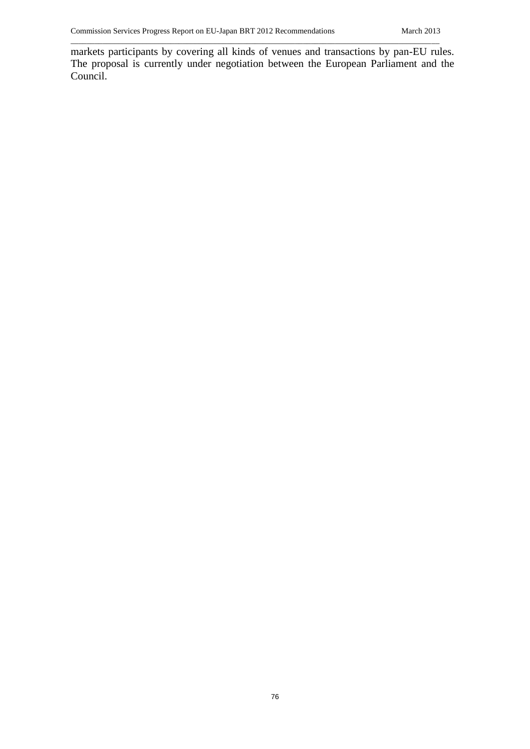markets participants by covering all kinds of venues and transactions by pan-EU rules. The proposal is currently under negotiation between the European Parliament and the Council.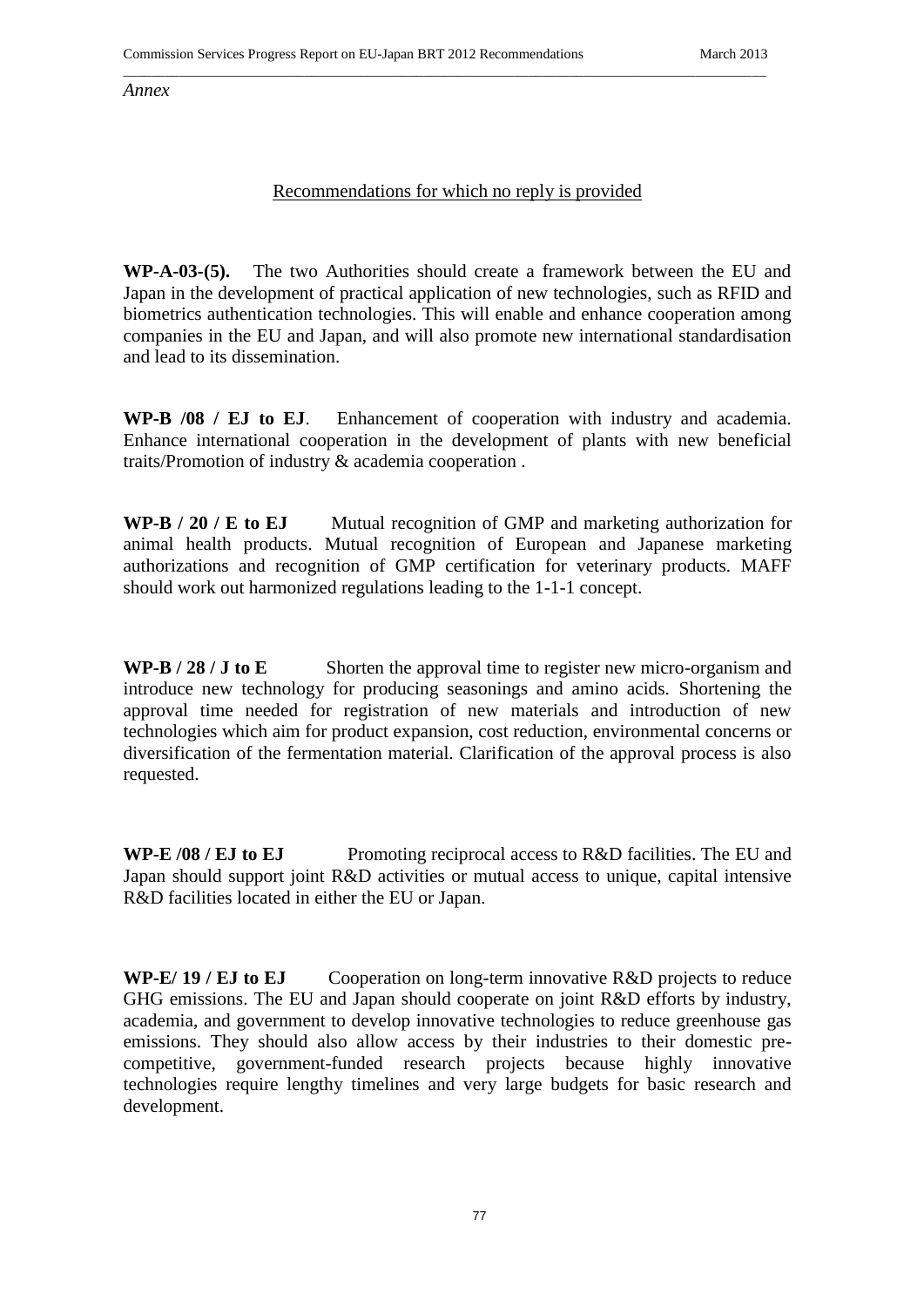*Annex*

## Recommendations for which no reply is provided

**WP-A-03-(5).** The two Authorities should create a framework between the EU and Japan in the development of practical application of new technologies, such as RFID and biometrics authentication technologies. This will enable and enhance cooperation among companies in the EU and Japan, and will also promote new international standardisation and lead to its dissemination.

**WP-B /08 / EJ to EJ**. Enhancement of cooperation with industry and academia. Enhance international cooperation in the development of plants with new beneficial traits/Promotion of industry & academia cooperation .

**WP-B / 20 / E to EJ** Mutual recognition of GMP and marketing authorization for animal health products. Mutual recognition of European and Japanese marketing authorizations and recognition of GMP certification for veterinary products. MAFF should work out harmonized regulations leading to the 1-1-1 concept.

**WP-B / 28 / J to E** Shorten the approval time to register new micro-organism and introduce new technology for producing seasonings and amino acids. Shortening the approval time needed for registration of new materials and introduction of new technologies which aim for product expansion, cost reduction, environmental concerns or diversification of the fermentation material. Clarification of the approval process is also requested.

**WP-E /08 / EJ to EJ** Promoting reciprocal access to R&D facilities. The EU and Japan should support joint R&D activities or mutual access to unique, capital intensive R&D facilities located in either the EU or Japan.

**WP-E/ 19 / EJ to EJ** Cooperation on long-term innovative R&D projects to reduce GHG emissions. The EU and Japan should cooperate on joint R&D efforts by industry, academia, and government to develop innovative technologies to reduce greenhouse gas emissions. They should also allow access by their industries to their domestic pre-competitive, government-funded research projects because highly innovative technologies require lengthy timelines and very large budgets for basic research and development.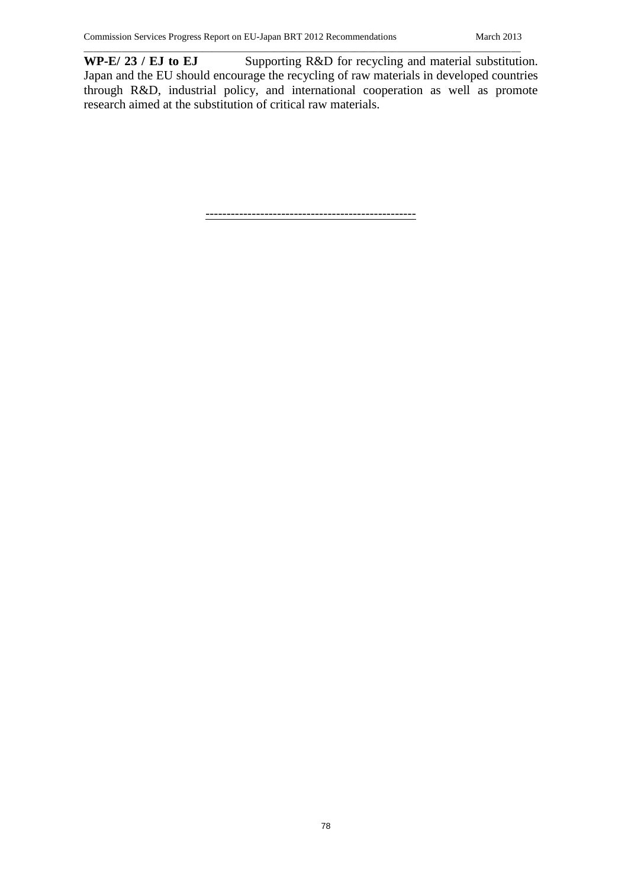**WP-E/ 23 / EJ to EJ** Supporting R&D for recycling and material substitution. Japan and the EU should encourage the recycling of raw materials in developed countries through R&D, industrial policy, and international cooperation as well as promote research aimed at the substitution of critical raw materials.

--------------------------------------------------